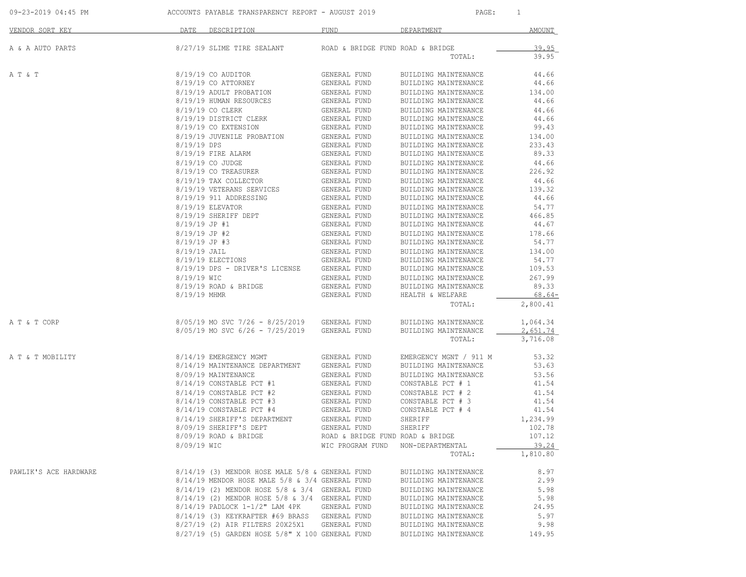# ACCOUNTS PAYABLE TRANSPARENCY REPORT - AUGUST 2019

| VENDOR SORT KEY | DATE | DESCRIPTION | FUND | DEPARTMENT | AMOUNT |
|---|---|---|---|---|---|
| A & A AUTO PARTS | 8/27/19 | SLIME TIRE SEALANT | ROAD & BRIDGE FUND | ROAD & BRIDGE | 39.95 |
| | | | | TOTAL: | 39.95 |
| A T & T | 8/19/19 | CO AUDITOR | GENERAL FUND | BUILDING MAINTENANCE | 44.66 |
| | 8/19/19 | CO ATTORNEY | GENERAL FUND | BUILDING MAINTENANCE | 44.66 |
| | 8/19/19 | ADULT PROBATION | GENERAL FUND | BUILDING MAINTENANCE | 134.00 |
| | 8/19/19 | HUMAN RESOURCES | GENERAL FUND | BUILDING MAINTENANCE | 44.66 |
| | 8/19/19 | CO CLERK | GENERAL FUND | BUILDING MAINTENANCE | 44.66 |
| | 8/19/19 | DISTRICT CLERK | GENERAL FUND | BUILDING MAINTENANCE | 44.66 |
| | 8/19/19 | CO EXTENSION | GENERAL FUND | BUILDING MAINTENANCE | 99.43 |
| | 8/19/19 | JUVENILE PROBATION | GENERAL FUND | BUILDING MAINTENANCE | 134.00 |
| | 8/19/19 | DPS | GENERAL FUND | BUILDING MAINTENANCE | 233.43 |
| | 8/19/19 | FIRE ALARM | GENERAL FUND | BUILDING MAINTENANCE | 89.33 |
| | 8/19/19 | CO JUDGE | GENERAL FUND | BUILDING MAINTENANCE | 44.66 |
| | 8/19/19 | CO TREASURER | GENERAL FUND | BUILDING MAINTENANCE | 226.92 |
| | 8/19/19 | TAX COLLECTOR | GENERAL FUND | BUILDING MAINTENANCE | 44.66 |
| | 8/19/19 | VETERANS SERVICES | GENERAL FUND | BUILDING MAINTENANCE | 139.32 |
| | 8/19/19 | 911 ADDRESSING | GENERAL FUND | BUILDING MAINTENANCE | 44.66 |
| | 8/19/19 | ELEVATOR | GENERAL FUND | BUILDING MAINTENANCE | 54.77 |
| | 8/19/19 | SHERIFF DEPT | GENERAL FUND | BUILDING MAINTENANCE | 466.85 |
| | 8/19/19 | JP #1 | GENERAL FUND | BUILDING MAINTENANCE | 44.67 |
| | 8/19/19 | JP #2 | GENERAL FUND | BUILDING MAINTENANCE | 178.66 |
| | 8/19/19 | JP #3 | GENERAL FUND | BUILDING MAINTENANCE | 54.77 |
| | 8/19/19 | JAIL | GENERAL FUND | BUILDING MAINTENANCE | 134.00 |
| | 8/19/19 | ELECTIONS | GENERAL FUND | BUILDING MAINTENANCE | 54.77 |
| | 8/19/19 | DPS - DRIVER'S LICENSE | GENERAL FUND | BUILDING MAINTENANCE | 109.53 |
| | 8/19/19 | WIC | GENERAL FUND | BUILDING MAINTENANCE | 267.99 |
| | 8/19/19 | ROAD & BRIDGE | GENERAL FUND | BUILDING MAINTENANCE | 89.33 |
| | 8/19/19 | MHMR | GENERAL FUND | HEALTH & WELFARE | 68.64- |
| | | | | TOTAL: | 2,800.41 |
| A T & T CORP | 8/05/19 | MO SVC 7/26 - 8/25/2019 | GENERAL FUND | BUILDING MAINTENANCE | 1,064.34 |
| | 8/05/19 | MO SVC 6/26 - 7/25/2019 | GENERAL FUND | BUILDING MAINTENANCE | 2,651.74 |
| | | | | TOTAL: | 3,716.08 |
| A T & T MOBILITY | 8/14/19 | EMERGENCY MGMT | GENERAL FUND | EMERGENCY MGNT / 911 M | 53.32 |
| | 8/14/19 | MAINTENANCE DEPARTMENT | GENERAL FUND | BUILDING MAINTENANCE | 53.63 |
| | 8/09/19 | MAINTENANCE | GENERAL FUND | BUILDING MAINTENANCE | 53.56 |
| | 8/14/19 | CONSTABLE PCT #1 | GENERAL FUND | CONSTABLE PCT # 1 | 41.54 |
| | 8/14/19 | CONSTABLE PCT #2 | GENERAL FUND | CONSTABLE PCT # 2 | 41.54 |
| | 8/14/19 | CONSTABLE PCT #3 | GENERAL FUND | CONSTABLE PCT # 3 | 41.54 |
| | 8/14/19 | CONSTABLE PCT #4 | GENERAL FUND | CONSTABLE PCT # 4 | 41.54 |
| | 8/14/19 | SHERIFF'S DEPARTMENT | GENERAL FUND | SHERIFF | 1,234.99 |
| | 8/09/19 | SHERIFF'S DEPT | GENERAL FUND | SHERIFF | 102.78 |
| | 8/09/19 | ROAD & BRIDGE | ROAD & BRIDGE FUND | ROAD & BRIDGE | 107.12 |
| | 8/09/19 | WIC | WIC PROGRAM FUND | NON-DEPARTMENTAL | 39.24 |
| | | | | TOTAL: | 1,810.80 |
| PAWLIK'S ACE HARDWARE | 8/14/19 | (3) MENDOR HOSE MALE 5/8 & | GENERAL FUND | BUILDING MAINTENANCE | 8.97 |
| | 8/14/19 | MENDOR HOSE MALE 5/8 & 3/4 | GENERAL FUND | BUILDING MAINTENANCE | 2.99 |
| | 8/14/19 | (2) MENDOR HOSE 5/8 & 3/4 | GENERAL FUND | BUILDING MAINTENANCE | 5.98 |
| | 8/14/19 | (2) MENDOR HOSE 5/8 & 3/4 | GENERAL FUND | BUILDING MAINTENANCE | 5.98 |
| | 8/14/19 | PADLOCK 1-1/2" LAM 4PK | GENERAL FUND | BUILDING MAINTENANCE | 24.95 |
| | 8/14/19 | (3) KEYKRAFTER #69 BRASS | GENERAL FUND | BUILDING MAINTENANCE | 5.97 |
| | 8/27/19 | (2) AIR FILTERS 20X25X1 | GENERAL FUND | BUILDING MAINTENANCE | 9.98 |
| | 8/27/19 | (5) GARDEN HOSE 5/8" X 100 | GENERAL FUND | BUILDING MAINTENANCE | 149.95 |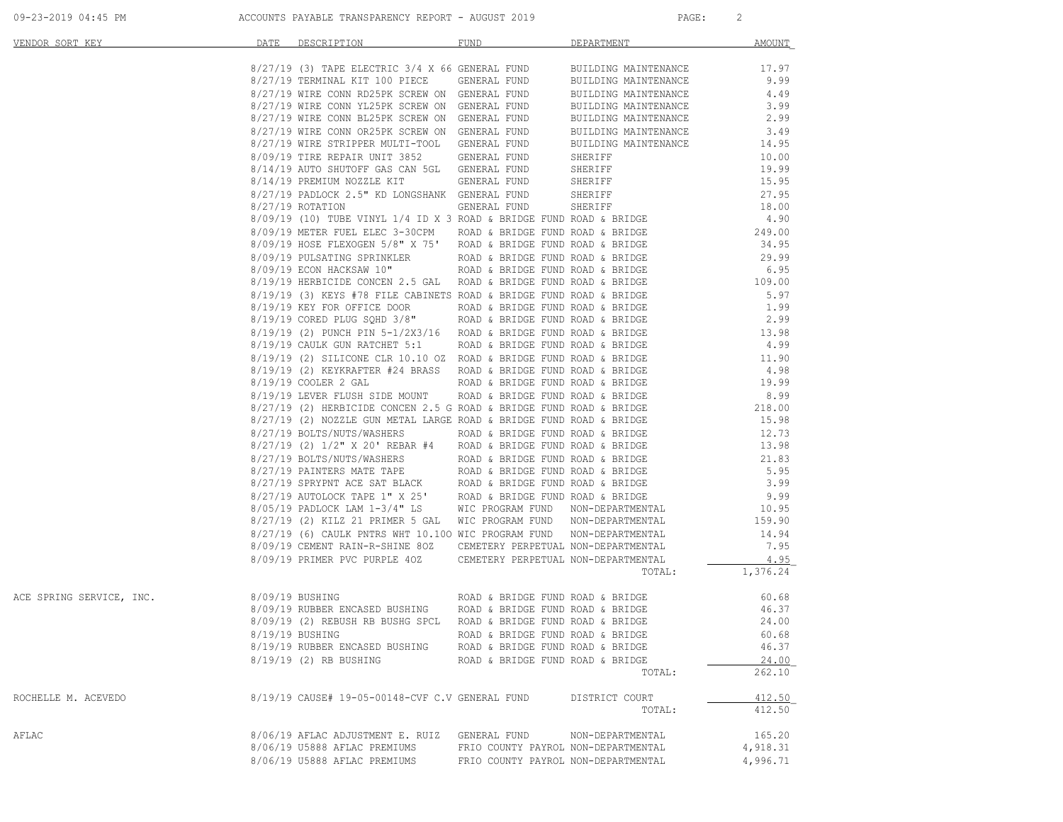| VENDOR SORT KEY | DATE | DESCRIPTION | FUND | DEPARTMENT | AMOUNT |
|---|---|---|---|---|---|
| | 8/27/19 | (3) TAPE ELECTRIC 3/4 X 66 | GENERAL FUND | BUILDING MAINTENANCE | 17.97 |
| | 8/27/19 | TERMINAL KIT 100 PIECE | GENERAL FUND | BUILDING MAINTENANCE | 9.99 |
| | 8/27/19 | WIRE CONN RD25PK SCREW ON | GENERAL FUND | BUILDING MAINTENANCE | 4.49 |
| | 8/27/19 | WIRE CONN YL25PK SCREW ON | GENERAL FUND | BUILDING MAINTENANCE | 3.99 |
| | 8/27/19 | WIRE CONN BL25PK SCREW ON | GENERAL FUND | BUILDING MAINTENANCE | 2.99 |
| | 8/27/19 | WIRE CONN OR25PK SCREW ON | GENERAL FUND | BUILDING MAINTENANCE | 3.49 |
| | 8/27/19 | WIRE STRIPPER MULTI-TOOL | GENERAL FUND | BUILDING MAINTENANCE | 14.95 |
| | 8/09/19 | TIRE REPAIR UNIT 3852 | GENERAL FUND | SHERIFF | 10.00 |
| | 8/14/19 | AUTO SHUTOFF GAS CAN 5GL | GENERAL FUND | SHERIFF | 19.99 |
| | 8/14/19 | PREMIUM NOZZLE KIT | GENERAL FUND | SHERIFF | 15.95 |
| | 8/27/19 | PADLOCK 2.5" KD LONGSHANK | GENERAL FUND | SHERIFF | 27.95 |
| | 8/27/19 | ROTATION | GENERAL FUND | SHERIFF | 18.00 |
| | 8/09/19 | (10) TUBE VINYL 1/4 ID X 3 | ROAD & BRIDGE FUND | ROAD & BRIDGE | 4.90 |
| | 8/09/19 | METER FUEL ELEC 3-30CPM | ROAD & BRIDGE FUND | ROAD & BRIDGE | 249.00 |
| | 8/09/19 | HOSE FLEXOGEN 5/8" X 75' | ROAD & BRIDGE FUND | ROAD & BRIDGE | 34.95 |
| | 8/09/19 | PULSATING SPRINKLER | ROAD & BRIDGE FUND | ROAD & BRIDGE | 29.99 |
| | 8/09/19 | ECON HACKSAW 10" | ROAD & BRIDGE FUND | ROAD & BRIDGE | 6.95 |
| | 8/19/19 | HERBICIDE CONCEN 2.5 GAL | ROAD & BRIDGE FUND | ROAD & BRIDGE | 109.00 |
| | 8/19/19 | (3) KEYS #78 FILE CABINETS | ROAD & BRIDGE FUND | ROAD & BRIDGE | 5.97 |
| | 8/19/19 | KEY FOR OFFICE DOOR | ROAD & BRIDGE FUND | ROAD & BRIDGE | 1.99 |
| | 8/19/19 | CORED PLUG SQHD 3/8" | ROAD & BRIDGE FUND | ROAD & BRIDGE | 2.99 |
| | 8/19/19 | (2) PUNCH PIN 5-1/2X3/16 | ROAD & BRIDGE FUND | ROAD & BRIDGE | 13.98 |
| | 8/19/19 | CAULK GUN RATCHET 5:1 | ROAD & BRIDGE FUND | ROAD & BRIDGE | 4.99 |
| | 8/19/19 | (2) SILICONE CLR 10.10 OZ | ROAD & BRIDGE FUND | ROAD & BRIDGE | 11.90 |
| | 8/19/19 | (2) KEYKRAFTER #24 BRASS | ROAD & BRIDGE FUND | ROAD & BRIDGE | 4.98 |
| | 8/19/19 | COOLER 2 GAL | ROAD & BRIDGE FUND | ROAD & BRIDGE | 19.99 |
| | 8/19/19 | LEVER FLUSH SIDE MOUNT | ROAD & BRIDGE FUND | ROAD & BRIDGE | 8.99 |
| | 8/27/19 | (2) HERBICIDE CONCEN 2.5 G | ROAD & BRIDGE FUND | ROAD & BRIDGE | 218.00 |
| | 8/27/19 | (2) NOZZLE GUN METAL LARGE | ROAD & BRIDGE FUND | ROAD & BRIDGE | 15.98 |
| | 8/27/19 | BOLTS/NUTS/WASHERS | ROAD & BRIDGE FUND | ROAD & BRIDGE | 12.73 |
| | 8/27/19 | (2) 1/2" X 20' REBAR #4 | ROAD & BRIDGE FUND | ROAD & BRIDGE | 13.98 |
| | 8/27/19 | BOLTS/NUTS/WASHERS | ROAD & BRIDGE FUND | ROAD & BRIDGE | 21.83 |
| | 8/27/19 | PAINTERS MATE TAPE | ROAD & BRIDGE FUND | ROAD & BRIDGE | 5.95 |
| | 8/27/19 | SPRYPNT ACE SAT BLACK | ROAD & BRIDGE FUND | ROAD & BRIDGE | 3.99 |
| | 8/27/19 | AUTOLOCK TAPE 1" X 25' | ROAD & BRIDGE FUND | ROAD & BRIDGE | 9.99 |
| | 8/05/19 | PADLOCK LAM 1-3/4" LS | WIC PROGRAM FUND | NON-DEPARTMENTAL | 10.95 |
| | 8/27/19 | (2) KILZ 21 PRIMER 5 GAL | WIC PROGRAM FUND | NON-DEPARTMENTAL | 159.90 |
| | 8/27/19 | (6) CAULK PNTRS WHT 10.100 | WIC PROGRAM FUND | NON-DEPARTMENTAL | 14.94 |
| | 8/09/19 | CEMENT RAIN-R-SHINE 8OZ | CEMETERY PERPETUAL | NON-DEPARTMENTAL | 7.95 |
| | 8/09/19 | PRIMER PVC PURPLE 4OZ | CEMETERY PERPETUAL | NON-DEPARTMENTAL | 4.95 |
| | | | | TOTAL: | 1,376.24 |
| ACE SPRING SERVICE, INC. | 8/09/19 | BUSHING | ROAD & BRIDGE FUND | ROAD & BRIDGE | 60.68 |
| | 8/09/19 | RUBBER ENCASED BUSHING | ROAD & BRIDGE FUND | ROAD & BRIDGE | 46.37 |
| | 8/09/19 | (2) REBUSH RB BUSHG SPCL | ROAD & BRIDGE FUND | ROAD & BRIDGE | 24.00 |
| | 8/19/19 | BUSHING | ROAD & BRIDGE FUND | ROAD & BRIDGE | 60.68 |
| | 8/19/19 | RUBBER ENCASED BUSHING | ROAD & BRIDGE FUND | ROAD & BRIDGE | 46.37 |
| | 8/19/19 | (2) RB BUSHING | ROAD & BRIDGE FUND | ROAD & BRIDGE | 24.00 |
| | | | | TOTAL: | 262.10 |
| ROCHELLE M. ACEVEDO | 8/19/19 | CAUSE# 19-05-00148-CVF C.V | GENERAL FUND | DISTRICT COURT | 412.50 |
| | | | | TOTAL: | 412.50 |
| AFLAC | 8/06/19 | AFLAC ADJUSTMENT E. RUIZ | GENERAL FUND | NON-DEPARTMENTAL | 165.20 |
| | 8/06/19 | U5888 AFLAC PREMIUMS | FRIO COUNTY PAYROL | NON-DEPARTMENTAL | 4,918.31 |
| | 8/06/19 | U5888 AFLAC PREMIUMS | FRIO COUNTY PAYROL | NON-DEPARTMENTAL | 4,996.71 |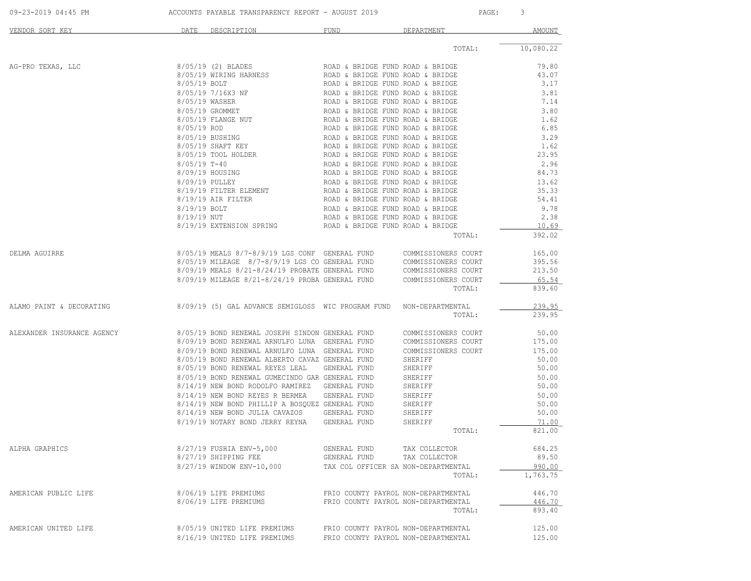| VENDOR SORT KEY | DATE | DESCRIPTION | FUND | DEPARTMENT | AMOUNT |
|---|---|---|---|---|---|
| | | | | TOTAL: | 10,080.22 |
| AG-PRO TEXAS, LLC | 8/05/19 | (2) BLADES | ROAD & BRIDGE FUND | ROAD & BRIDGE | 79.80 |
| | 8/05/19 | WIRING HARNESS | ROAD & BRIDGE FUND | ROAD & BRIDGE | 43.07 |
| | 8/05/19 | BOLT | ROAD & BRIDGE FUND | ROAD & BRIDGE | 3.17 |
| | 8/05/19 | 7/16X3 NF | ROAD & BRIDGE FUND | ROAD & BRIDGE | 3.81 |
| | 8/05/19 | WASHER | ROAD & BRIDGE FUND | ROAD & BRIDGE | 7.14 |
| | 8/05/19 | GROMMET | ROAD & BRIDGE FUND | ROAD & BRIDGE | 3.80 |
| | 8/05/19 | FLANGE NUT | ROAD & BRIDGE FUND | ROAD & BRIDGE | 1.62 |
| | 8/05/19 | ROD | ROAD & BRIDGE FUND | ROAD & BRIDGE | 6.85 |
| | 8/05/19 | BUSHING | ROAD & BRIDGE FUND | ROAD & BRIDGE | 3.29 |
| | 8/05/19 | SHAFT KEY | ROAD & BRIDGE FUND | ROAD & BRIDGE | 1.62 |
| | 8/05/19 | TOOL HOLDER | ROAD & BRIDGE FUND | ROAD & BRIDGE | 23.95 |
| | 8/05/19 | T-40 | ROAD & BRIDGE FUND | ROAD & BRIDGE | 2.96 |
| | 8/09/19 | HOUSING | ROAD & BRIDGE FUND | ROAD & BRIDGE | 84.73 |
| | 8/09/19 | PULLEY | ROAD & BRIDGE FUND | ROAD & BRIDGE | 13.62 |
| | 8/19/19 | FILTER ELEMENT | ROAD & BRIDGE FUND | ROAD & BRIDGE | 35.33 |
| | 8/19/19 | AIR FILTER | ROAD & BRIDGE FUND | ROAD & BRIDGE | 54.41 |
| | 8/19/19 | BOLT | ROAD & BRIDGE FUND | ROAD & BRIDGE | 9.78 |
| | 8/19/19 | NUT | ROAD & BRIDGE FUND | ROAD & BRIDGE | 2.38 |
| | 8/19/19 | EXTENSION SPRING | ROAD & BRIDGE FUND | ROAD & BRIDGE | 10.69 |
| | | | | TOTAL: | 392.02 |
| DELMA AGUIRRE | 8/05/19 | MEALS 8/7-8/9/19 LGS CONF | GENERAL FUND | COMMISSIONERS COURT | 165.00 |
| | 8/05/19 | MILEAGE 8/7-8/9/19 LGS CO | GENERAL FUND | COMMISSIONERS COURT | 395.56 |
| | 8/09/19 | MEALS 8/21-8/24/19 PROBATE | GENERAL FUND | COMMISSIONERS COURT | 213.50 |
| | 8/09/19 | MILEAGE 8/21-8/24/19 PROBA | GENERAL FUND | COMMISSIONERS COURT | 65.54 |
| | | | | TOTAL: | 839.60 |
| ALAMO PAINT & DECORATING | 8/09/19 | (5) GAL ADVANCE SEMIGLOSS | WIC PROGRAM FUND | NON-DEPARTMENTAL | 239.95 |
| | | | | TOTAL: | 239.95 |
| ALEXANDER INSURANCE AGENCY | 8/05/19 | BOND RENEWAL JOSEPH SINDON | GENERAL FUND | COMMISSIONERS COURT | 50.00 |
| | 8/09/19 | BOND RENEWAL ARNULFO LUNA | GENERAL FUND | COMMISSIONERS COURT | 175.00 |
| | 8/09/19 | BOND RENEWAL ARNULFO LUNA | GENERAL FUND | COMMISSIONERS COURT | 175.00 |
| | 8/05/19 | BOND RENEWAL ALBERTO CAVAZ | GENERAL FUND | SHERIFF | 50.00 |
| | 8/05/19 | BOND RENEWAL REYES LEAL | GENERAL FUND | SHERIFF | 50.00 |
| | 8/05/19 | BOND RENEWAL GUMECINDO GAR | GENERAL FUND | SHERIFF | 50.00 |
| | 8/14/19 | NEW BOND RODOLFO RAMIREZ | GENERAL FUND | SHERIFF | 50.00 |
| | 8/14/19 | NEW BOND REYES R BERMEA | GENERAL FUND | SHERIFF | 50.00 |
| | 8/14/19 | NEW BOND PHILLIP A BOSQUEZ | GENERAL FUND | SHERIFF | 50.00 |
| | 8/14/19 | NEW BOND JULIA CAVAZOS | GENERAL FUND | SHERIFF | 50.00 |
| | 8/19/19 | NOTARY BOND JERRY REYNA | GENERAL FUND | SHERIFF | 71.00 |
| | | | | TOTAL: | 821.00 |
| ALPHA GRAPHICS | 8/27/19 | FUSHIA ENV-5,000 | GENERAL FUND | TAX COLLECTOR | 684.25 |
| | 8/27/19 | SHIPPING FEE | GENERAL FUND | TAX COLLECTOR | 89.50 |
| | 8/27/19 | WINDOW ENV-10,000 | TAX COL OFFICER SA | NON-DEPARTMENTAL | 990.00 |
| | | | | TOTAL: | 1,763.75 |
| AMERICAN PUBLIC LIFE | 8/06/19 | LIFE PREMIUMS | FRIO COUNTY PAYROL | NON-DEPARTMENTAL | 446.70 |
| | 8/06/19 | LIFE PREMIUMS | FRIO COUNTY PAYROL | NON-DEPARTMENTAL | 446.70 |
| | | | | TOTAL: | 893.40 |
| AMERICAN UNITED LIFE | 8/05/19 | UNITED LIFE PREMIUMS | FRIO COUNTY PAYROL | NON-DEPARTMENTAL | 125.00 |
| | 8/16/19 | UNITED LIFE PREMIUMS | FRIO COUNTY PAYROL | NON-DEPARTMENTAL | 125.00 |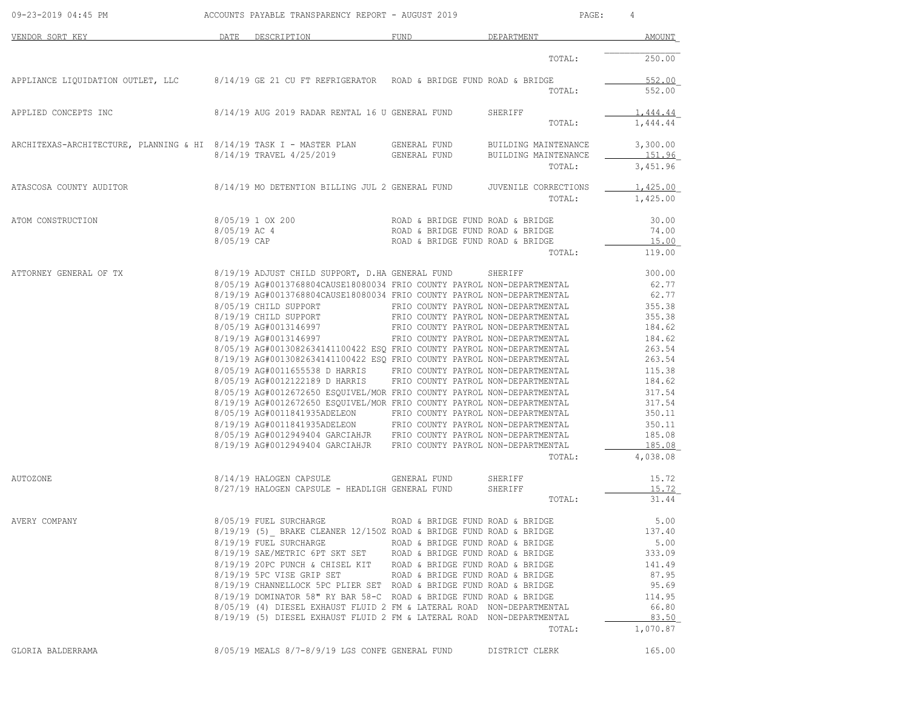| VENDOR SORT KEY | DATE | DESCRIPTION | FUND | DEPARTMENT | AMOUNT |
|---|---|---|---|---|---|
| | | | | TOTAL: | 250.00 |
| APPLIANCE LIQUIDATION OUTLET, LLC | 8/14/19 | GE 21 CU FT REFRIGERATOR | ROAD & BRIDGE FUND | ROAD & BRIDGE | 552.00 |
| | | | | TOTAL: | 552.00 |
| APPLIED CONCEPTS INC | 8/14/19 | AUG 2019 RADAR RENTAL 16 U | GENERAL FUND | SHERIFF | 1,444.44 |
| | | | | TOTAL: | 1,444.44 |
| ARCHITEXAS-ARCHITECTURE, PLANNING & HI | 8/14/19 | TASK I - MASTER PLAN | GENERAL FUND | BUILDING MAINTENANCE | 3,300.00 |
| | 8/14/19 | TRAVEL 4/25/2019 | GENERAL FUND | BUILDING MAINTENANCE | 151.96 |
| | | | | TOTAL: | 3,451.96 |
| ATASCOSA COUNTY AUDITOR | 8/14/19 | MO DETENTION BILLING JUL 2 | GENERAL FUND | JUVENILE CORRECTIONS | 1,425.00 |
| | | | | TOTAL: | 1,425.00 |
| ATOM CONSTRUCTION | 8/05/19 | 1 OX 200 | ROAD & BRIDGE FUND | ROAD & BRIDGE | 30.00 |
| | 8/05/19 | AC 4 | ROAD & BRIDGE FUND | ROAD & BRIDGE | 74.00 |
| | 8/05/19 | CAP | ROAD & BRIDGE FUND | ROAD & BRIDGE | 15.00 |
| | | | | TOTAL: | 119.00 |
| ATTORNEY GENERAL OF TX | 8/19/19 | ADJUST CHILD SUPPORT, D.HA | GENERAL FUND | SHERIFF | 300.00 |
| | 8/05/19 | AG#0013768804CAUSE18080034 | FRIO COUNTY PAYROL | NON-DEPARTMENTAL | 62.77 |
| | 8/19/19 | AG#0013768804CAUSE18080034 | FRIO COUNTY PAYROL | NON-DEPARTMENTAL | 62.77 |
| | 8/05/19 | CHILD SUPPORT | FRIO COUNTY PAYROL | NON-DEPARTMENTAL | 355.38 |
| | 8/19/19 | CHILD SUPPORT | FRIO COUNTY PAYROL | NON-DEPARTMENTAL | 355.38 |
| | 8/05/19 | AG#0013146997 | FRIO COUNTY PAYROL | NON-DEPARTMENTAL | 184.62 |
| | 8/19/19 | AG#0013146997 | FRIO COUNTY PAYROL | NON-DEPARTMENTAL | 184.62 |
| | 8/05/19 | AG#0013082634141100422 ESQ | FRIO COUNTY PAYROL | NON-DEPARTMENTAL | 263.54 |
| | 8/19/19 | AG#0013082634141100422 ESQ | FRIO COUNTY PAYROL | NON-DEPARTMENTAL | 263.54 |
| | 8/05/19 | AG#0011655538 D HARRIS | FRIO COUNTY PAYROL | NON-DEPARTMENTAL | 115.38 |
| | 8/05/19 | AG#0012122189 D HARRIS | FRIO COUNTY PAYROL | NON-DEPARTMENTAL | 184.62 |
| | 8/05/19 | AG#0012672650 ESQUIVEL/MOR | FRIO COUNTY PAYROL | NON-DEPARTMENTAL | 317.54 |
| | 8/19/19 | AG#0012672650 ESQUIVEL/MOR | FRIO COUNTY PAYROL | NON-DEPARTMENTAL | 317.54 |
| | 8/05/19 | AG#0011841935ADELEON | FRIO COUNTY PAYROL | NON-DEPARTMENTAL | 350.11 |
| | 8/19/19 | AG#0011841935ADELEON | FRIO COUNTY PAYROL | NON-DEPARTMENTAL | 350.11 |
| | 8/05/19 | AG#0012949404 GARCIAHJR | FRIO COUNTY PAYROL | NON-DEPARTMENTAL | 185.08 |
| | 8/19/19 | AG#0012949404 GARCIAHJR | FRIO COUNTY PAYROL | NON-DEPARTMENTAL | 185.08 |
| | | | | TOTAL: | 4,038.08 |
| AUTOZONE | 8/14/19 | HALOGEN CAPSULE | GENERAL FUND | SHERIFF | 15.72 |
| | 8/27/19 | HALOGEN CAPSULE - HEADLIGH | GENERAL FUND | SHERIFF | 15.72 |
| | | | | TOTAL: | 31.44 |
| AVERY COMPANY | 8/05/19 | FUEL SURCHARGE | ROAD & BRIDGE FUND | ROAD & BRIDGE | 5.00 |
| | 8/19/19 | (5)_ BRAKE CLEANER 12/15OZ | ROAD & BRIDGE FUND | ROAD & BRIDGE | 137.40 |
| | 8/19/19 | FUEL SURCHARGE | ROAD & BRIDGE FUND | ROAD & BRIDGE | 5.00 |
| | 8/19/19 | SAE/METRIC 6PT SKT SET | ROAD & BRIDGE FUND | ROAD & BRIDGE | 333.09 |
| | 8/19/19 | 20PC PUNCH & CHISEL KIT | ROAD & BRIDGE FUND | ROAD & BRIDGE | 141.49 |
| | 8/19/19 | 5PC VISE GRIP SET | ROAD & BRIDGE FUND | ROAD & BRIDGE | 87.95 |
| | 8/19/19 | CHANNELLOCK 5PC PLIER SET | ROAD & BRIDGE FUND | ROAD & BRIDGE | 95.69 |
| | 8/19/19 | DOMINATOR 58" RY BAR 58-C | ROAD & BRIDGE FUND | ROAD & BRIDGE | 114.95 |
| | 8/05/19 | (4) DIESEL EXHAUST FLUID 2 | FM & LATERAL ROAD | NON-DEPARTMENTAL | 66.80 |
| | 8/19/19 | (5) DIESEL EXHAUST FLUID 2 | FM & LATERAL ROAD | NON-DEPARTMENTAL | 83.50 |
| | | | | TOTAL: | 1,070.87 |
| GLORIA BALDERRAMA | 8/05/19 | MEALS 8/7-8/9/19 LGS CONFE | GENERAL FUND | DISTRICT CLERK | 165.00 |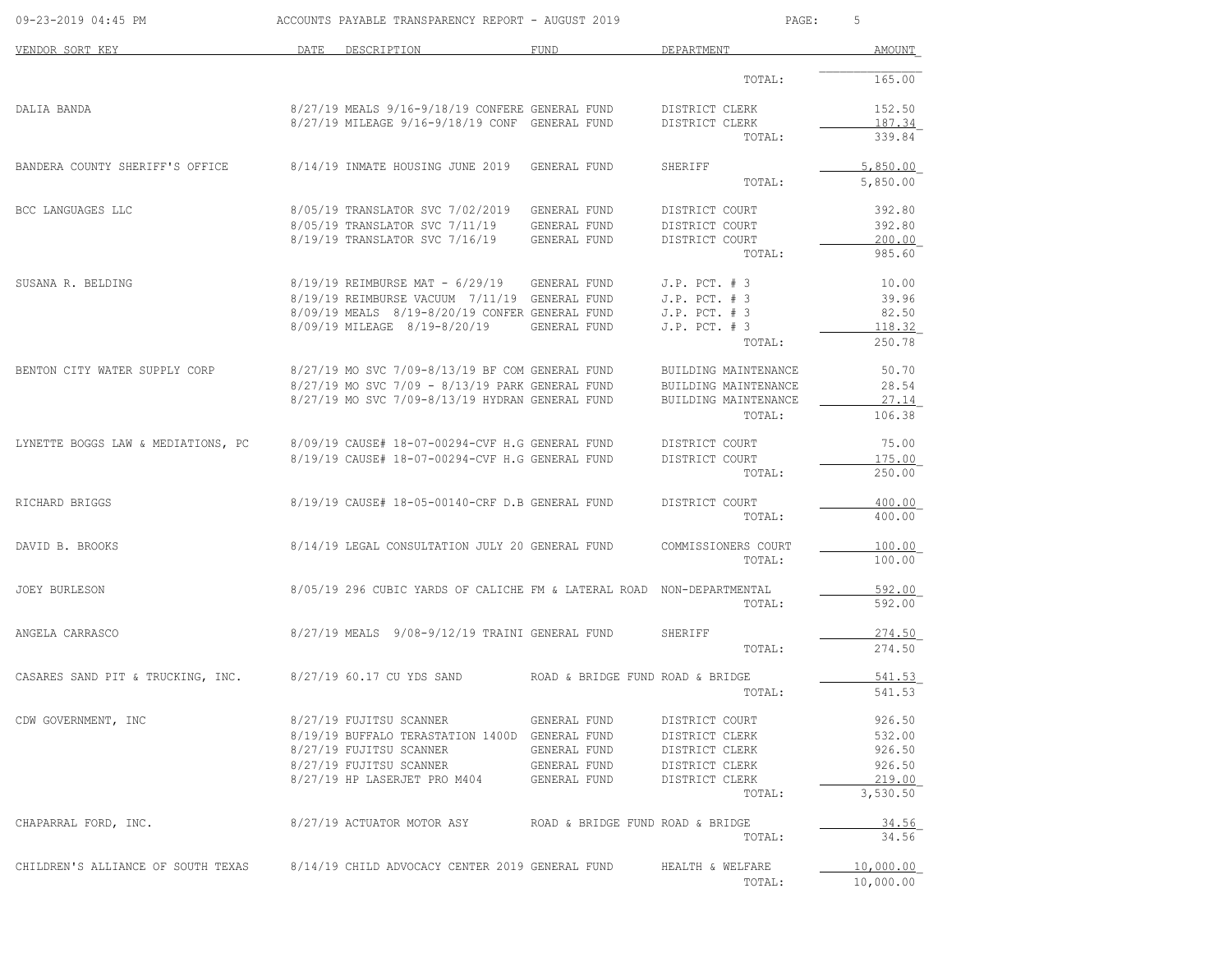| VENDOR SORT KEY | DATE | DESCRIPTION | FUND | DEPARTMENT | AMOUNT |
|---|---|---|---|---|---|
| | | | | TOTAL: | 165.00 |
| DALIA BANDA | 8/27/19 | MEALS 9/16-9/18/19 CONFERE | GENERAL FUND | DISTRICT CLERK | 152.50 |
| | 8/27/19 | MILEAGE 9/16-9/18/19 CONF | GENERAL FUND | DISTRICT CLERK | 187.34 |
| | | | | TOTAL: | 339.84 |
| BANDERA COUNTY SHERIFF'S OFFICE | 8/14/19 | INMATE HOUSING JUNE 2019 | GENERAL FUND | SHERIFF | 5,850.00 |
| | | | | TOTAL: | 5,850.00 |
| BCC LANGUAGES LLC | 8/05/19 | TRANSLATOR SVC 7/02/2019 | GENERAL FUND | DISTRICT COURT | 392.80 |
| | 8/05/19 | TRANSLATOR SVC 7/11/19 | GENERAL FUND | DISTRICT COURT | 392.80 |
| | 8/19/19 | TRANSLATOR SVC 7/16/19 | GENERAL FUND | DISTRICT COURT | 200.00 |
| | | | | TOTAL: | 985.60 |
| SUSANA R. BELDING | 8/19/19 | REIMBURSE MAT - 6/29/19 | GENERAL FUND | J.P. PCT. # 3 | 10.00 |
| | 8/19/19 | REIMBURSE VACUUM 7/11/19 | GENERAL FUND | J.P. PCT. # 3 | 39.96 |
| | 8/09/19 | MEALS 8/19-8/20/19 CONFER | GENERAL FUND | J.P. PCT. # 3 | 82.50 |
| | 8/09/19 | MILEAGE 8/19-8/20/19 | GENERAL FUND | J.P. PCT. # 3 | 118.32 |
| | | | | TOTAL: | 250.78 |
| BENTON CITY WATER SUPPLY CORP | 8/27/19 | MO SVC 7/09-8/13/19 BF COM | GENERAL FUND | BUILDING MAINTENANCE | 50.70 |
| | 8/27/19 | MO SVC 7/09 - 8/13/19 PARK | GENERAL FUND | BUILDING MAINTENANCE | 28.54 |
| | 8/27/19 | MO SVC 7/09-8/13/19 HYDRAN | GENERAL FUND | BUILDING MAINTENANCE | 27.14 |
| | | | | TOTAL: | 106.38 |
| LYNETTE BOGGS LAW & MEDIATIONS, PC | 8/09/19 | CAUSE# 18-07-00294-CVF H.G | GENERAL FUND | DISTRICT COURT | 75.00 |
| | 8/19/19 | CAUSE# 18-07-00294-CVF H.G | GENERAL FUND | DISTRICT COURT | 175.00 |
| | | | | TOTAL: | 250.00 |
| RICHARD BRIGGS | 8/19/19 | CAUSE# 18-05-00140-CRF D.B | GENERAL FUND | DISTRICT COURT | 400.00 |
| | | | | TOTAL: | 400.00 |
| DAVID B. BROOKS | 8/14/19 | LEGAL CONSULTATION JULY 20 | GENERAL FUND | COMMISSIONERS COURT | 100.00 |
| | | | | TOTAL: | 100.00 |
| JOEY BURLESON | 8/05/19 | 296 CUBIC YARDS OF CALICHE | FM & LATERAL ROAD | NON-DEPARTMENTAL | 592.00 |
| | | | | TOTAL: | 592.00 |
| ANGELA CARRASCO | 8/27/19 | MEALS 9/08-9/12/19 TRAINI | GENERAL FUND | SHERIFF | 274.50 |
| | | | | TOTAL: | 274.50 |
| CASARES SAND PIT & TRUCKING, INC. | 8/27/19 | 60.17 CU YDS SAND | ROAD & BRIDGE FUND | ROAD & BRIDGE | 541.53 |
| | | | | TOTAL: | 541.53 |
| CDW GOVERNMENT, INC | 8/27/19 | FUJITSU SCANNER | GENERAL FUND | DISTRICT COURT | 926.50 |
| | 8/19/19 | BUFFALO TERASTATION 1400D | GENERAL FUND | DISTRICT CLERK | 532.00 |
| | 8/27/19 | FUJITSU SCANNER | GENERAL FUND | DISTRICT CLERK | 926.50 |
| | 8/27/19 | FUJITSU SCANNER | GENERAL FUND | DISTRICT CLERK | 926.50 |
| | 8/27/19 | HP LASERJET PRO M404 | GENERAL FUND | DISTRICT CLERK | 219.00 |
| | | | | TOTAL: | 3,530.50 |
| CHAPARRAL FORD, INC. | 8/27/19 | ACTUATOR MOTOR ASY | ROAD & BRIDGE FUND | ROAD & BRIDGE | 34.56 |
| | | | | TOTAL: | 34.56 |
| CHILDREN'S ALLIANCE OF SOUTH TEXAS | 8/14/19 | CHILD ADVOCACY CENTER 2019 | GENERAL FUND | HEALTH & WELFARE | 10,000.00 |
| | | | | TOTAL: | 10,000.00 |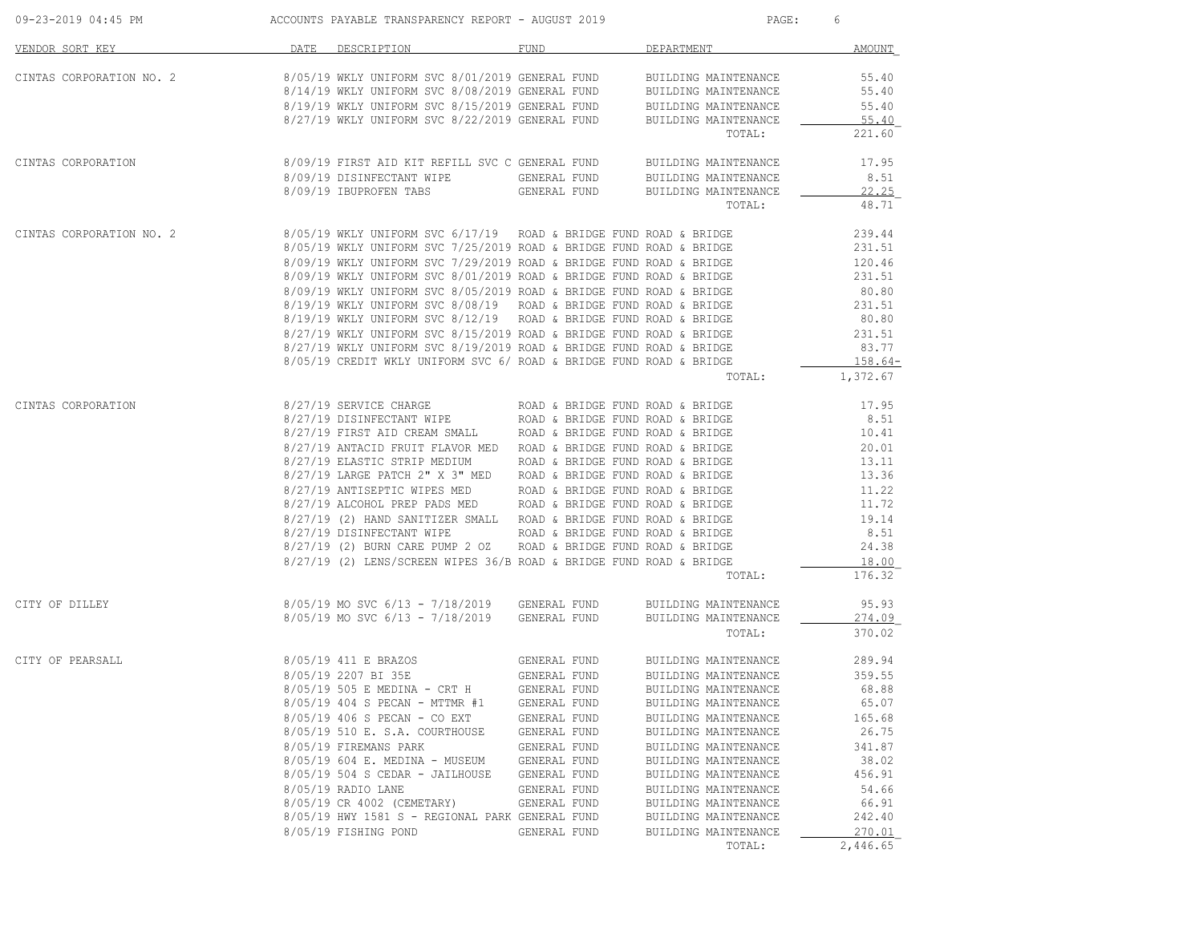# ACCOUNTS PAYABLE TRANSPARENCY REPORT - AUGUST 2019

| VENDOR SORT KEY | DATE | DESCRIPTION | FUND | DEPARTMENT | AMOUNT |
|---|---|---|---|---|---|
| CINTAS CORPORATION NO. 2 | 8/05/19 | WKLY UNIFORM SVC 8/01/2019 | GENERAL FUND | BUILDING MAINTENANCE | 55.40 |
| | 8/14/19 | WKLY UNIFORM SVC 8/08/2019 | GENERAL FUND | BUILDING MAINTENANCE | 55.40 |
| | 8/19/19 | WKLY UNIFORM SVC 8/15/2019 | GENERAL FUND | BUILDING MAINTENANCE | 55.40 |
| | 8/27/19 | WKLY UNIFORM SVC 8/22/2019 | GENERAL FUND | BUILDING MAINTENANCE | 55.40 |
| | | | | TOTAL: | 221.60 |
| CINTAS CORPORATION | 8/09/19 | FIRST AID KIT REFILL SVC C | GENERAL FUND | BUILDING MAINTENANCE | 17.95 |
| | 8/09/19 | DISINFECTANT WIPE | GENERAL FUND | BUILDING MAINTENANCE | 8.51 |
| | 8/09/19 | IBUPROFEN TABS | GENERAL FUND | BUILDING MAINTENANCE | 22.25 |
| | | | | TOTAL: | 48.71 |
| CINTAS CORPORATION NO. 2 | 8/05/19 | WKLY UNIFORM SVC 6/17/19 | ROAD & BRIDGE FUND | ROAD & BRIDGE | 239.44 |
| | 8/05/19 | WKLY UNIFORM SVC 7/25/2019 | ROAD & BRIDGE FUND | ROAD & BRIDGE | 231.51 |
| | 8/09/19 | WKLY UNIFORM SVC 7/29/2019 | ROAD & BRIDGE FUND | ROAD & BRIDGE | 120.46 |
| | 8/09/19 | WKLY UNIFORM SVC 8/01/2019 | ROAD & BRIDGE FUND | ROAD & BRIDGE | 231.51 |
| | 8/09/19 | WKLY UNIFORM SVC 8/05/2019 | ROAD & BRIDGE FUND | ROAD & BRIDGE | 80.80 |
| | 8/19/19 | WKLY UNIFORM SVC 8/08/19 | ROAD & BRIDGE FUND | ROAD & BRIDGE | 231.51 |
| | 8/19/19 | WKLY UNIFORM SVC 8/12/19 | ROAD & BRIDGE FUND | ROAD & BRIDGE | 80.80 |
| | 8/27/19 | WKLY UNIFORM SVC 8/15/2019 | ROAD & BRIDGE FUND | ROAD & BRIDGE | 231.51 |
| | 8/27/19 | WKLY UNIFORM SVC 8/19/2019 | ROAD & BRIDGE FUND | ROAD & BRIDGE | 83.77 |
| | 8/05/19 | CREDIT WKLY UNIFORM SVC 6/ | ROAD & BRIDGE FUND | ROAD & BRIDGE | 158.64- |
| | | | | TOTAL: | 1,372.67 |
| CINTAS CORPORATION | 8/27/19 | SERVICE CHARGE | ROAD & BRIDGE FUND | ROAD & BRIDGE | 17.95 |
| | 8/27/19 | DISINFECTANT WIPE | ROAD & BRIDGE FUND | ROAD & BRIDGE | 8.51 |
| | 8/27/19 | FIRST AID CREAM SMALL | ROAD & BRIDGE FUND | ROAD & BRIDGE | 10.41 |
| | 8/27/19 | ANTACID FRUIT FLAVOR MED | ROAD & BRIDGE FUND | ROAD & BRIDGE | 20.01 |
| | 8/27/19 | ELASTIC STRIP MEDIUM | ROAD & BRIDGE FUND | ROAD & BRIDGE | 13.11 |
| | 8/27/19 | LARGE PATCH 2" X 3" MED | ROAD & BRIDGE FUND | ROAD & BRIDGE | 13.36 |
| | 8/27/19 | ANTISEPTIC WIPES MED | ROAD & BRIDGE FUND | ROAD & BRIDGE | 11.22 |
| | 8/27/19 | ALCOHOL PREP PADS MED | ROAD & BRIDGE FUND | ROAD & BRIDGE | 11.72 |
| | 8/27/19 | (2) HAND SANITIZER SMALL | ROAD & BRIDGE FUND | ROAD & BRIDGE | 19.14 |
| | 8/27/19 | DISINFECTANT WIPE | ROAD & BRIDGE FUND | ROAD & BRIDGE | 8.51 |
| | 8/27/19 | (2) BURN CARE PUMP 2 OZ | ROAD & BRIDGE FUND | ROAD & BRIDGE | 24.38 |
| | 8/27/19 | (2) LENS/SCREEN WIPES 36/B | ROAD & BRIDGE FUND | ROAD & BRIDGE | 18.00 |
| | | | | TOTAL: | 176.32 |
| CITY OF DILLEY | 8/05/19 | MO SVC 6/13 - 7/18/2019 | GENERAL FUND | BUILDING MAINTENANCE | 95.93 |
| | 8/05/19 | MO SVC 6/13 - 7/18/2019 | GENERAL FUND | BUILDING MAINTENANCE | 274.09 |
| | | | | TOTAL: | 370.02 |
| CITY OF PEARSALL | 8/05/19 | 411 E BRAZOS | GENERAL FUND | BUILDING MAINTENANCE | 289.94 |
| | 8/05/19 | 2207 BI 35E | GENERAL FUND | BUILDING MAINTENANCE | 359.55 |
| | 8/05/19 | 505 E MEDINA - CRT H | GENERAL FUND | BUILDING MAINTENANCE | 68.88 |
| | 8/05/19 | 404 S PECAN - MTTMR #1 | GENERAL FUND | BUILDING MAINTENANCE | 65.07 |
| | 8/05/19 | 406 S PECAN - CO EXT | GENERAL FUND | BUILDING MAINTENANCE | 165.68 |
| | 8/05/19 | 510 E. S.A. COURTHOUSE | GENERAL FUND | BUILDING MAINTENANCE | 26.75 |
| | 8/05/19 | FIREMANS PARK | GENERAL FUND | BUILDING MAINTENANCE | 341.87 |
| | 8/05/19 | 604 E. MEDINA - MUSEUM | GENERAL FUND | BUILDING MAINTENANCE | 38.02 |
| | 8/05/19 | 504 S CEDAR - JAILHOUSE | GENERAL FUND | BUILDING MAINTENANCE | 456.91 |
| | 8/05/19 | RADIO LANE | GENERAL FUND | BUILDING MAINTENANCE | 54.66 |
| | 8/05/19 | CR 4002 (CEMETARY) | GENERAL FUND | BUILDING MAINTENANCE | 66.91 |
| | 8/05/19 | HWY 1581 S - REGIONAL PARK | GENERAL FUND | BUILDING MAINTENANCE | 242.40 |
| | 8/05/19 | FISHING POND | GENERAL FUND | BUILDING MAINTENANCE | 270.01 |
| | | | | TOTAL: | 2,446.65 |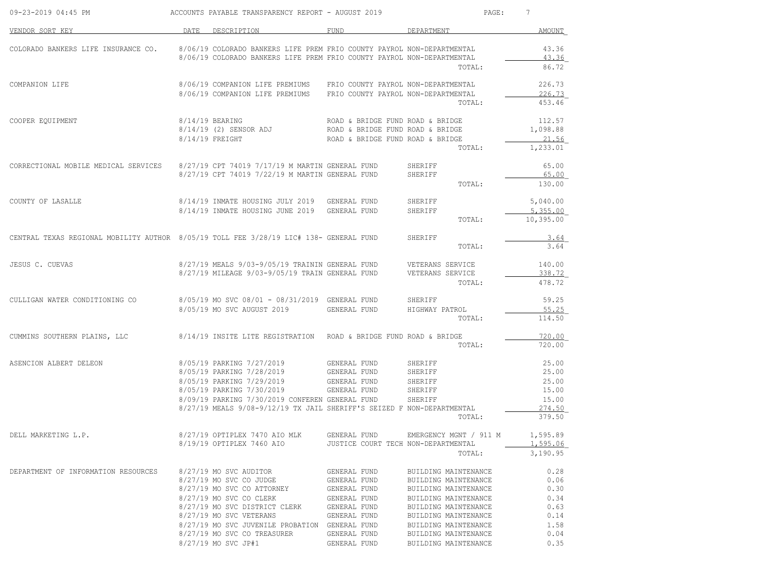# ACCOUNTS PAYABLE TRANSPARENCY REPORT - AUGUST 2019

09-23-2019 04:45 PM

| VENDOR SORT KEY | DATE | DESCRIPTION | FUND | DEPARTMENT | AMOUNT |
|---|---|---|---|---|---|
| COLORADO BANKERS LIFE INSURANCE CO. | 8/06/19 | COLORADO BANKERS LIFE PREM | FRIO COUNTY PAYROL | NON-DEPARTMENTAL | 43.36 |
| | 8/06/19 | COLORADO BANKERS LIFE PREM | FRIO COUNTY PAYROL | NON-DEPARTMENTAL | 43.36 |
| | | | | TOTAL: | 86.72 |
| COMPANION LIFE | 8/06/19 | COMPANION LIFE PREMIUMS | FRIO COUNTY PAYROL | NON-DEPARTMENTAL | 226.73 |
| | 8/06/19 | COMPANION LIFE PREMIUMS | FRIO COUNTY PAYROL | NON-DEPARTMENTAL | 226.73 |
| | | | | TOTAL: | 453.46 |
| COOPER EQUIPMENT | 8/14/19 | BEARING | ROAD & BRIDGE FUND | ROAD & BRIDGE | 112.57 |
| | 8/14/19 | (2) SENSOR ADJ | ROAD & BRIDGE FUND | ROAD & BRIDGE | 1,098.88 |
| | 8/14/19 | FREIGHT | ROAD & BRIDGE FUND | ROAD & BRIDGE | 21.56 |
| | | | | TOTAL: | 1,233.01 |
| CORRECTIONAL MOBILE MEDICAL SERVICES | 8/27/19 | CPT 74019 7/17/19 M MARTIN | GENERAL FUND | SHERIFF | 65.00 |
| | 8/27/19 | CPT 74019 7/22/19 M MARTIN | GENERAL FUND | SHERIFF | 65.00 |
| | | | | TOTAL: | 130.00 |
| COUNTY OF LASALLE | 8/14/19 | INMATE HOUSING JULY 2019 | GENERAL FUND | SHERIFF | 5,040.00 |
| | 8/14/19 | INMATE HOUSING JUNE 2019 | GENERAL FUND | SHERIFF | 5,355.00 |
| | | | | TOTAL: | 10,395.00 |
| CENTRAL TEXAS REGIONAL MOBILITY AUTHOR | 8/05/19 | TOLL FEE 3/28/19 LIC# 138- | GENERAL FUND | SHERIFF | 3.64 |
| | | | | TOTAL: | 3.64 |
| JESUS C. CUEVAS | 8/27/19 | MEALS 9/03-9/05/19 TRAININ | GENERAL FUND | VETERANS SERVICE | 140.00 |
| | 8/27/19 | MILEAGE 9/03-9/05/19 TRAIN | GENERAL FUND | VETERANS SERVICE | 338.72 |
| | | | | TOTAL: | 478.72 |
| CULLIGAN WATER CONDITIONING CO | 8/05/19 | MO SVC 08/01 - 08/31/2019 | GENERAL FUND | SHERIFF | 59.25 |
| | 8/05/19 | MO SVC AUGUST 2019 | GENERAL FUND | HIGHWAY PATROL | 55.25 |
| | | | | TOTAL: | 114.50 |
| CUMMINS SOUTHERN PLAINS, LLC | 8/14/19 | INSITE LITE REGISTRATION | ROAD & BRIDGE FUND | ROAD & BRIDGE | 720.00 |
| | | | | TOTAL: | 720.00 |
| ASENCION ALBERT DELEON | 8/05/19 | PARKING 7/27/2019 | GENERAL FUND | SHERIFF | 25.00 |
| | 8/05/19 | PARKING 7/28/2019 | GENERAL FUND | SHERIFF | 25.00 |
| | 8/05/19 | PARKING 7/29/2019 | GENERAL FUND | SHERIFF | 25.00 |
| | 8/05/19 | PARKING 7/30/2019 | GENERAL FUND | SHERIFF | 15.00 |
| | 8/09/19 | PARKING 7/30/2019 CONFEREN | GENERAL FUND | SHERIFF | 15.00 |
| | 8/27/19 | MEALS 9/08-9/12/19 TX JAIL | SHERIFF'S SEIZED F | NON-DEPARTMENTAL | 274.50 |
| | | | | TOTAL: | 379.50 |
| DELL MARKETING L.P. | 8/27/19 | OPTIPLEX 7470 AIO MLK | GENERAL FUND | EMERGENCY MGNT / 911 M | 1,595.89 |
| | 8/19/19 | OPTIPLEX 7460 AIO | JUSTICE COURT TECH | NON-DEPARTMENTAL | 1,595.06 |
| | | | | TOTAL: | 3,190.95 |
| DEPARTMENT OF INFORMATION RESOURCES | 8/27/19 | MO SVC AUDITOR | GENERAL FUND | BUILDING MAINTENANCE | 0.28 |
| | 8/27/19 | MO SVC CO JUDGE | GENERAL FUND | BUILDING MAINTENANCE | 0.06 |
| | 8/27/19 | MO SVC CO ATTORNEY | GENERAL FUND | BUILDING MAINTENANCE | 0.30 |
| | 8/27/19 | MO SVC CO CLERK | GENERAL FUND | BUILDING MAINTENANCE | 0.34 |
| | 8/27/19 | MO SVC DISTRICT CLERK | GENERAL FUND | BUILDING MAINTENANCE | 0.63 |
| | 8/27/19 | MO SVC VETERANS | GENERAL FUND | BUILDING MAINTENANCE | 0.14 |
| | 8/27/19 | MO SVC JUVENILE PROBATION | GENERAL FUND | BUILDING MAINTENANCE | 1.58 |
| | 8/27/19 | MO SVC CO TREASURER | GENERAL FUND | BUILDING MAINTENANCE | 0.04 |
| | 8/27/19 | MO SVC JP#1 | GENERAL FUND | BUILDING MAINTENANCE | 0.35 |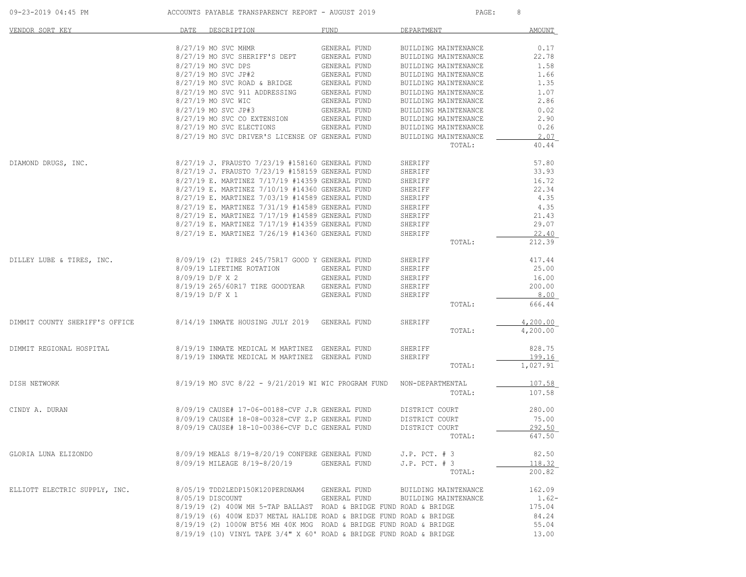# ACCOUNTS PAYABLE TRANSPARENCY REPORT - AUGUST 2019

09-23-2019 04:45 PM

| VENDOR SORT KEY | DATE | DESCRIPTION | FUND | DEPARTMENT | AMOUNT |
|---|---|---|---|---|---|
| | 8/27/19 | MO SVC MHMR | GENERAL FUND | BUILDING MAINTENANCE | 0.17 |
| | 8/27/19 | MO SVC SHERIFF'S DEPT | GENERAL FUND | BUILDING MAINTENANCE | 22.78 |
| | 8/27/19 | MO SVC DPS | GENERAL FUND | BUILDING MAINTENANCE | 1.58 |
| | 8/27/19 | MO SVC JP#2 | GENERAL FUND | BUILDING MAINTENANCE | 1.66 |
| | 8/27/19 | MO SVC ROAD & BRIDGE | GENERAL FUND | BUILDING MAINTENANCE | 1.35 |
| | 8/27/19 | MO SVC 911 ADDRESSING | GENERAL FUND | BUILDING MAINTENANCE | 1.07 |
| | 8/27/19 | MO SVC WIC | GENERAL FUND | BUILDING MAINTENANCE | 2.86 |
| | 8/27/19 | MO SVC JP#3 | GENERAL FUND | BUILDING MAINTENANCE | 0.02 |
| | 8/27/19 | MO SVC CO EXTENSION | GENERAL FUND | BUILDING MAINTENANCE | 2.90 |
| | 8/27/19 | MO SVC ELECTIONS | GENERAL FUND | BUILDING MAINTENANCE | 0.26 |
| | 8/27/19 | MO SVC DRIVER'S LICENSE OF | GENERAL FUND | BUILDING MAINTENANCE | 2.07 |
| | | | | TOTAL: | 40.44 |
| DIAMOND DRUGS, INC. | 8/27/19 | J. FRAUSTO 7/23/19 #158160 | GENERAL FUND | SHERIFF | 57.80 |
| | 8/27/19 | J. FRAUSTO 7/23/19 #158159 | GENERAL FUND | SHERIFF | 33.93 |
| | 8/27/19 | E. MARTINEZ 7/17/19 #14359 | GENERAL FUND | SHERIFF | 16.72 |
| | 8/27/19 | E. MARTINEZ 7/10/19 #14360 | GENERAL FUND | SHERIFF | 22.34 |
| | 8/27/19 | E. MARTINEZ 7/03/19 #14589 | GENERAL FUND | SHERIFF | 4.35 |
| | 8/27/19 | E. MARTINEZ 7/31/19 #14589 | GENERAL FUND | SHERIFF | 4.35 |
| | 8/27/19 | E. MARTINEZ 7/17/19 #14589 | GENERAL FUND | SHERIFF | 21.43 |
| | 8/27/19 | E. MARTINEZ 7/17/19 #14359 | GENERAL FUND | SHERIFF | 29.07 |
| | 8/27/19 | E. MARTINEZ 7/26/19 #14360 | GENERAL FUND | SHERIFF | 22.40 |
| | | | | TOTAL: | 212.39 |
| DILLEY LUBE & TIRES, INC. | 8/09/19 | (2) TIRES 245/75R17 GOOD Y | GENERAL FUND | SHERIFF | 417.44 |
| | 8/09/19 | LIFETIME ROTATION | GENERAL FUND | SHERIFF | 25.00 |
| | 8/09/19 | D/F X 2 | GENERAL FUND | SHERIFF | 16.00 |
| | 8/19/19 | 265/60R17 TIRE GOODYEAR | GENERAL FUND | SHERIFF | 200.00 |
| | 8/19/19 | D/F X 1 | GENERAL FUND | SHERIFF | 8.00 |
| | | | | TOTAL: | 666.44 |
| DIMMIT COUNTY SHERIFF'S OFFICE | 8/14/19 | INMATE HOUSING JULY 2019 | GENERAL FUND | SHERIFF | 4,200.00 |
| | | | | TOTAL: | 4,200.00 |
| DIMMIT REGIONAL HOSPITAL | 8/19/19 | INMATE MEDICAL M MARTINEZ | GENERAL FUND | SHERIFF | 828.75 |
| | 8/19/19 | INMATE MEDICAL M MARTINEZ | GENERAL FUND | SHERIFF | 199.16 |
| | | | | TOTAL: | 1,027.91 |
| DISH NETWORK | 8/19/19 | MO SVC 8/22 - 9/21/2019 WI | WIC PROGRAM FUND | NON-DEPARTMENTAL | 107.58 |
| | | | | TOTAL: | 107.58 |
| CINDY A. DURAN | 8/09/19 | CAUSE# 17-06-00188-CVF J.R | GENERAL FUND | DISTRICT COURT | 280.00 |
| | 8/09/19 | CAUSE# 18-08-00328-CVF Z.P | GENERAL FUND | DISTRICT COURT | 75.00 |
| | 8/09/19 | CAUSE# 18-10-00386-CVF D.C | GENERAL FUND | DISTRICT COURT | 292.50 |
| | | | | TOTAL: | 647.50 |
| GLORIA LUNA ELIZONDO | 8/09/19 | MEALS 8/19-8/20/19 CONFERE | GENERAL FUND | J.P. PCT. # 3 | 82.50 |
| | 8/09/19 | MILEAGE 8/19-8/20/19 | GENERAL FUND | J.P. PCT. # 3 | 118.32 |
| | | | | TOTAL: | 200.82 |
| ELLIOTT ELECTRIC SUPPLY, INC. | 8/05/19 | TDD2LEDP150K120PERDNAM4 | GENERAL FUND | BUILDING MAINTENANCE | 162.09 |
| | 8/05/19 | DISCOUNT | GENERAL FUND | BUILDING MAINTENANCE | 1.62- |
| | 8/19/19 | (2) 400W MH 5-TAP BALLAST | ROAD & BRIDGE FUND | ROAD & BRIDGE | 175.04 |
| | 8/19/19 | (6) 400W ED37 METAL HALIDE | ROAD & BRIDGE FUND | ROAD & BRIDGE | 84.24 |
| | 8/19/19 | (2) 1000W BT56 MH 40K MOG | ROAD & BRIDGE FUND | ROAD & BRIDGE | 55.04 |
| | 8/19/19 | (10) VINYL TAPE 3/4" X 60' | ROAD & BRIDGE FUND | ROAD & BRIDGE | 13.00 |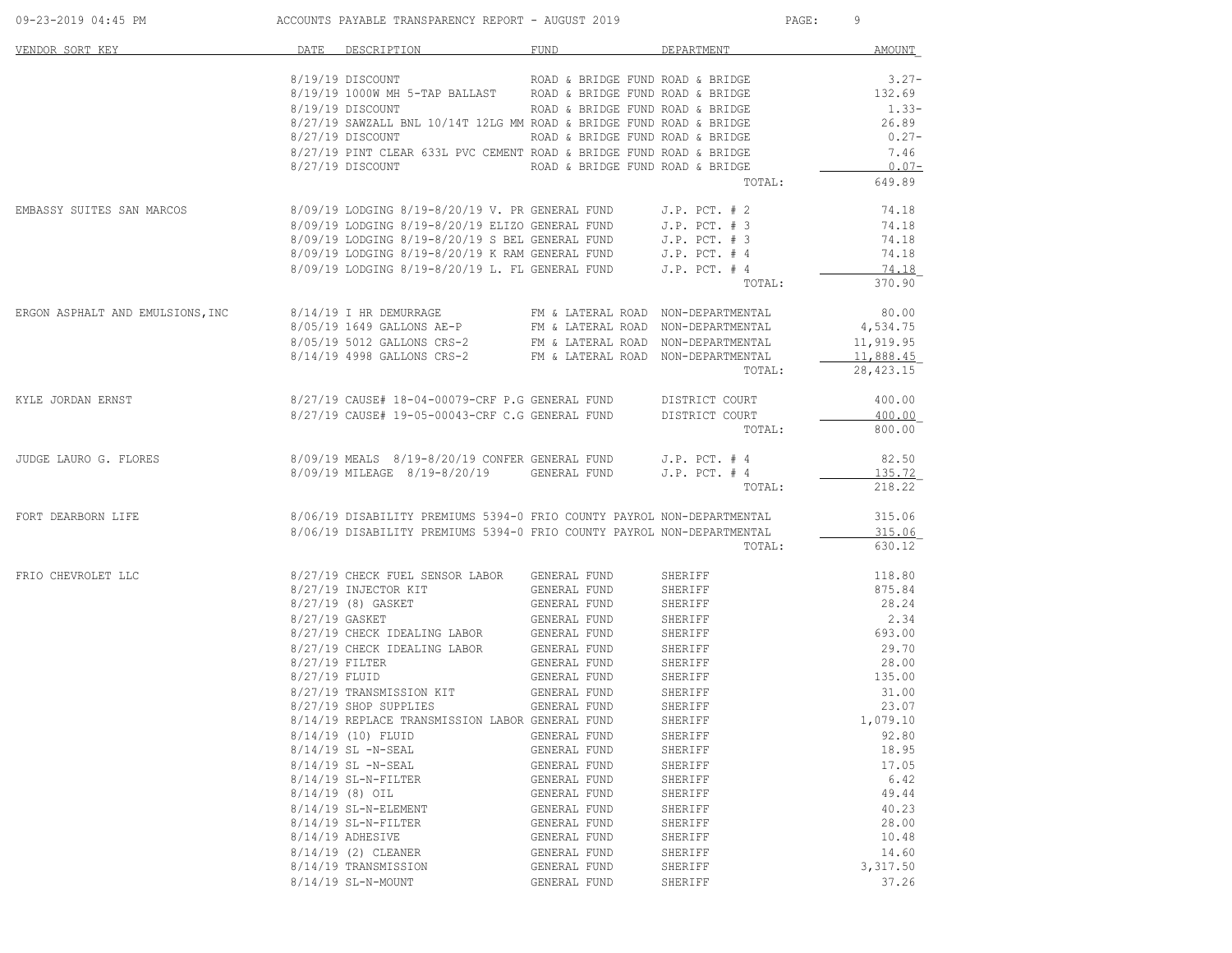| VENDOR SORT KEY | DATE | DESCRIPTION | FUND | DEPARTMENT | AMOUNT |
|---|---|---|---|---|---|
| | 8/19/19 | DISCOUNT | ROAD & BRIDGE FUND | ROAD & BRIDGE | 3.27- |
| | 8/19/19 | 1000W MH 5-TAP BALLAST | ROAD & BRIDGE FUND | ROAD & BRIDGE | 132.69 |
| | 8/19/19 | DISCOUNT | ROAD & BRIDGE FUND | ROAD & BRIDGE | 1.33- |
| | 8/27/19 | SAWZALL BNL 10/14T 12LG MM | ROAD & BRIDGE FUND | ROAD & BRIDGE | 26.89 |
| | 8/27/19 | DISCOUNT | ROAD & BRIDGE FUND | ROAD & BRIDGE | 0.27- |
| | 8/27/19 | PINT CLEAR 633L PVC CEMENT | ROAD & BRIDGE FUND | ROAD & BRIDGE | 7.46 |
| | 8/27/19 | DISCOUNT | ROAD & BRIDGE FUND | ROAD & BRIDGE | 0.07- |
| | | | | TOTAL: | 649.89 |
| EMBASSY SUITES SAN MARCOS | 8/09/19 | LODGING 8/19-8/20/19 V. PR | GENERAL FUND | J.P. PCT. # 2 | 74.18 |
| | 8/09/19 | LODGING 8/19-8/20/19 ELIZO | GENERAL FUND | J.P. PCT. # 3 | 74.18 |
| | 8/09/19 | LODGING 8/19-8/20/19 S BEL | GENERAL FUND | J.P. PCT. # 3 | 74.18 |
| | 8/09/19 | LODGING 8/19-8/20/19 K RAM | GENERAL FUND | J.P. PCT. # 4 | 74.18 |
| | 8/09/19 | LODGING 8/19-8/20/19 L. FL | GENERAL FUND | J.P. PCT. # 4 | 74.18 |
| | | | | TOTAL: | 370.90 |
| ERGON ASPHALT AND EMULSIONS,INC | 8/14/19 | I HR DEMURRAGE | FM & LATERAL ROAD | NON-DEPARTMENTAL | 80.00 |
| | 8/05/19 | 1649 GALLONS AE-P | FM & LATERAL ROAD | NON-DEPARTMENTAL | 4,534.75 |
| | 8/05/19 | 5012 GALLONS CRS-2 | FM & LATERAL ROAD | NON-DEPARTMENTAL | 11,919.95 |
| | 8/14/19 | 4998 GALLONS CRS-2 | FM & LATERAL ROAD | NON-DEPARTMENTAL | 11,888.45 |
| | | | | TOTAL: | 28,423.15 |
| KYLE JORDAN ERNST | 8/27/19 | CAUSE# 18-04-00079-CRF P.G | GENERAL FUND | DISTRICT COURT | 400.00 |
| | 8/27/19 | CAUSE# 19-05-00043-CRF C.G | GENERAL FUND | DISTRICT COURT | 400.00 |
| | | | | TOTAL: | 800.00 |
| JUDGE LAURO G. FLORES | 8/09/19 | MEALS 8/19-8/20/19 CONFER | GENERAL FUND | J.P. PCT. # 4 | 82.50 |
| | 8/09/19 | MILEAGE 8/19-8/20/19 | GENERAL FUND | J.P. PCT. # 4 | 135.72 |
| | | | | TOTAL: | 218.22 |
| FORT DEARBORN LIFE | 8/06/19 | DISABILITY PREMIUMS 5394-0 | FRIO COUNTY PAYROL | NON-DEPARTMENTAL | 315.06 |
| | 8/06/19 | DISABILITY PREMIUMS 5394-0 | FRIO COUNTY PAYROL | NON-DEPARTMENTAL | 315.06 |
| | | | | TOTAL: | 630.12 |
| FRIO CHEVROLET LLC | 8/27/19 | CHECK FUEL SENSOR LABOR | GENERAL FUND | SHERIFF | 118.80 |
| | 8/27/19 | INJECTOR KIT | GENERAL FUND | SHERIFF | 875.84 |
| | 8/27/19 | (8) GASKET | GENERAL FUND | SHERIFF | 28.24 |
| | 8/27/19 | GASKET | GENERAL FUND | SHERIFF | 2.34 |
| | 8/27/19 | CHECK IDEALING LABOR | GENERAL FUND | SHERIFF | 693.00 |
| | 8/27/19 | CHECK IDEALING LABOR | GENERAL FUND | SHERIFF | 29.70 |
| | 8/27/19 | FILTER | GENERAL FUND | SHERIFF | 28.00 |
| | 8/27/19 | FLUID | GENERAL FUND | SHERIFF | 135.00 |
| | 8/27/19 | TRANSMISSION KIT | GENERAL FUND | SHERIFF | 31.00 |
| | 8/27/19 | SHOP SUPPLIES | GENERAL FUND | SHERIFF | 23.07 |
| | 8/14/19 | REPLACE TRANSMISSION LABOR | GENERAL FUND | SHERIFF | 1,079.10 |
| | 8/14/19 | (10) FLUID | GENERAL FUND | SHERIFF | 92.80 |
| | 8/14/19 | SL -N-SEAL | GENERAL FUND | SHERIFF | 18.95 |
| | 8/14/19 | SL -N-SEAL | GENERAL FUND | SHERIFF | 17.05 |
| | 8/14/19 | SL-N-FILTER | GENERAL FUND | SHERIFF | 6.42 |
| | 8/14/19 | (8) OIL | GENERAL FUND | SHERIFF | 49.44 |
| | 8/14/19 | SL-N-ELEMENT | GENERAL FUND | SHERIFF | 40.23 |
| | 8/14/19 | SL-N-FILTER | GENERAL FUND | SHERIFF | 28.00 |
| | 8/14/19 | ADHESIVE | GENERAL FUND | SHERIFF | 10.48 |
| | 8/14/19 | (2) CLEANER | GENERAL FUND | SHERIFF | 14.60 |
| | 8/14/19 | TRANSMISSION | GENERAL FUND | SHERIFF | 3,317.50 |
| | 8/14/19 | SL-N-MOUNT | GENERAL FUND | SHERIFF | 37.26 |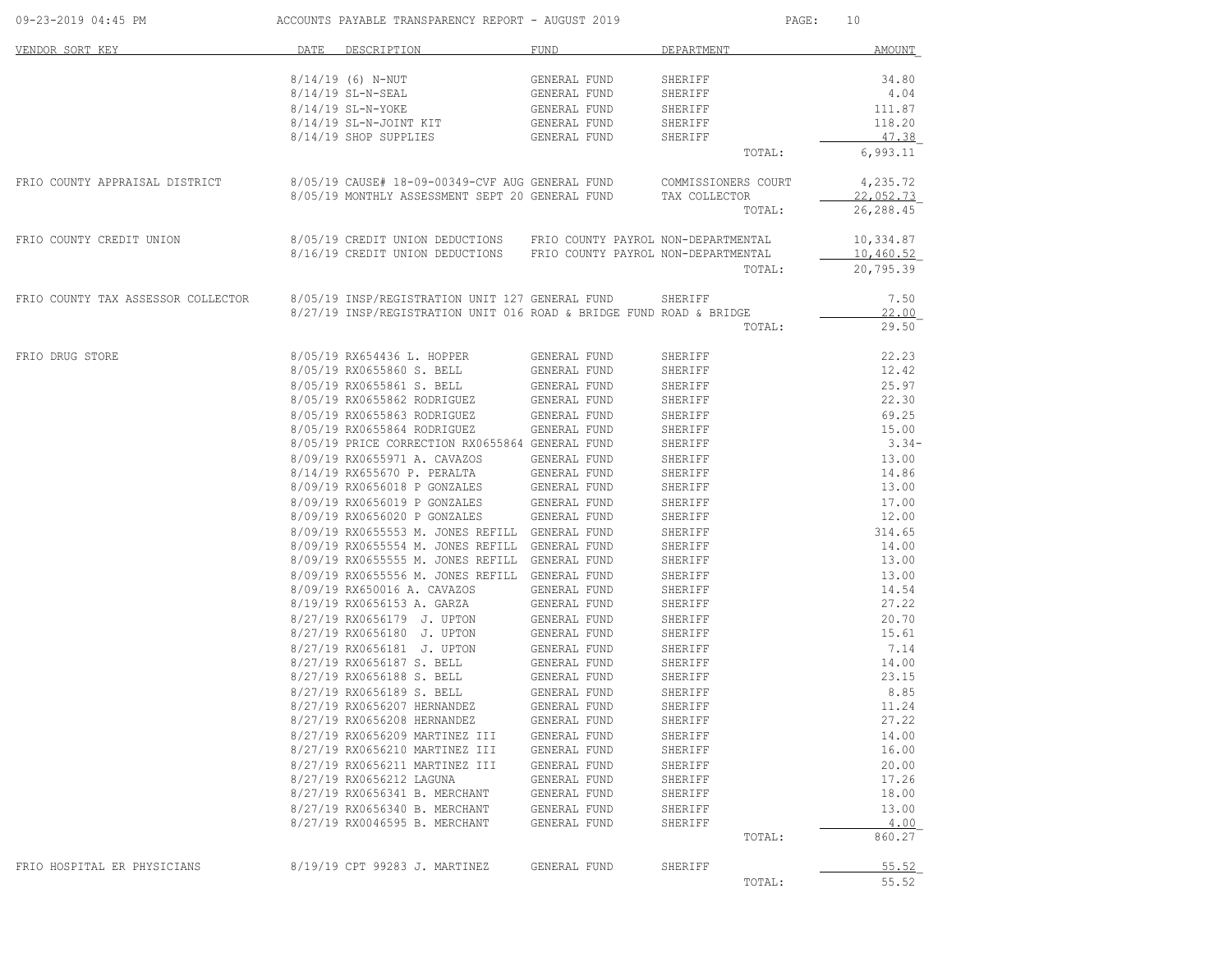| VENDOR SORT KEY | DATE | DESCRIPTION | FUND | DEPARTMENT | AMOUNT |
|---|---|---|---|---|---|
| | 8/14/19 | (6) N-NUT | GENERAL FUND | SHERIFF | 34.80 |
| | 8/14/19 | SL-N-SEAL | GENERAL FUND | SHERIFF | 4.04 |
| | 8/14/19 | SL-N-YOKE | GENERAL FUND | SHERIFF | 111.87 |
| | 8/14/19 | SL-N-JOINT KIT | GENERAL FUND | SHERIFF | 118.20 |
| | 8/14/19 | SHOP SUPPLIES | GENERAL FUND | SHERIFF | 47.38 |
| | | | | TOTAL: | 6,993.11 |
| FRIO COUNTY APPRAISAL DISTRICT | 8/05/19 | CAUSE# 18-09-00349-CVF AUG | GENERAL FUND | COMMISSIONERS COURT | 4,235.72 |
| | 8/05/19 | MONTHLY ASSESSMENT SEPT 20 | GENERAL FUND | TAX COLLECTOR | 22,052.73 |
| | | | | TOTAL: | 26,288.45 |
| FRIO COUNTY CREDIT UNION | 8/05/19 | CREDIT UNION DEDUCTIONS | FRIO COUNTY PAYROL | NON-DEPARTMENTAL | 10,334.87 |
| | 8/16/19 | CREDIT UNION DEDUCTIONS | FRIO COUNTY PAYROL | NON-DEPARTMENTAL | 10,460.52 |
| | | | | TOTAL: | 20,795.39 |
| FRIO COUNTY TAX ASSESSOR COLLECTOR | 8/05/19 | INSP/REGISTRATION UNIT 127 | GENERAL FUND | SHERIFF | 7.50 |
| | 8/27/19 | INSP/REGISTRATION UNIT 016 | ROAD & BRIDGE FUND | ROAD & BRIDGE | 22.00 |
| | | | | TOTAL: | 29.50 |
| FRIO DRUG STORE | 8/05/19 | RX654436 L. HOPPER | GENERAL FUND | SHERIFF | 22.23 |
| | 8/05/19 | RX0655860 S. BELL | GENERAL FUND | SHERIFF | 12.42 |
| | 8/05/19 | RX0655861 S. BELL | GENERAL FUND | SHERIFF | 25.97 |
| | 8/05/19 | RX0655862 RODRIGUEZ | GENERAL FUND | SHERIFF | 22.30 |
| | 8/05/19 | RX0655863 RODRIGUEZ | GENERAL FUND | SHERIFF | 69.25 |
| | 8/05/19 | RX0655864 RODRIGUEZ | GENERAL FUND | SHERIFF | 15.00 |
| | 8/05/19 | PRICE CORRECTION RX0655864 | GENERAL FUND | SHERIFF | 3.34- |
| | 8/09/19 | RX0655971 A. CAVAZOS | GENERAL FUND | SHERIFF | 13.00 |
| | 8/14/19 | RX655670 P. PERALTA | GENERAL FUND | SHERIFF | 14.86 |
| | 8/09/19 | RX0656018 P GONZALES | GENERAL FUND | SHERIFF | 13.00 |
| | 8/09/19 | RX0656019 P GONZALES | GENERAL FUND | SHERIFF | 17.00 |
| | 8/09/19 | RX0656020 P GONZALES | GENERAL FUND | SHERIFF | 12.00 |
| | 8/09/19 | RX0655553 M. JONES REFILL | GENERAL FUND | SHERIFF | 314.65 |
| | 8/09/19 | RX0655554 M. JONES REFILL | GENERAL FUND | SHERIFF | 14.00 |
| | 8/09/19 | RX0655555 M. JONES REFILL | GENERAL FUND | SHERIFF | 13.00 |
| | 8/09/19 | RX0655556 M. JONES REFILL | GENERAL FUND | SHERIFF | 13.00 |
| | 8/09/19 | RX650016 A. CAVAZOS | GENERAL FUND | SHERIFF | 14.54 |
| | 8/19/19 | RX0656153 A. GARZA | GENERAL FUND | SHERIFF | 27.22 |
| | 8/27/19 | RX0656179 J. UPTON | GENERAL FUND | SHERIFF | 20.70 |
| | 8/27/19 | RX0656180 J. UPTON | GENERAL FUND | SHERIFF | 15.61 |
| | 8/27/19 | RX0656181 J. UPTON | GENERAL FUND | SHERIFF | 7.14 |
| | 8/27/19 | RX0656187 S. BELL | GENERAL FUND | SHERIFF | 14.00 |
| | 8/27/19 | RX0656188 S. BELL | GENERAL FUND | SHERIFF | 23.15 |
| | 8/27/19 | RX0656189 S. BELL | GENERAL FUND | SHERIFF | 8.85 |
| | 8/27/19 | RX0656207 HERNANDEZ | GENERAL FUND | SHERIFF | 11.24 |
| | 8/27/19 | RX0656208 HERNANDEZ | GENERAL FUND | SHERIFF | 27.22 |
| | 8/27/19 | RX0656209 MARTINEZ III | GENERAL FUND | SHERIFF | 14.00 |
| | 8/27/19 | RX0656210 MARTINEZ III | GENERAL FUND | SHERIFF | 16.00 |
| | 8/27/19 | RX0656211 MARTINEZ III | GENERAL FUND | SHERIFF | 20.00 |
| | 8/27/19 | RX0656212 LAGUNA | GENERAL FUND | SHERIFF | 17.26 |
| | 8/27/19 | RX0656341 B. MERCHANT | GENERAL FUND | SHERIFF | 18.00 |
| | 8/27/19 | RX0656340 B. MERCHANT | GENERAL FUND | SHERIFF | 13.00 |
| | 8/27/19 | RX0046595 B. MERCHANT | GENERAL FUND | SHERIFF | 4.00 |
| | | | | TOTAL: | 860.27 |
| FRIO HOSPITAL ER PHYSICIANS | 8/19/19 | CPT 99283 J. MARTINEZ | GENERAL FUND | SHERIFF | 55.52 |
| | | | | TOTAL: | 55.52 |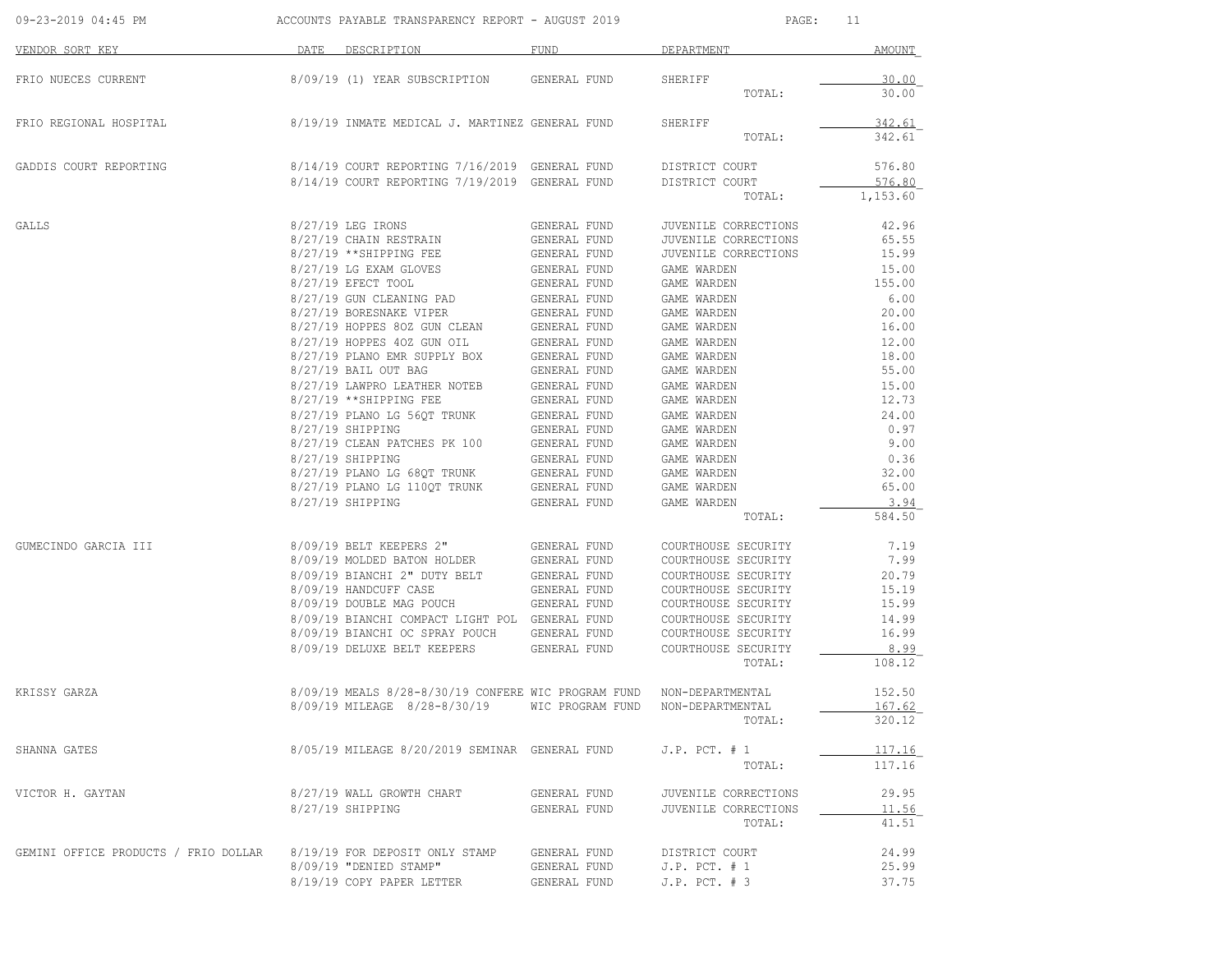# ACCOUNTS PAYABLE TRANSPARENCY REPORT - AUGUST 2019

| VENDOR SORT KEY | DATE | DESCRIPTION | FUND | DEPARTMENT | AMOUNT |
|---|---|---|---|---|---|
| FRIO NUECES CURRENT | 8/09/19 | (1) YEAR SUBSCRIPTION | GENERAL FUND | SHERIFF | 30.00 |
| | | | | TOTAL: | 30.00 |
| FRIO REGIONAL HOSPITAL | 8/19/19 | INMATE MEDICAL J. MARTINEZ | GENERAL FUND | SHERIFF | 342.61 |
| | | | | TOTAL: | 342.61 |
| GADDIS COURT REPORTING | 8/14/19 | COURT REPORTING 7/16/2019 | GENERAL FUND | DISTRICT COURT | 576.80 |
| | 8/14/19 | COURT REPORTING 7/19/2019 | GENERAL FUND | DISTRICT COURT | 576.80 |
| | | | | TOTAL: | 1,153.60 |
| GALLS | 8/27/19 | LEG IRONS | GENERAL FUND | JUVENILE CORRECTIONS | 42.96 |
| | 8/27/19 | CHAIN RESTRAIN | GENERAL FUND | JUVENILE CORRECTIONS | 65.55 |
| | 8/27/19 | **SHIPPING FEE | GENERAL FUND | JUVENILE CORRECTIONS | 15.99 |
| | 8/27/19 | LG EXAM GLOVES | GENERAL FUND | GAME WARDEN | 15.00 |
| | 8/27/19 | EFECT TOOL | GENERAL FUND | GAME WARDEN | 155.00 |
| | 8/27/19 | GUN CLEANING PAD | GENERAL FUND | GAME WARDEN | 6.00 |
| | 8/27/19 | BORESNAKE VIPER | GENERAL FUND | GAME WARDEN | 20.00 |
| | 8/27/19 | HOPPES 8OZ GUN CLEAN | GENERAL FUND | GAME WARDEN | 16.00 |
| | 8/27/19 | HOPPES 4OZ GUN OIL | GENERAL FUND | GAME WARDEN | 12.00 |
| | 8/27/19 | PLANO EMR SUPPLY BOX | GENERAL FUND | GAME WARDEN | 18.00 |
| | 8/27/19 | BAIL OUT BAG | GENERAL FUND | GAME WARDEN | 55.00 |
| | 8/27/19 | LAWPRO LEATHER NOTEB | GENERAL FUND | GAME WARDEN | 15.00 |
| | 8/27/19 | **SHIPPING FEE | GENERAL FUND | GAME WARDEN | 12.73 |
| | 8/27/19 | PLANO LG 56QT TRUNK | GENERAL FUND | GAME WARDEN | 24.00 |
| | 8/27/19 | SHIPPING | GENERAL FUND | GAME WARDEN | 0.97 |
| | 8/27/19 | CLEAN PATCHES PK 100 | GENERAL FUND | GAME WARDEN | 9.00 |
| | 8/27/19 | SHIPPING | GENERAL FUND | GAME WARDEN | 0.36 |
| | 8/27/19 | PLANO LG 68QT TRUNK | GENERAL FUND | GAME WARDEN | 32.00 |
| | 8/27/19 | PLANO LG 110QT TRUNK | GENERAL FUND | GAME WARDEN | 65.00 |
| | 8/27/19 | SHIPPING | GENERAL FUND | GAME WARDEN | 3.94 |
| | | | | TOTAL: | 584.50 |
| GUMECINDO GARCIA III | 8/09/19 | BELT KEEPERS 2" | GENERAL FUND | COURTHOUSE SECURITY | 7.19 |
| | 8/09/19 | MOLDED BATON HOLDER | GENERAL FUND | COURTHOUSE SECURITY | 7.99 |
| | 8/09/19 | BIANCHI 2" DUTY BELT | GENERAL FUND | COURTHOUSE SECURITY | 20.79 |
| | 8/09/19 | HANDCUFF CASE | GENERAL FUND | COURTHOUSE SECURITY | 15.19 |
| | 8/09/19 | DOUBLE MAG POUCH | GENERAL FUND | COURTHOUSE SECURITY | 15.99 |
| | 8/09/19 | BIANCHI COMPACT LIGHT POL | GENERAL FUND | COURTHOUSE SECURITY | 14.99 |
| | 8/09/19 | BIANCHI OC SPRAY POUCH | GENERAL FUND | COURTHOUSE SECURITY | 16.99 |
| | 8/09/19 | DELUXE BELT KEEPERS | GENERAL FUND | COURTHOUSE SECURITY | 8.99 |
| | | | | TOTAL: | 108.12 |
| KRISSY GARZA | 8/09/19 | MEALS 8/28-8/30/19 CONFERE | WIC PROGRAM FUND | NON-DEPARTMENTAL | 152.50 |
| | 8/09/19 | MILEAGE 8/28-8/30/19 | WIC PROGRAM FUND | NON-DEPARTMENTAL | 167.62 |
| | | | | TOTAL: | 320.12 |
| SHANNA GATES | 8/05/19 | MILEAGE 8/20/2019 SEMINAR | GENERAL FUND | J.P. PCT. # 1 | 117.16 |
| | | | | TOTAL: | 117.16 |
| VICTOR H. GAYTAN | 8/27/19 | WALL GROWTH CHART | GENERAL FUND | JUVENILE CORRECTIONS | 29.95 |
| | 8/27/19 | SHIPPING | GENERAL FUND | JUVENILE CORRECTIONS | 11.56 |
| | | | | TOTAL: | 41.51 |
| GEMINI OFFICE PRODUCTS / FRIO DOLLAR | 8/19/19 | FOR DEPOSIT ONLY STAMP | GENERAL FUND | DISTRICT COURT | 24.99 |
| | 8/09/19 | "DENIED STAMP" | GENERAL FUND | J.P. PCT. # 1 | 25.99 |
| | 8/19/19 | COPY PAPER LETTER | GENERAL FUND | J.P. PCT. # 3 | 37.75 |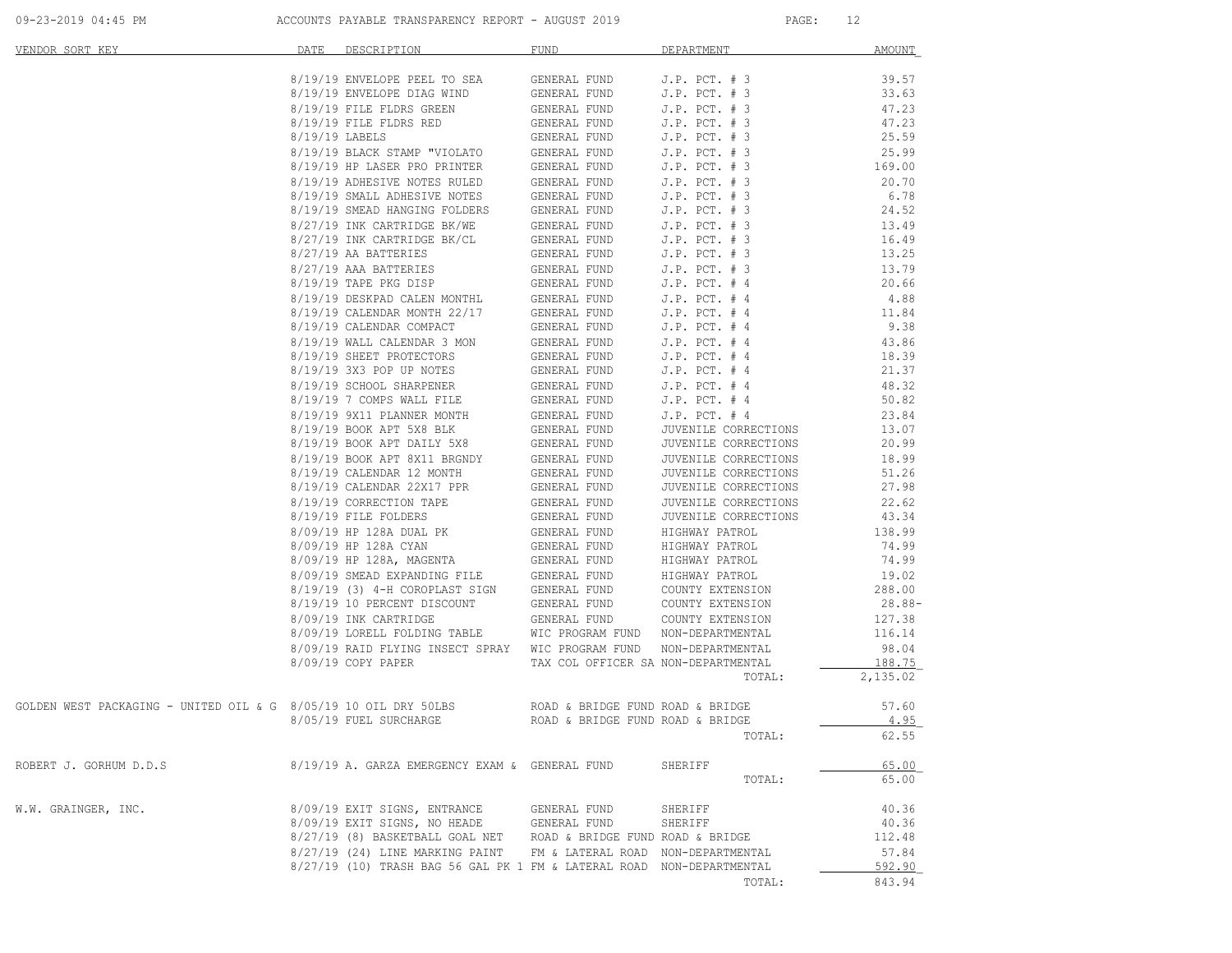| VENDOR SORT KEY | DATE | DESCRIPTION | FUND | DEPARTMENT | AMOUNT |
|---|---|---|---|---|---|
| | 8/19/19 | ENVELOPE PEEL TO SEA | GENERAL FUND | J.P. PCT. # 3 | 39.57 |
| | 8/19/19 | ENVELOPE DIAG WIND | GENERAL FUND | J.P. PCT. # 3 | 33.63 |
| | 8/19/19 | FILE FLDRS GREEN | GENERAL FUND | J.P. PCT. # 3 | 47.23 |
| | 8/19/19 | FILE FLDRS RED | GENERAL FUND | J.P. PCT. # 3 | 47.23 |
| | 8/19/19 | LABELS | GENERAL FUND | J.P. PCT. # 3 | 25.59 |
| | 8/19/19 | BLACK STAMP "VIOLATO | GENERAL FUND | J.P. PCT. # 3 | 25.99 |
| | 8/19/19 | HP LASER PRO PRINTER | GENERAL FUND | J.P. PCT. # 3 | 169.00 |
| | 8/19/19 | ADHESIVE NOTES RULED | GENERAL FUND | J.P. PCT. # 3 | 20.70 |
| | 8/19/19 | SMALL ADHESIVE NOTES | GENERAL FUND | J.P. PCT. # 3 | 6.78 |
| | 8/19/19 | SMEAD HANGING FOLDERS | GENERAL FUND | J.P. PCT. # 3 | 24.52 |
| | 8/27/19 | INK CARTRIDGE BK/WE | GENERAL FUND | J.P. PCT. # 3 | 13.49 |
| | 8/27/19 | INK CARTRIDGE BK/CL | GENERAL FUND | J.P. PCT. # 3 | 16.49 |
| | 8/27/19 | AA BATTERIES | GENERAL FUND | J.P. PCT. # 3 | 13.25 |
| | 8/27/19 | AAA BATTERIES | GENERAL FUND | J.P. PCT. # 3 | 13.79 |
| | 8/19/19 | TAPE PKG DISP | GENERAL FUND | J.P. PCT. # 4 | 20.66 |
| | 8/19/19 | DESKPAD CALEN MONTHL | GENERAL FUND | J.P. PCT. # 4 | 4.88 |
| | 8/19/19 | CALENDAR MONTH 22/17 | GENERAL FUND | J.P. PCT. # 4 | 11.84 |
| | 8/19/19 | CALENDAR COMPACT | GENERAL FUND | J.P. PCT. # 4 | 9.38 |
| | 8/19/19 | WALL CALENDAR 3 MON | GENERAL FUND | J.P. PCT. # 4 | 43.86 |
| | 8/19/19 | SHEET PROTECTORS | GENERAL FUND | J.P. PCT. # 4 | 18.39 |
| | 8/19/19 | 3X3 POP UP NOTES | GENERAL FUND | J.P. PCT. # 4 | 21.37 |
| | 8/19/19 | SCHOOL SHARPENER | GENERAL FUND | J.P. PCT. # 4 | 48.32 |
| | 8/19/19 | 7 COMPS WALL FILE | GENERAL FUND | J.P. PCT. # 4 | 50.82 |
| | 8/19/19 | 9X11 PLANNER MONTH | GENERAL FUND | J.P. PCT. # 4 | 23.84 |
| | 8/19/19 | BOOK APT 5X8 BLK | GENERAL FUND | JUVENILE CORRECTIONS | 13.07 |
| | 8/19/19 | BOOK APT DAILY 5X8 | GENERAL FUND | JUVENILE CORRECTIONS | 20.99 |
| | 8/19/19 | BOOK APT 8X11 BRGNDY | GENERAL FUND | JUVENILE CORRECTIONS | 18.99 |
| | 8/19/19 | CALENDAR 12 MONTH | GENERAL FUND | JUVENILE CORRECTIONS | 51.26 |
| | 8/19/19 | CALENDAR 22X17 PPR | GENERAL FUND | JUVENILE CORRECTIONS | 27.98 |
| | 8/19/19 | CORRECTION TAPE | GENERAL FUND | JUVENILE CORRECTIONS | 22.62 |
| | 8/19/19 | FILE FOLDERS | GENERAL FUND | JUVENILE CORRECTIONS | 43.34 |
| | 8/09/19 | HP 128A DUAL PK | GENERAL FUND | HIGHWAY PATROL | 138.99 |
| | 8/09/19 | HP 128A CYAN | GENERAL FUND | HIGHWAY PATROL | 74.99 |
| | 8/09/19 | HP 128A, MAGENTA | GENERAL FUND | HIGHWAY PATROL | 74.99 |
| | 8/09/19 | SMEAD EXPANDING FILE | GENERAL FUND | HIGHWAY PATROL | 19.02 |
| | 8/19/19 | (3) 4-H COROPLAST SIGN | GENERAL FUND | COUNTY EXTENSION | 288.00 |
| | 8/19/19 | 10 PERCENT DISCOUNT | GENERAL FUND | COUNTY EXTENSION | 28.88- |
| | 8/09/19 | INK CARTRIDGE | GENERAL FUND | COUNTY EXTENSION | 127.38 |
| | 8/09/19 | LORELL FOLDING TABLE | WIC PROGRAM FUND | NON-DEPARTMENTAL | 116.14 |
| | 8/09/19 | RAID FLYING INSECT SPRAY | WIC PROGRAM FUND | NON-DEPARTMENTAL | 98.04 |
| | 8/09/19 | COPY PAPER | TAX COL OFFICER SA | NON-DEPARTMENTAL | 188.75 |
| | | | | TOTAL: | 2,135.02 |
| GOLDEN WEST PACKAGING - UNITED OIL & G | 8/05/19 | 10 OIL DRY 50LBS | ROAD & BRIDGE FUND | ROAD & BRIDGE | 57.60 |
| | 8/05/19 | FUEL SURCHARGE | ROAD & BRIDGE FUND | ROAD & BRIDGE | 4.95 |
| | | | | TOTAL: | 62.55 |
| ROBERT J. GORHUM D.D.S | 8/19/19 | A. GARZA EMERGENCY EXAM & | GENERAL FUND | SHERIFF | 65.00 |
| | | | | TOTAL: | 65.00 |
| W.W. GRAINGER, INC. | 8/09/19 | EXIT SIGNS, ENTRANCE | GENERAL FUND | SHERIFF | 40.36 |
| | 8/09/19 | EXIT SIGNS, NO HEADE | GENERAL FUND | SHERIFF | 40.36 |
| | 8/27/19 | (8) BASKETBALL GOAL NET | ROAD & BRIDGE FUND | ROAD & BRIDGE | 112.48 |
| | 8/27/19 | (24) LINE MARKING PAINT | FM & LATERAL ROAD | NON-DEPARTMENTAL | 57.84 |
| | 8/27/19 | (10) TRASH BAG 56 GAL PK 1 | FM & LATERAL ROAD | NON-DEPARTMENTAL | 592.90 |
| | | | | TOTAL: | 843.94 |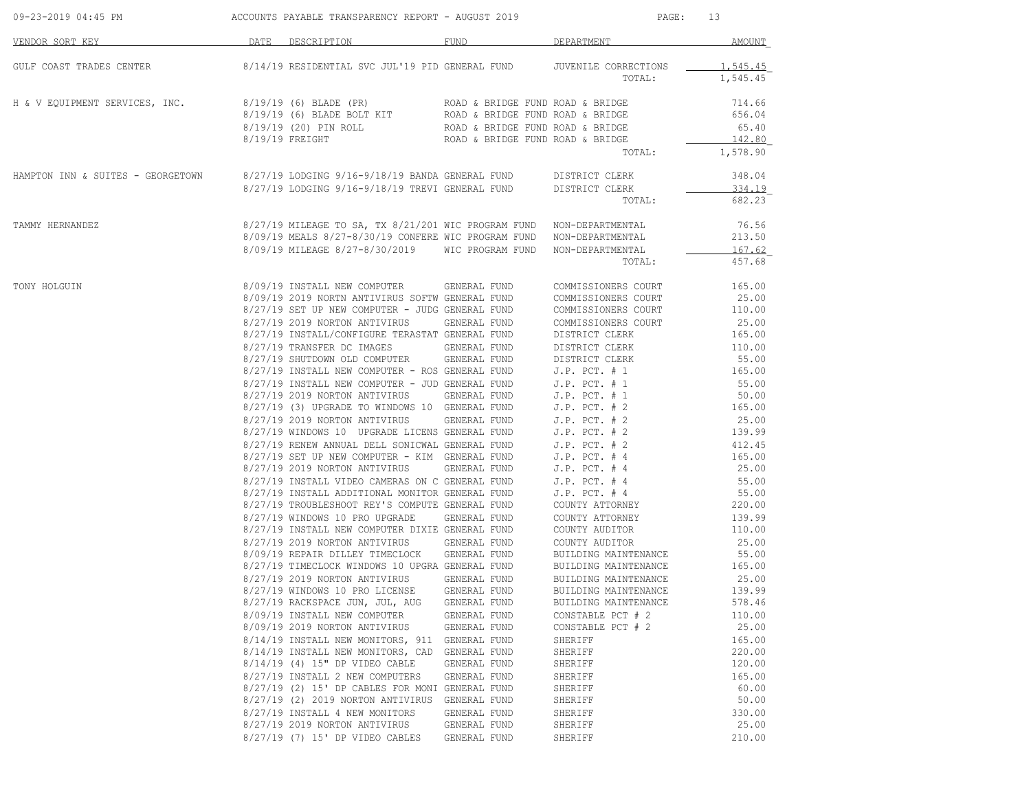| VENDOR SORT KEY | DATE | DESCRIPTION | FUND | DEPARTMENT | AMOUNT |
|---|---|---|---|---|---|
| GULF COAST TRADES CENTER | 8/14/19 | RESIDENTIAL SVC JUL'19 PID | GENERAL FUND | JUVENILE CORRECTIONS | 1,545.45 |
| | | | | TOTAL: | 1,545.45 |
| H & V EQUIPMENT SERVICES, INC. | 8/19/19 | (6) BLADE (PR) | ROAD & BRIDGE FUND | ROAD & BRIDGE | 714.66 |
| | 8/19/19 | (6) BLADE BOLT KIT | ROAD & BRIDGE FUND | ROAD & BRIDGE | 656.04 |
| | 8/19/19 | (20) PIN ROLL | ROAD & BRIDGE FUND | ROAD & BRIDGE | 65.40 |
| | 8/19/19 | FREIGHT | ROAD & BRIDGE FUND | ROAD & BRIDGE | 142.80 |
| | | | | TOTAL: | 1,578.90 |
| HAMPTON INN & SUITES - GEORGETOWN | 8/27/19 | LODGING 9/16-9/18/19 BANDA | GENERAL FUND | DISTRICT CLERK | 348.04 |
| | 8/27/19 | LODGING 9/16-9/18/19 TREVI | GENERAL FUND | DISTRICT CLERK | 334.19 |
| | | | | TOTAL: | 682.23 |
| TAMMY HERNANDEZ | 8/27/19 | MILEAGE TO SA, TX 8/21/201 | WIC PROGRAM FUND | NON-DEPARTMENTAL | 76.56 |
| | 8/09/19 | MEALS 8/27-8/30/19 CONFERE | WIC PROGRAM FUND | NON-DEPARTMENTAL | 213.50 |
| | 8/09/19 | MILEAGE 8/27-8/30/2019 | WIC PROGRAM FUND | NON-DEPARTMENTAL | 167.62 |
| | | | | TOTAL: | 457.68 |
| TONY HOLGUIN | 8/09/19 | INSTALL NEW COMPUTER | GENERAL FUND | COMMISSIONERS COURT | 165.00 |
| | 8/09/19 | 2019 NORTN ANTIVIRUS SOFTW | GENERAL FUND | COMMISSIONERS COURT | 25.00 |
| | 8/27/19 | SET UP NEW COMPUTER - JUDG | GENERAL FUND | COMMISSIONERS COURT | 110.00 |
| | 8/27/19 | 2019 NORTON ANTIVIRUS | GENERAL FUND | COMMISSIONERS COURT | 25.00 |
| | 8/27/19 | INSTALL/CONFIGURE TERASTAT | GENERAL FUND | DISTRICT CLERK | 165.00 |
| | 8/27/19 | TRANSFER DC IMAGES | GENERAL FUND | DISTRICT CLERK | 110.00 |
| | 8/27/19 | SHUTDOWN OLD COMPUTER | GENERAL FUND | DISTRICT CLERK | 55.00 |
| | 8/27/19 | INSTALL NEW COMPUTER - ROS | GENERAL FUND | J.P. PCT. # 1 | 165.00 |
| | 8/27/19 | INSTALL NEW COMPUTER - JUD | GENERAL FUND | J.P. PCT. # 1 | 55.00 |
| | 8/27/19 | 2019 NORTON ANTIVIRUS | GENERAL FUND | J.P. PCT. # 1 | 50.00 |
| | 8/27/19 | (3) UPGRADE TO WINDOWS 10 | GENERAL FUND | J.P. PCT. # 2 | 165.00 |
| | 8/27/19 | 2019 NORTON ANTIVIRUS | GENERAL FUND | J.P. PCT. # 2 | 25.00 |
| | 8/27/19 | WINDOWS 10 UPGRADE LICENS | GENERAL FUND | J.P. PCT. # 2 | 139.99 |
| | 8/27/19 | RENEW ANNUAL DELL SONICWAL | GENERAL FUND | J.P. PCT. # 2 | 412.45 |
| | 8/27/19 | SET UP NEW COMPUTER - KIM | GENERAL FUND | J.P. PCT. # 4 | 165.00 |
| | 8/27/19 | 2019 NORTON ANTIVIRUS | GENERAL FUND | J.P. PCT. # 4 | 25.00 |
| | 8/27/19 | INSTALL VIDEO CAMERAS ON C | GENERAL FUND | J.P. PCT. # 4 | 55.00 |
| | 8/27/19 | INSTALL ADDITIONAL MONITOR | GENERAL FUND | J.P. PCT. # 4 | 55.00 |
| | 8/27/19 | TROUBLESHOOT REY'S COMPUTE | GENERAL FUND | COUNTY ATTORNEY | 220.00 |
| | 8/27/19 | WINDOWS 10 PRO UPGRADE | GENERAL FUND | COUNTY ATTORNEY | 139.99 |
| | 8/27/19 | INSTALL NEW COMPUTER DIXIE | GENERAL FUND | COUNTY AUDITOR | 110.00 |
| | 8/27/19 | 2019 NORTON ANTIVIRUS | GENERAL FUND | COUNTY AUDITOR | 25.00 |
| | 8/09/19 | REPAIR DILLEY TIMECLOCK | GENERAL FUND | BUILDING MAINTENANCE | 55.00 |
| | 8/27/19 | TIMECLOCK WINDOWS 10 UPGRA | GENERAL FUND | BUILDING MAINTENANCE | 165.00 |
| | 8/27/19 | 2019 NORTON ANTIVIRUS | GENERAL FUND | BUILDING MAINTENANCE | 25.00 |
| | 8/27/19 | WINDOWS 10 PRO LICENSE | GENERAL FUND | BUILDING MAINTENANCE | 139.99 |
| | 8/27/19 | RACKSPACE JUN, JUL, AUG | GENERAL FUND | BUILDING MAINTENANCE | 578.46 |
| | 8/09/19 | INSTALL NEW COMPUTER | GENERAL FUND | CONSTABLE PCT # 2 | 110.00 |
| | 8/09/19 | 2019 NORTON ANTIVIRUS | GENERAL FUND | CONSTABLE PCT # 2 | 25.00 |
| | 8/14/19 | INSTALL NEW MONITORS, 911 | GENERAL FUND | SHERIFF | 165.00 |
| | 8/14/19 | INSTALL NEW MONITORS, CAD | GENERAL FUND | SHERIFF | 220.00 |
| | 8/14/19 | (4) 15" DP VIDEO CABLE | GENERAL FUND | SHERIFF | 120.00 |
| | 8/27/19 | INSTALL 2 NEW COMPUTERS | GENERAL FUND | SHERIFF | 165.00 |
| | 8/27/19 | (2) 15' DP CABLES FOR MONI | GENERAL FUND | SHERIFF | 60.00 |
| | 8/27/19 | (2) 2019 NORTON ANTIVIRUS | GENERAL FUND | SHERIFF | 50.00 |
| | 8/27/19 | INSTALL 4 NEW MONITORS | GENERAL FUND | SHERIFF | 330.00 |
| | 8/27/19 | 2019 NORTON ANTIVIRUS | GENERAL FUND | SHERIFF | 25.00 |
| | 8/27/19 | (7) 15' DP VIDEO CABLES | GENERAL FUND | SHERIFF | 210.00 |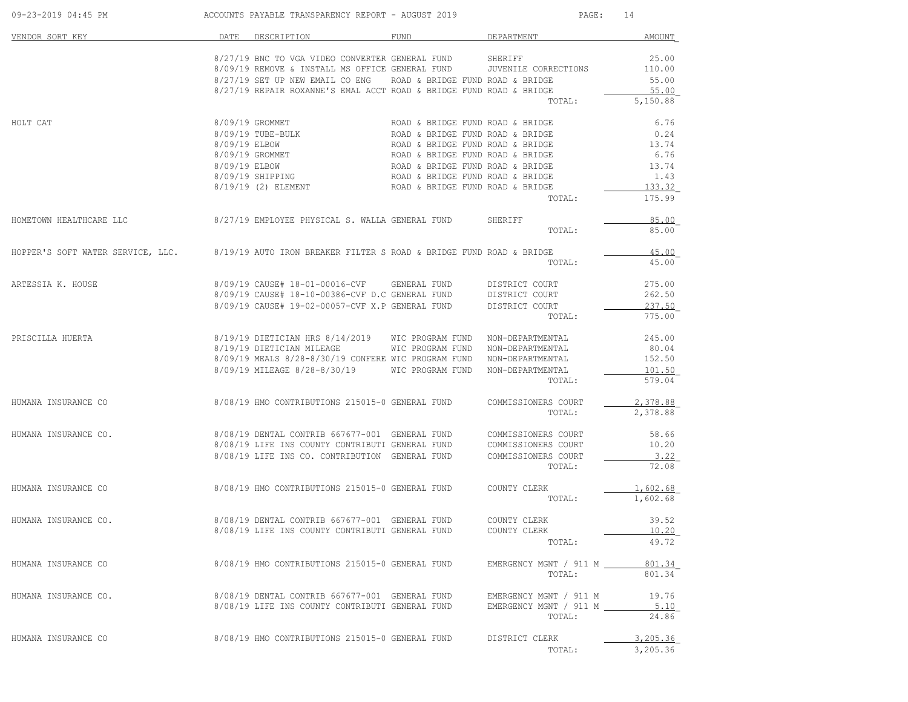| VENDOR SORT KEY | DATE | DESCRIPTION | FUND | DEPARTMENT | AMOUNT |
|---|---|---|---|---|---|
| | 8/27/19 | BNC TO VGA VIDEO CONVERTER | GENERAL FUND | SHERIFF | 25.00 |
| | 8/09/19 | REMOVE & INSTALL MS OFFICE | GENERAL FUND | JUVENILE CORRECTIONS | 110.00 |
| | 8/27/19 | SET UP NEW EMAIL CO ENG | ROAD & BRIDGE FUND | ROAD & BRIDGE | 55.00 |
| | 8/27/19 | REPAIR ROXANNE'S EMAL ACCT | ROAD & BRIDGE FUND | ROAD & BRIDGE | 55.00 |
| | | | | TOTAL: | 5,150.88 |
| HOLT CAT | 8/09/19 | GROMMET | ROAD & BRIDGE FUND | ROAD & BRIDGE | 6.76 |
| | 8/09/19 | TUBE-BULK | ROAD & BRIDGE FUND | ROAD & BRIDGE | 0.24 |
| | 8/09/19 | ELBOW | ROAD & BRIDGE FUND | ROAD & BRIDGE | 13.74 |
| | 8/09/19 | GROMMET | ROAD & BRIDGE FUND | ROAD & BRIDGE | 6.76 |
| | 8/09/19 | ELBOW | ROAD & BRIDGE FUND | ROAD & BRIDGE | 13.74 |
| | 8/09/19 | SHIPPING | ROAD & BRIDGE FUND | ROAD & BRIDGE | 1.43 |
| | 8/19/19 | (2) ELEMENT | ROAD & BRIDGE FUND | ROAD & BRIDGE | 133.32 |
| | | | | TOTAL: | 175.99 |
| HOMETOWN HEALTHCARE LLC | 8/27/19 | EMPLOYEE PHYSICAL S. WALLA | GENERAL FUND | SHERIFF | 85.00 |
| | | | | TOTAL: | 85.00 |
| HOPPER'S SOFT WATER SERVICE, LLC. | 8/19/19 | AUTO IRON BREAKER FILTER S | ROAD & BRIDGE FUND | ROAD & BRIDGE | 45.00 |
| | | | | TOTAL: | 45.00 |
| ARTESSIA K. HOUSE | 8/09/19 | CAUSE# 18-01-00016-CVF | GENERAL FUND | DISTRICT COURT | 275.00 |
| | 8/09/19 | CAUSE# 18-10-00386-CVF D.C | GENERAL FUND | DISTRICT COURT | 262.50 |
| | 8/09/19 | CAUSE# 19-02-00057-CVF X.P | GENERAL FUND | DISTRICT COURT | 237.50 |
| | | | | TOTAL: | 775.00 |
| PRISCILLA HUERTA | 8/19/19 | DIETICIAN HRS 8/14/2019 | WIC PROGRAM FUND | NON-DEPARTMENTAL | 245.00 |
| | 8/19/19 | DIETICIAN MILEAGE | WIC PROGRAM FUND | NON-DEPARTMENTAL | 80.04 |
| | 8/09/19 | MEALS 8/28-8/30/19 CONFERE | WIC PROGRAM FUND | NON-DEPARTMENTAL | 152.50 |
| | 8/09/19 | MILEAGE 8/28-8/30/19 | WIC PROGRAM FUND | NON-DEPARTMENTAL | 101.50 |
| | | | | TOTAL: | 579.04 |
| HUMANA INSURANCE CO | 8/08/19 | HMO CONTRIBUTIONS 215015-0 | GENERAL FUND | COMMISSIONERS COURT | 2,378.88 |
| | | | | TOTAL: | 2,378.88 |
| HUMANA INSURANCE CO. | 8/08/19 | DENTAL CONTRIB 667677-001 | GENERAL FUND | COMMISSIONERS COURT | 58.66 |
| | 8/08/19 | LIFE INS COUNTY CONTRIBUTI | GENERAL FUND | COMMISSIONERS COURT | 10.20 |
| | 8/08/19 | LIFE INS CO. CONTRIBUTION | GENERAL FUND | COMMISSIONERS COURT | 3.22 |
| | | | | TOTAL: | 72.08 |
| HUMANA INSURANCE CO | 8/08/19 | HMO CONTRIBUTIONS 215015-0 | GENERAL FUND | COUNTY CLERK | 1,602.68 |
| | | | | TOTAL: | 1,602.68 |
| HUMANA INSURANCE CO. | 8/08/19 | DENTAL CONTRIB 667677-001 | GENERAL FUND | COUNTY CLERK | 39.52 |
| | 8/08/19 | LIFE INS COUNTY CONTRIBUTI | GENERAL FUND | COUNTY CLERK | 10.20 |
| | | | | TOTAL: | 49.72 |
| HUMANA INSURANCE CO | 8/08/19 | HMO CONTRIBUTIONS 215015-0 | GENERAL FUND | EMERGENCY MGNT / 911 M | 801.34 |
| | | | | TOTAL: | 801.34 |
| HUMANA INSURANCE CO. | 8/08/19 | DENTAL CONTRIB 667677-001 | GENERAL FUND | EMERGENCY MGNT / 911 M | 19.76 |
| | 8/08/19 | LIFE INS COUNTY CONTRIBUTI | GENERAL FUND | EMERGENCY MGNT / 911 M | 5.10 |
| | | | | TOTAL: | 24.86 |
| HUMANA INSURANCE CO | 8/08/19 | HMO CONTRIBUTIONS 215015-0 | GENERAL FUND | DISTRICT CLERK | 3,205.36 |
| | | | | TOTAL: | 3,205.36 |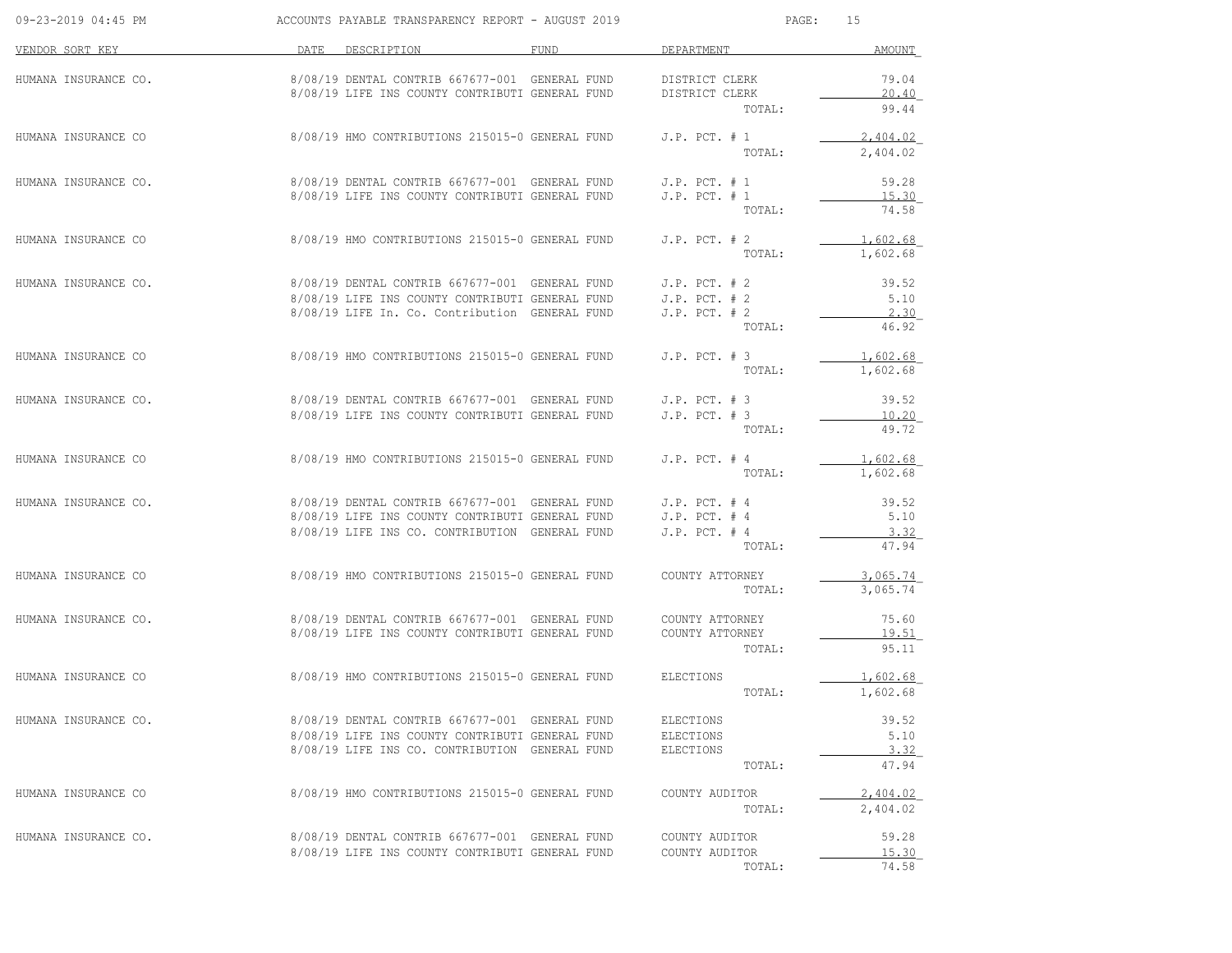# ACCOUNTS PAYABLE TRANSPARENCY REPORT - AUGUST 2019

| VENDOR SORT KEY | DATE | DESCRIPTION | FUND | DEPARTMENT | AMOUNT |
|---|---|---|---|---|---|
| HUMANA INSURANCE CO. | 8/08/19 | DENTAL CONTRIB 667677-001 | GENERAL FUND | DISTRICT CLERK | 79.04 |
| | 8/08/19 | LIFE INS COUNTY CONTRIBUTI | GENERAL FUND | DISTRICT CLERK | 20.40 |
| | | | | TOTAL: | 99.44 |
| HUMANA INSURANCE CO | 8/08/19 | HMO CONTRIBUTIONS 215015-0 | GENERAL FUND | J.P. PCT. # 1 | 2,404.02 |
| | | | | TOTAL: | 2,404.02 |
| HUMANA INSURANCE CO. | 8/08/19 | DENTAL CONTRIB 667677-001 | GENERAL FUND | J.P. PCT. # 1 | 59.28 |
| | 8/08/19 | LIFE INS COUNTY CONTRIBUTI | GENERAL FUND | J.P. PCT. # 1 | 15.30 |
| | | | | TOTAL: | 74.58 |
| HUMANA INSURANCE CO | 8/08/19 | HMO CONTRIBUTIONS 215015-0 | GENERAL FUND | J.P. PCT. # 2 | 1,602.68 |
| | | | | TOTAL: | 1,602.68 |
| HUMANA INSURANCE CO. | 8/08/19 | DENTAL CONTRIB 667677-001 | GENERAL FUND | J.P. PCT. # 2 | 39.52 |
| | 8/08/19 | LIFE INS COUNTY CONTRIBUTI | GENERAL FUND | J.P. PCT. # 2 | 5.10 |
| | 8/08/19 | LIFE In. Co. Contribution | GENERAL FUND | J.P. PCT. # 2 | 2.30 |
| | | | | TOTAL: | 46.92 |
| HUMANA INSURANCE CO | 8/08/19 | HMO CONTRIBUTIONS 215015-0 | GENERAL FUND | J.P. PCT. # 3 | 1,602.68 |
| | | | | TOTAL: | 1,602.68 |
| HUMANA INSURANCE CO. | 8/08/19 | DENTAL CONTRIB 667677-001 | GENERAL FUND | J.P. PCT. # 3 | 39.52 |
| | 8/08/19 | LIFE INS COUNTY CONTRIBUTI | GENERAL FUND | J.P. PCT. # 3 | 10.20 |
| | | | | TOTAL: | 49.72 |
| HUMANA INSURANCE CO | 8/08/19 | HMO CONTRIBUTIONS 215015-0 | GENERAL FUND | J.P. PCT. # 4 | 1,602.68 |
| | | | | TOTAL: | 1,602.68 |
| HUMANA INSURANCE CO. | 8/08/19 | DENTAL CONTRIB 667677-001 | GENERAL FUND | J.P. PCT. # 4 | 39.52 |
| | 8/08/19 | LIFE INS COUNTY CONTRIBUTI | GENERAL FUND | J.P. PCT. # 4 | 5.10 |
| | 8/08/19 | LIFE INS CO. CONTRIBUTION | GENERAL FUND | J.P. PCT. # 4 | 3.32 |
| | | | | TOTAL: | 47.94 |
| HUMANA INSURANCE CO | 8/08/19 | HMO CONTRIBUTIONS 215015-0 | GENERAL FUND | COUNTY ATTORNEY | 3,065.74 |
| | | | | TOTAL: | 3,065.74 |
| HUMANA INSURANCE CO. | 8/08/19 | DENTAL CONTRIB 667677-001 | GENERAL FUND | COUNTY ATTORNEY | 75.60 |
| | 8/08/19 | LIFE INS COUNTY CONTRIBUTI | GENERAL FUND | COUNTY ATTORNEY | 19.51 |
| | | | | TOTAL: | 95.11 |
| HUMANA INSURANCE CO | 8/08/19 | HMO CONTRIBUTIONS 215015-0 | GENERAL FUND | ELECTIONS | 1,602.68 |
| | | | | TOTAL: | 1,602.68 |
| HUMANA INSURANCE CO. | 8/08/19 | DENTAL CONTRIB 667677-001 | GENERAL FUND | ELECTIONS | 39.52 |
| | 8/08/19 | LIFE INS COUNTY CONTRIBUTI | GENERAL FUND | ELECTIONS | 5.10 |
| | 8/08/19 | LIFE INS CO. CONTRIBUTION | GENERAL FUND | ELECTIONS | 3.32 |
| | | | | TOTAL: | 47.94 |
| HUMANA INSURANCE CO | 8/08/19 | HMO CONTRIBUTIONS 215015-0 | GENERAL FUND | COUNTY AUDITOR | 2,404.02 |
| | | | | TOTAL: | 2,404.02 |
| HUMANA INSURANCE CO. | 8/08/19 | DENTAL CONTRIB 667677-001 | GENERAL FUND | COUNTY AUDITOR | 59.28 |
| | 8/08/19 | LIFE INS COUNTY CONTRIBUTI | GENERAL FUND | COUNTY AUDITOR | 15.30 |
| | | | | TOTAL: | 74.58 |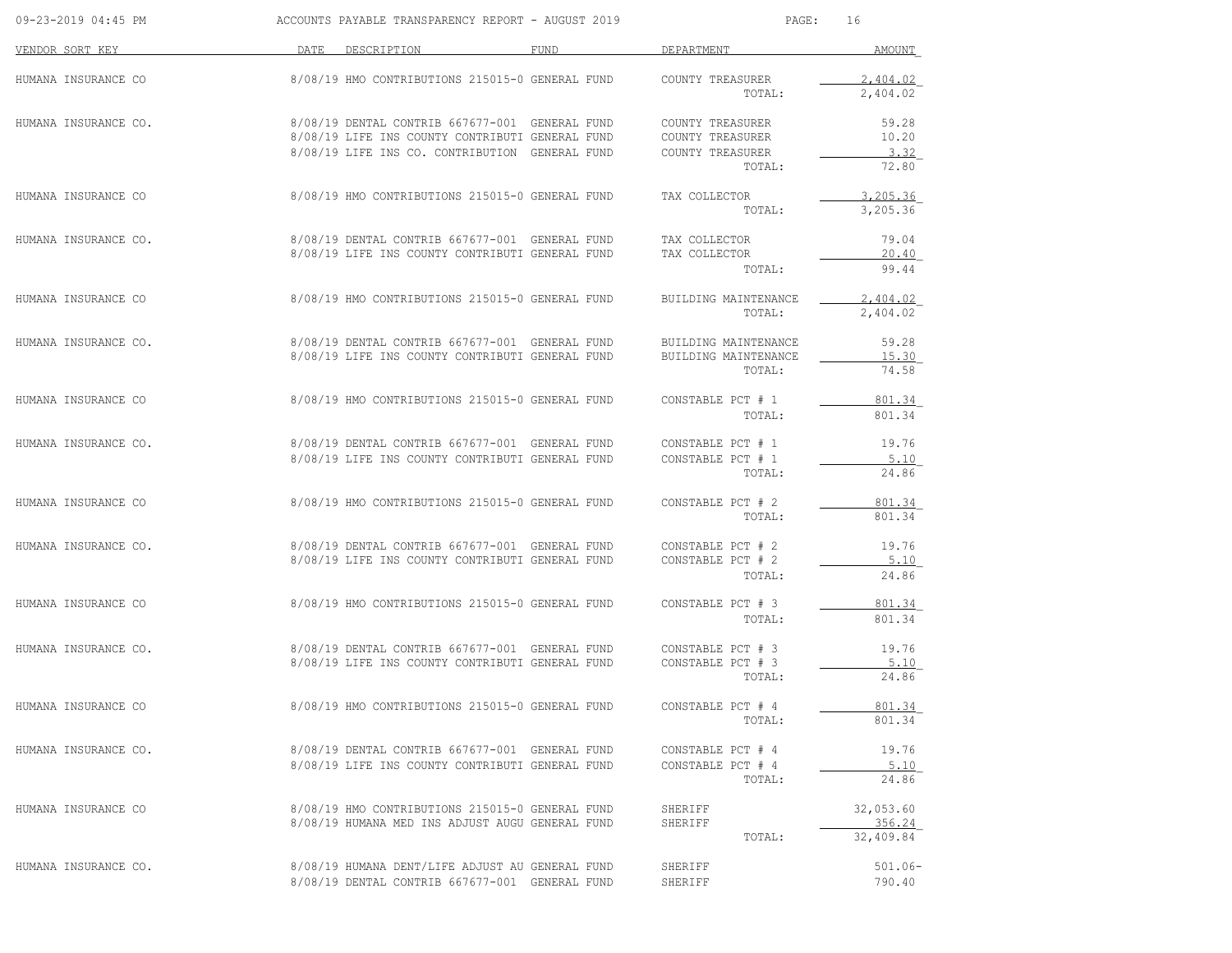| VENDOR SORT KEY | DATE | DESCRIPTION | FUND | DEPARTMENT | AMOUNT |
|---|---|---|---|---|---|
| HUMANA INSURANCE CO | 8/08/19 | HMO CONTRIBUTIONS 215015-0 | GENERAL FUND | COUNTY TREASURER | 2,404.02 |
| | | | | TOTAL: | 2,404.02 |
| HUMANA INSURANCE CO. | 8/08/19 | DENTAL CONTRIB 667677-001 | GENERAL FUND | COUNTY TREASURER | 59.28 |
| | 8/08/19 | LIFE INS COUNTY CONTRIBUTI | GENERAL FUND | COUNTY TREASURER | 10.20 |
| | 8/08/19 | LIFE INS CO. CONTRIBUTION | GENERAL FUND | COUNTY TREASURER | 3.32 |
| | | | | TOTAL: | 72.80 |
| HUMANA INSURANCE CO | 8/08/19 | HMO CONTRIBUTIONS 215015-0 | GENERAL FUND | TAX COLLECTOR | 3,205.36 |
| | | | | TOTAL: | 3,205.36 |
| HUMANA INSURANCE CO. | 8/08/19 | DENTAL CONTRIB 667677-001 | GENERAL FUND | TAX COLLECTOR | 79.04 |
| | 8/08/19 | LIFE INS COUNTY CONTRIBUTI | GENERAL FUND | TAX COLLECTOR | 20.40 |
| | | | | TOTAL: | 99.44 |
| HUMANA INSURANCE CO | 8/08/19 | HMO CONTRIBUTIONS 215015-0 | GENERAL FUND | BUILDING MAINTENANCE | 2,404.02 |
| | | | | TOTAL: | 2,404.02 |
| HUMANA INSURANCE CO. | 8/08/19 | DENTAL CONTRIB 667677-001 | GENERAL FUND | BUILDING MAINTENANCE | 59.28 |
| | 8/08/19 | LIFE INS COUNTY CONTRIBUTI | GENERAL FUND | BUILDING MAINTENANCE | 15.30 |
| | | | | TOTAL: | 74.58 |
| HUMANA INSURANCE CO | 8/08/19 | HMO CONTRIBUTIONS 215015-0 | GENERAL FUND | CONSTABLE PCT # 1 | 801.34 |
| | | | | TOTAL: | 801.34 |
| HUMANA INSURANCE CO. | 8/08/19 | DENTAL CONTRIB 667677-001 | GENERAL FUND | CONSTABLE PCT # 1 | 19.76 |
| | 8/08/19 | LIFE INS COUNTY CONTRIBUTI | GENERAL FUND | CONSTABLE PCT # 1 | 5.10 |
| | | | | TOTAL: | 24.86 |
| HUMANA INSURANCE CO | 8/08/19 | HMO CONTRIBUTIONS 215015-0 | GENERAL FUND | CONSTABLE PCT # 2 | 801.34 |
| | | | | TOTAL: | 801.34 |
| HUMANA INSURANCE CO. | 8/08/19 | DENTAL CONTRIB 667677-001 | GENERAL FUND | CONSTABLE PCT # 2 | 19.76 |
| | 8/08/19 | LIFE INS COUNTY CONTRIBUTI | GENERAL FUND | CONSTABLE PCT # 2 | 5.10 |
| | | | | TOTAL: | 24.86 |
| HUMANA INSURANCE CO | 8/08/19 | HMO CONTRIBUTIONS 215015-0 | GENERAL FUND | CONSTABLE PCT # 3 | 801.34 |
| | | | | TOTAL: | 801.34 |
| HUMANA INSURANCE CO. | 8/08/19 | DENTAL CONTRIB 667677-001 | GENERAL FUND | CONSTABLE PCT # 3 | 19.76 |
| | 8/08/19 | LIFE INS COUNTY CONTRIBUTI | GENERAL FUND | CONSTABLE PCT # 3 | 5.10 |
| | | | | TOTAL: | 24.86 |
| HUMANA INSURANCE CO | 8/08/19 | HMO CONTRIBUTIONS 215015-0 | GENERAL FUND | CONSTABLE PCT # 4 | 801.34 |
| | | | | TOTAL: | 801.34 |
| HUMANA INSURANCE CO. | 8/08/19 | DENTAL CONTRIB 667677-001 | GENERAL FUND | CONSTABLE PCT # 4 | 19.76 |
| | 8/08/19 | LIFE INS COUNTY CONTRIBUTI | GENERAL FUND | CONSTABLE PCT # 4 | 5.10 |
| | | | | TOTAL: | 24.86 |
| HUMANA INSURANCE CO | 8/08/19 | HMO CONTRIBUTIONS 215015-0 | GENERAL FUND | SHERIFF | 32,053.60 |
| | 8/08/19 | HUMANA MED INS ADJUST AUGU | GENERAL FUND | SHERIFF | 356.24 |
| | | | | TOTAL: | 32,409.84 |
| HUMANA INSURANCE CO. | 8/08/19 | HUMANA DENT/LIFE ADJUST AU | GENERAL FUND | SHERIFF | 501.06- |
| | 8/08/19 | DENTAL CONTRIB 667677-001 | GENERAL FUND | SHERIFF | 790.40 |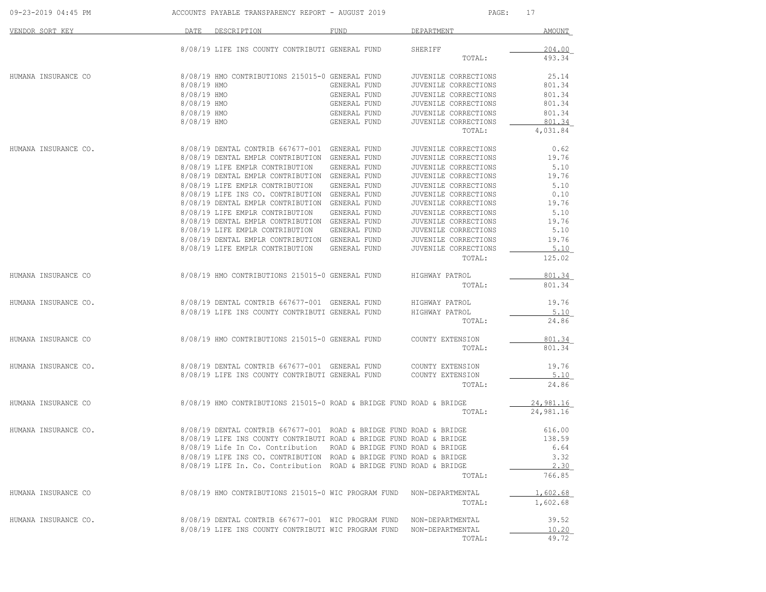| VENDOR SORT KEY | DATE | DESCRIPTION | FUND | DEPARTMENT | AMOUNT |
|---|---|---|---|---|---|
| | 8/08/19 | LIFE INS COUNTY CONTRIBUTI | GENERAL FUND | SHERIFF | 204.00 |
| | | | | TOTAL: | 493.34 |
| HUMANA INSURANCE CO | 8/08/19 | HMO CONTRIBUTIONS 215015-0 | GENERAL FUND | JUVENILE CORRECTIONS | 25.14 |
| | 8/08/19 | HMO | GENERAL FUND | JUVENILE CORRECTIONS | 801.34 |
| | 8/08/19 | HMO | GENERAL FUND | JUVENILE CORRECTIONS | 801.34 |
| | 8/08/19 | HMO | GENERAL FUND | JUVENILE CORRECTIONS | 801.34 |
| | 8/08/19 | HMO | GENERAL FUND | JUVENILE CORRECTIONS | 801.34 |
| | 8/08/19 | HMO | GENERAL FUND | JUVENILE CORRECTIONS | 801.34 |
| | | | | TOTAL: | 4,031.84 |
| HUMANA INSURANCE CO. | 8/08/19 | DENTAL CONTRIB 667677-001 | GENERAL FUND | JUVENILE CORRECTIONS | 0.62 |
| | 8/08/19 | DENTAL EMPLR CONTRIBUTION | GENERAL FUND | JUVENILE CORRECTIONS | 19.76 |
| | 8/08/19 | LIFE EMPLR CONTRIBUTION | GENERAL FUND | JUVENILE CORRECTIONS | 5.10 |
| | 8/08/19 | DENTAL EMPLR CONTRIBUTION | GENERAL FUND | JUVENILE CORRECTIONS | 19.76 |
| | 8/08/19 | LIFE EMPLR CONTRIBUTION | GENERAL FUND | JUVENILE CORRECTIONS | 5.10 |
| | 8/08/19 | LIFE INS CO. CONTRIBUTION | GENERAL FUND | JUVENILE CORRECTIONS | 0.10 |
| | 8/08/19 | DENTAL EMPLR CONTRIBUTION | GENERAL FUND | JUVENILE CORRECTIONS | 19.76 |
| | 8/08/19 | LIFE EMPLR CONTRIBUTION | GENERAL FUND | JUVENILE CORRECTIONS | 5.10 |
| | 8/08/19 | DENTAL EMPLR CONTRIBUTION | GENERAL FUND | JUVENILE CORRECTIONS | 19.76 |
| | 8/08/19 | LIFE EMPLR CONTRIBUTION | GENERAL FUND | JUVENILE CORRECTIONS | 5.10 |
| | 8/08/19 | DENTAL EMPLR CONTRIBUTION | GENERAL FUND | JUVENILE CORRECTIONS | 19.76 |
| | 8/08/19 | LIFE EMPLR CONTRIBUTION | GENERAL FUND | JUVENILE CORRECTIONS | 5.10 |
| | | | | TOTAL: | 125.02 |
| HUMANA INSURANCE CO | 8/08/19 | HMO CONTRIBUTIONS 215015-0 | GENERAL FUND | HIGHWAY PATROL | 801.34 |
| | | | | TOTAL: | 801.34 |
| HUMANA INSURANCE CO. | 8/08/19 | DENTAL CONTRIB 667677-001 | GENERAL FUND | HIGHWAY PATROL | 19.76 |
| | 8/08/19 | LIFE INS COUNTY CONTRIBUTI | GENERAL FUND | HIGHWAY PATROL | 5.10 |
| | | | | TOTAL: | 24.86 |
| HUMANA INSURANCE CO | 8/08/19 | HMO CONTRIBUTIONS 215015-0 | GENERAL FUND | COUNTY EXTENSION | 801.34 |
| | | | | TOTAL: | 801.34 |
| HUMANA INSURANCE CO. | 8/08/19 | DENTAL CONTRIB 667677-001 | GENERAL FUND | COUNTY EXTENSION | 19.76 |
| | 8/08/19 | LIFE INS COUNTY CONTRIBUTI | GENERAL FUND | COUNTY EXTENSION | 5.10 |
| | | | | TOTAL: | 24.86 |
| HUMANA INSURANCE CO | 8/08/19 | HMO CONTRIBUTIONS 215015-0 | ROAD & BRIDGE FUND | ROAD & BRIDGE | 24,981.16 |
| | | | | TOTAL: | 24,981.16 |
| HUMANA INSURANCE CO. | 8/08/19 | DENTAL CONTRIB 667677-001 | ROAD & BRIDGE FUND | ROAD & BRIDGE | 616.00 |
| | 8/08/19 | LIFE INS COUNTY CONTRIBUTI | ROAD & BRIDGE FUND | ROAD & BRIDGE | 138.59 |
| | 8/08/19 | Life In Co. Contribution | ROAD & BRIDGE FUND | ROAD & BRIDGE | 6.64 |
| | 8/08/19 | LIFE INS CO. CONTRIBUTION | ROAD & BRIDGE FUND | ROAD & BRIDGE | 3.32 |
| | 8/08/19 | LIFE In. Co. Contribution | ROAD & BRIDGE FUND | ROAD & BRIDGE | 2.30 |
| | | | | TOTAL: | 766.85 |
| HUMANA INSURANCE CO | 8/08/19 | HMO CONTRIBUTIONS 215015-0 | WIC PROGRAM FUND | NON-DEPARTMENTAL | 1,602.68 |
| | | | | TOTAL: | 1,602.68 |
| HUMANA INSURANCE CO. | 8/08/19 | DENTAL CONTRIB 667677-001 | WIC PROGRAM FUND | NON-DEPARTMENTAL | 39.52 |
| | 8/08/19 | LIFE INS COUNTY CONTRIBUTI | WIC PROGRAM FUND | NON-DEPARTMENTAL | 10.20 |
| | | | | TOTAL: | 49.72 |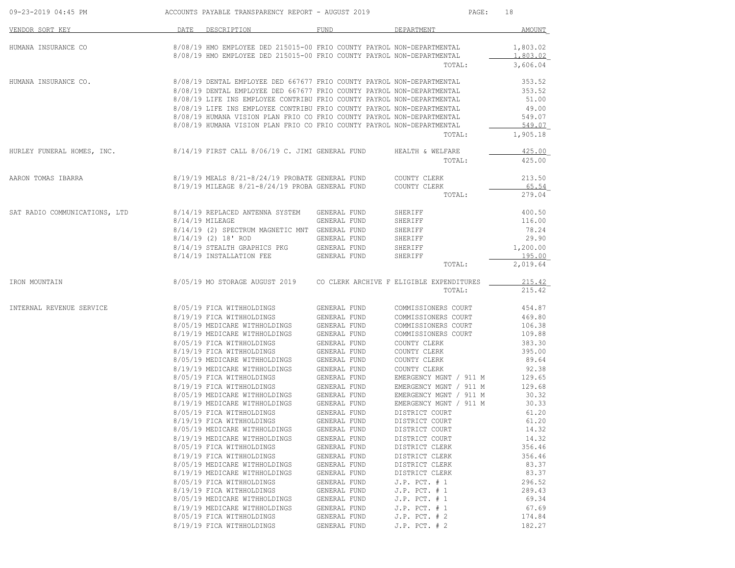ACCOUNTS PAYABLE TRANSPARENCY REPORT - AUGUST 2019

| VENDOR SORT KEY | DATE | DESCRIPTION | FUND | DEPARTMENT | AMOUNT |
|---|---|---|---|---|---|
| HUMANA INSURANCE CO | 8/08/19 | HMO EMPLOYEE DED 215015-00 | FRIO COUNTY PAYROL | NON-DEPARTMENTAL | 1,803.02 |
| | 8/08/19 | HMO EMPLOYEE DED 215015-00 | FRIO COUNTY PAYROL | NON-DEPARTMENTAL | 1,803.02 |
| | | | | TOTAL: | 3,606.04 |
| HUMANA INSURANCE CO. | 8/08/19 | DENTAL EMPLOYEE DED 667677 | FRIO COUNTY PAYROL | NON-DEPARTMENTAL | 353.52 |
| | 8/08/19 | DENTAL EMPLOYEE DED 667677 | FRIO COUNTY PAYROL | NON-DEPARTMENTAL | 353.52 |
| | 8/08/19 | LIFE INS EMPLOYEE CONTRIBU | FRIO COUNTY PAYROL | NON-DEPARTMENTAL | 51.00 |
| | 8/08/19 | LIFE INS EMPLOYEE CONTRIBU | FRIO COUNTY PAYROL | NON-DEPARTMENTAL | 49.00 |
| | 8/08/19 | HUMANA VISION PLAN FRIO CO | FRIO COUNTY PAYROL | NON-DEPARTMENTAL | 549.07 |
| | 8/08/19 | HUMANA VISION PLAN FRIO CO | FRIO COUNTY PAYROL | NON-DEPARTMENTAL | 549.07 |
| | | | | TOTAL: | 1,905.18 |
| HURLEY FUNERAL HOMES, INC. | 8/14/19 | FIRST CALL 8/06/19 C. JIMI | GENERAL FUND | HEALTH & WELFARE | 425.00 |
| | | | | TOTAL: | 425.00 |
| AARON TOMAS IBARRA | 8/19/19 | MEALS 8/21-8/24/19 PROBATE | GENERAL FUND | COUNTY CLERK | 213.50 |
| | 8/19/19 | MILEAGE 8/21-8/24/19 PROBA | GENERAL FUND | COUNTY CLERK | 65.54 |
| | | | | TOTAL: | 279.04 |
| SAT RADIO COMMUNICATIONS, LTD | 8/14/19 | REPLACED ANTENNA SYSTEM | GENERAL FUND | SHERIFF | 400.50 |
| | 8/14/19 | MILEAGE | GENERAL FUND | SHERIFF | 116.00 |
| | 8/14/19 | (2) SPECTRUM MAGNETIC MNT | GENERAL FUND | SHERIFF | 78.24 |
| | 8/14/19 | (2) 18' ROD | GENERAL FUND | SHERIFF | 29.90 |
| | 8/14/19 | STEALTH GRAPHICS PKG | GENERAL FUND | SHERIFF | 1,200.00 |
| | 8/14/19 | INSTALLATION FEE | GENERAL FUND | SHERIFF | 195.00 |
| | | | | TOTAL: | 2,019.64 |
| IRON MOUNTAIN | 8/05/19 | MO STORAGE AUGUST 2019 | CO CLERK ARCHIVE F | ELIGIBLE EXPENDITURES | 215.42 |
| | | | | TOTAL: | 215.42 |
| INTERNAL REVENUE SERVICE | 8/05/19 | FICA WITHHOLDINGS | GENERAL FUND | COMMISSIONERS COURT | 454.87 |
| | 8/19/19 | FICA WITHHOLDINGS | GENERAL FUND | COMMISSIONERS COURT | 469.80 |
| | 8/05/19 | MEDICARE WITHHOLDINGS | GENERAL FUND | COMMISSIONERS COURT | 106.38 |
| | 8/19/19 | MEDICARE WITHHOLDINGS | GENERAL FUND | COMMISSIONERS COURT | 109.88 |
| | 8/05/19 | FICA WITHHOLDINGS | GENERAL FUND | COUNTY CLERK | 383.30 |
| | 8/19/19 | FICA WITHHOLDINGS | GENERAL FUND | COUNTY CLERK | 395.00 |
| | 8/05/19 | MEDICARE WITHHOLDINGS | GENERAL FUND | COUNTY CLERK | 89.64 |
| | 8/19/19 | MEDICARE WITHHOLDINGS | GENERAL FUND | COUNTY CLERK | 92.38 |
| | 8/05/19 | FICA WITHHOLDINGS | GENERAL FUND | EMERGENCY MGNT / 911 M | 129.65 |
| | 8/19/19 | FICA WITHHOLDINGS | GENERAL FUND | EMERGENCY MGNT / 911 M | 129.68 |
| | 8/05/19 | MEDICARE WITHHOLDINGS | GENERAL FUND | EMERGENCY MGNT / 911 M | 30.32 |
| | 8/19/19 | MEDICARE WITHHOLDINGS | GENERAL FUND | EMERGENCY MGNT / 911 M | 30.33 |
| | 8/05/19 | FICA WITHHOLDINGS | GENERAL FUND | DISTRICT COURT | 61.20 |
| | 8/19/19 | FICA WITHHOLDINGS | GENERAL FUND | DISTRICT COURT | 61.20 |
| | 8/05/19 | MEDICARE WITHHOLDINGS | GENERAL FUND | DISTRICT COURT | 14.32 |
| | 8/19/19 | MEDICARE WITHHOLDINGS | GENERAL FUND | DISTRICT COURT | 14.32 |
| | 8/05/19 | FICA WITHHOLDINGS | GENERAL FUND | DISTRICT CLERK | 356.46 |
| | 8/19/19 | FICA WITHHOLDINGS | GENERAL FUND | DISTRICT CLERK | 356.46 |
| | 8/05/19 | MEDICARE WITHHOLDINGS | GENERAL FUND | DISTRICT CLERK | 83.37 |
| | 8/19/19 | MEDICARE WITHHOLDINGS | GENERAL FUND | DISTRICT CLERK | 83.37 |
| | 8/05/19 | FICA WITHHOLDINGS | GENERAL FUND | J.P. PCT. # 1 | 296.52 |
| | 8/19/19 | FICA WITHHOLDINGS | GENERAL FUND | J.P. PCT. # 1 | 289.43 |
| | 8/05/19 | MEDICARE WITHHOLDINGS | GENERAL FUND | J.P. PCT. # 1 | 69.34 |
| | 8/19/19 | MEDICARE WITHHOLDINGS | GENERAL FUND | J.P. PCT. # 1 | 67.69 |
| | 8/05/19 | FICA WITHHOLDINGS | GENERAL FUND | J.P. PCT. # 2 | 174.84 |
| | 8/19/19 | FICA WITHHOLDINGS | GENERAL FUND | J.P. PCT. # 2 | 182.27 |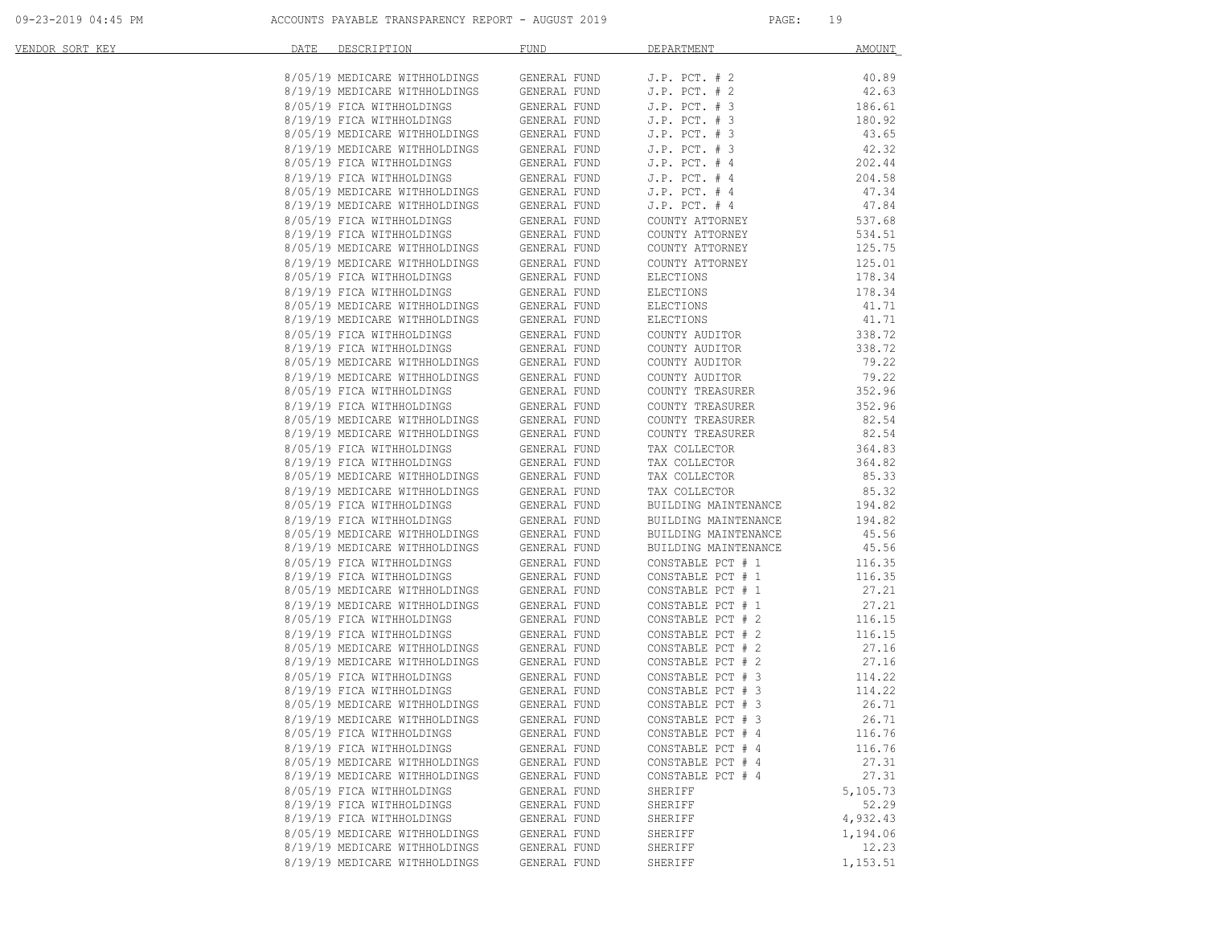| VENDOR SORT KEY | DATE | DESCRIPTION | FUND | DEPARTMENT | AMOUNT |
|---|---|---|---|---|---|
| | 8/05/19 | MEDICARE WITHHOLDINGS | GENERAL FUND | J.P. PCT. # 2 | 40.89 |
| | 8/19/19 | MEDICARE WITHHOLDINGS | GENERAL FUND | J.P. PCT. # 2 | 42.63 |
| | 8/05/19 | FICA WITHHOLDINGS | GENERAL FUND | J.P. PCT. # 3 | 186.61 |
| | 8/19/19 | FICA WITHHOLDINGS | GENERAL FUND | J.P. PCT. # 3 | 180.92 |
| | 8/05/19 | MEDICARE WITHHOLDINGS | GENERAL FUND | J.P. PCT. # 3 | 43.65 |
| | 8/19/19 | MEDICARE WITHHOLDINGS | GENERAL FUND | J.P. PCT. # 3 | 42.32 |
| | 8/05/19 | FICA WITHHOLDINGS | GENERAL FUND | J.P. PCT. # 4 | 202.44 |
| | 8/19/19 | FICA WITHHOLDINGS | GENERAL FUND | J.P. PCT. # 4 | 204.58 |
| | 8/05/19 | MEDICARE WITHHOLDINGS | GENERAL FUND | J.P. PCT. # 4 | 47.34 |
| | 8/19/19 | MEDICARE WITHHOLDINGS | GENERAL FUND | J.P. PCT. # 4 | 47.84 |
| | 8/05/19 | FICA WITHHOLDINGS | GENERAL FUND | COUNTY ATTORNEY | 537.68 |
| | 8/19/19 | FICA WITHHOLDINGS | GENERAL FUND | COUNTY ATTORNEY | 534.51 |
| | 8/05/19 | MEDICARE WITHHOLDINGS | GENERAL FUND | COUNTY ATTORNEY | 125.75 |
| | 8/19/19 | MEDICARE WITHHOLDINGS | GENERAL FUND | COUNTY ATTORNEY | 125.01 |
| | 8/05/19 | FICA WITHHOLDINGS | GENERAL FUND | ELECTIONS | 178.34 |
| | 8/19/19 | FICA WITHHOLDINGS | GENERAL FUND | ELECTIONS | 178.34 |
| | 8/05/19 | MEDICARE WITHHOLDINGS | GENERAL FUND | ELECTIONS | 41.71 |
| | 8/19/19 | MEDICARE WITHHOLDINGS | GENERAL FUND | ELECTIONS | 41.71 |
| | 8/05/19 | FICA WITHHOLDINGS | GENERAL FUND | COUNTY AUDITOR | 338.72 |
| | 8/19/19 | FICA WITHHOLDINGS | GENERAL FUND | COUNTY AUDITOR | 338.72 |
| | 8/05/19 | MEDICARE WITHHOLDINGS | GENERAL FUND | COUNTY AUDITOR | 79.22 |
| | 8/19/19 | MEDICARE WITHHOLDINGS | GENERAL FUND | COUNTY AUDITOR | 79.22 |
| | 8/05/19 | FICA WITHHOLDINGS | GENERAL FUND | COUNTY TREASURER | 352.96 |
| | 8/19/19 | FICA WITHHOLDINGS | GENERAL FUND | COUNTY TREASURER | 352.96 |
| | 8/05/19 | MEDICARE WITHHOLDINGS | GENERAL FUND | COUNTY TREASURER | 82.54 |
| | 8/19/19 | MEDICARE WITHHOLDINGS | GENERAL FUND | COUNTY TREASURER | 82.54 |
| | 8/05/19 | FICA WITHHOLDINGS | GENERAL FUND | TAX COLLECTOR | 364.83 |
| | 8/19/19 | FICA WITHHOLDINGS | GENERAL FUND | TAX COLLECTOR | 364.82 |
| | 8/05/19 | MEDICARE WITHHOLDINGS | GENERAL FUND | TAX COLLECTOR | 85.33 |
| | 8/19/19 | MEDICARE WITHHOLDINGS | GENERAL FUND | TAX COLLECTOR | 85.32 |
| | 8/05/19 | FICA WITHHOLDINGS | GENERAL FUND | BUILDING MAINTENANCE | 194.82 |
| | 8/19/19 | FICA WITHHOLDINGS | GENERAL FUND | BUILDING MAINTENANCE | 194.82 |
| | 8/05/19 | MEDICARE WITHHOLDINGS | GENERAL FUND | BUILDING MAINTENANCE | 45.56 |
| | 8/19/19 | MEDICARE WITHHOLDINGS | GENERAL FUND | BUILDING MAINTENANCE | 45.56 |
| | 8/05/19 | FICA WITHHOLDINGS | GENERAL FUND | CONSTABLE PCT # 1 | 116.35 |
| | 8/19/19 | FICA WITHHOLDINGS | GENERAL FUND | CONSTABLE PCT # 1 | 116.35 |
| | 8/05/19 | MEDICARE WITHHOLDINGS | GENERAL FUND | CONSTABLE PCT # 1 | 27.21 |
| | 8/19/19 | MEDICARE WITHHOLDINGS | GENERAL FUND | CONSTABLE PCT # 1 | 27.21 |
| | 8/05/19 | FICA WITHHOLDINGS | GENERAL FUND | CONSTABLE PCT # 2 | 116.15 |
| | 8/19/19 | FICA WITHHOLDINGS | GENERAL FUND | CONSTABLE PCT # 2 | 116.15 |
| | 8/05/19 | MEDICARE WITHHOLDINGS | GENERAL FUND | CONSTABLE PCT # 2 | 27.16 |
| | 8/19/19 | MEDICARE WITHHOLDINGS | GENERAL FUND | CONSTABLE PCT # 2 | 27.16 |
| | 8/05/19 | FICA WITHHOLDINGS | GENERAL FUND | CONSTABLE PCT # 3 | 114.22 |
| | 8/19/19 | FICA WITHHOLDINGS | GENERAL FUND | CONSTABLE PCT # 3 | 114.22 |
| | 8/05/19 | MEDICARE WITHHOLDINGS | GENERAL FUND | CONSTABLE PCT # 3 | 26.71 |
| | 8/19/19 | MEDICARE WITHHOLDINGS | GENERAL FUND | CONSTABLE PCT # 3 | 26.71 |
| | 8/05/19 | FICA WITHHOLDINGS | GENERAL FUND | CONSTABLE PCT # 4 | 116.76 |
| | 8/19/19 | FICA WITHHOLDINGS | GENERAL FUND | CONSTABLE PCT # 4 | 116.76 |
| | 8/05/19 | MEDICARE WITHHOLDINGS | GENERAL FUND | CONSTABLE PCT # 4 | 27.31 |
| | 8/19/19 | MEDICARE WITHHOLDINGS | GENERAL FUND | CONSTABLE PCT # 4 | 27.31 |
| | 8/05/19 | FICA WITHHOLDINGS | GENERAL FUND | SHERIFF | 5,105.73 |
| | 8/19/19 | FICA WITHHOLDINGS | GENERAL FUND | SHERIFF | 52.29 |
| | 8/19/19 | FICA WITHHOLDINGS | GENERAL FUND | SHERIFF | 4,932.43 |
| | 8/05/19 | MEDICARE WITHHOLDINGS | GENERAL FUND | SHERIFF | 1,194.06 |
| | 8/19/19 | MEDICARE WITHHOLDINGS | GENERAL FUND | SHERIFF | 12.23 |
| | 8/19/19 | MEDICARE WITHHOLDINGS | GENERAL FUND | SHERIFF | 1,153.51 |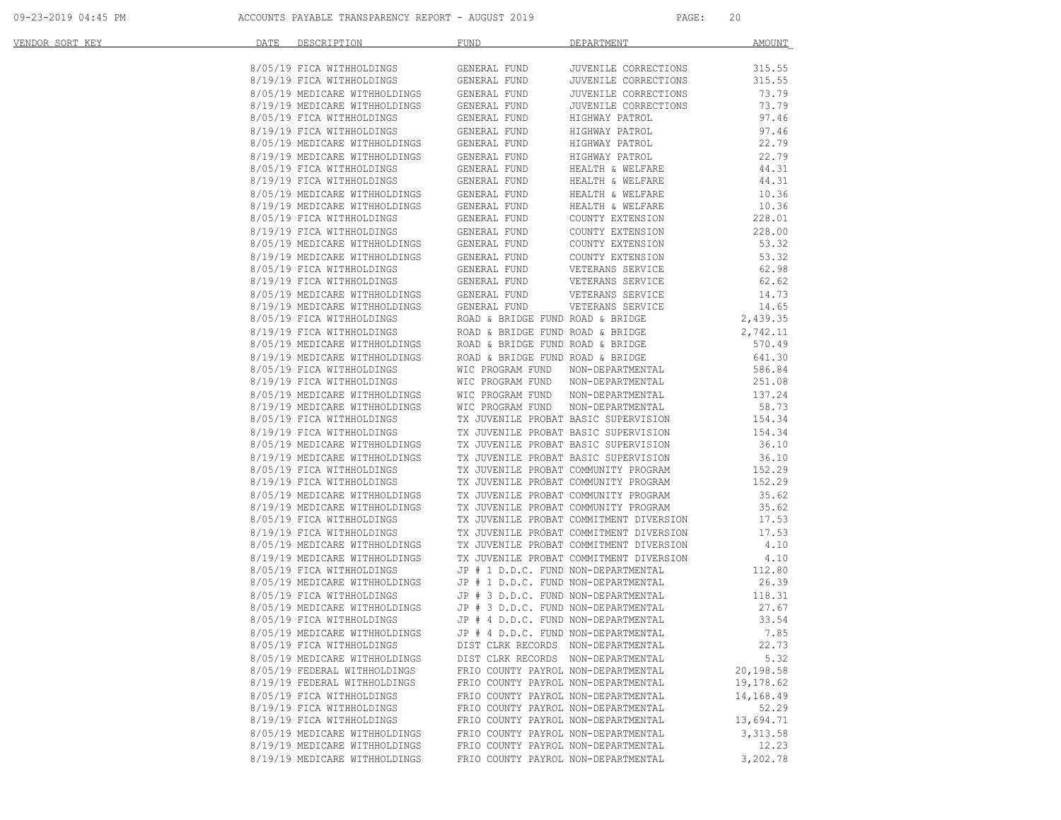| VENDOR SORT KEY | DATE | DESCRIPTION | FUND | DEPARTMENT | AMOUNT |
|---|---|---|---|---|---|
| | 8/05/19 | FICA WITHHOLDINGS | GENERAL FUND | JUVENILE CORRECTIONS | 315.55 |
| | 8/19/19 | FICA WITHHOLDINGS | GENERAL FUND | JUVENILE CORRECTIONS | 315.55 |
| | 8/05/19 | MEDICARE WITHHOLDINGS | GENERAL FUND | JUVENILE CORRECTIONS | 73.79 |
| | 8/19/19 | MEDICARE WITHHOLDINGS | GENERAL FUND | JUVENILE CORRECTIONS | 73.79 |
| | 8/05/19 | FICA WITHHOLDINGS | GENERAL FUND | HIGHWAY PATROL | 97.46 |
| | 8/19/19 | FICA WITHHOLDINGS | GENERAL FUND | HIGHWAY PATROL | 97.46 |
| | 8/05/19 | MEDICARE WITHHOLDINGS | GENERAL FUND | HIGHWAY PATROL | 22.79 |
| | 8/19/19 | MEDICARE WITHHOLDINGS | GENERAL FUND | HIGHWAY PATROL | 22.79 |
| | 8/05/19 | FICA WITHHOLDINGS | GENERAL FUND | HEALTH & WELFARE | 44.31 |
| | 8/19/19 | FICA WITHHOLDINGS | GENERAL FUND | HEALTH & WELFARE | 44.31 |
| | 8/05/19 | MEDICARE WITHHOLDINGS | GENERAL FUND | HEALTH & WELFARE | 10.36 |
| | 8/19/19 | MEDICARE WITHHOLDINGS | GENERAL FUND | HEALTH & WELFARE | 10.36 |
| | 8/05/19 | FICA WITHHOLDINGS | GENERAL FUND | COUNTY EXTENSION | 228.01 |
| | 8/19/19 | FICA WITHHOLDINGS | GENERAL FUND | COUNTY EXTENSION | 228.00 |
| | 8/05/19 | MEDICARE WITHHOLDINGS | GENERAL FUND | COUNTY EXTENSION | 53.32 |
| | 8/19/19 | MEDICARE WITHHOLDINGS | GENERAL FUND | COUNTY EXTENSION | 53.32 |
| | 8/05/19 | FICA WITHHOLDINGS | GENERAL FUND | VETERANS SERVICE | 62.98 |
| | 8/19/19 | FICA WITHHOLDINGS | GENERAL FUND | VETERANS SERVICE | 62.62 |
| | 8/05/19 | MEDICARE WITHHOLDINGS | GENERAL FUND | VETERANS SERVICE | 14.73 |
| | 8/19/19 | MEDICARE WITHHOLDINGS | GENERAL FUND | VETERANS SERVICE | 14.65 |
| | 8/05/19 | FICA WITHHOLDINGS | ROAD & BRIDGE FUND | ROAD & BRIDGE | 2,439.35 |
| | 8/19/19 | FICA WITHHOLDINGS | ROAD & BRIDGE FUND | ROAD & BRIDGE | 2,742.11 |
| | 8/05/19 | MEDICARE WITHHOLDINGS | ROAD & BRIDGE FUND | ROAD & BRIDGE | 570.49 |
| | 8/19/19 | MEDICARE WITHHOLDINGS | ROAD & BRIDGE FUND | ROAD & BRIDGE | 641.30 |
| | 8/05/19 | FICA WITHHOLDINGS | WIC PROGRAM FUND | NON-DEPARTMENTAL | 586.84 |
| | 8/19/19 | FICA WITHHOLDINGS | WIC PROGRAM FUND | NON-DEPARTMENTAL | 251.08 |
| | 8/05/19 | MEDICARE WITHHOLDINGS | WIC PROGRAM FUND | NON-DEPARTMENTAL | 137.24 |
| | 8/19/19 | MEDICARE WITHHOLDINGS | WIC PROGRAM FUND | NON-DEPARTMENTAL | 58.73 |
| | 8/05/19 | FICA WITHHOLDINGS | TX JUVENILE PROBAT | BASIC SUPERVISION | 154.34 |
| | 8/19/19 | FICA WITHHOLDINGS | TX JUVENILE PROBAT | BASIC SUPERVISION | 154.34 |
| | 8/05/19 | MEDICARE WITHHOLDINGS | TX JUVENILE PROBAT | BASIC SUPERVISION | 36.10 |
| | 8/19/19 | MEDICARE WITHHOLDINGS | TX JUVENILE PROBAT | BASIC SUPERVISION | 36.10 |
| | 8/05/19 | FICA WITHHOLDINGS | TX JUVENILE PROBAT | COMMUNITY PROGRAM | 152.29 |
| | 8/19/19 | FICA WITHHOLDINGS | TX JUVENILE PROBAT | COMMUNITY PROGRAM | 152.29 |
| | 8/05/19 | MEDICARE WITHHOLDINGS | TX JUVENILE PROBAT | COMMUNITY PROGRAM | 35.62 |
| | 8/19/19 | MEDICARE WITHHOLDINGS | TX JUVENILE PROBAT | COMMUNITY PROGRAM | 35.62 |
| | 8/05/19 | FICA WITHHOLDINGS | TX JUVENILE PROBAT | COMMITMENT DIVERSION | 17.53 |
| | 8/19/19 | FICA WITHHOLDINGS | TX JUVENILE PROBAT | COMMITMENT DIVERSION | 17.53 |
| | 8/05/19 | MEDICARE WITHHOLDINGS | TX JUVENILE PROBAT | COMMITMENT DIVERSION | 4.10 |
| | 8/19/19 | MEDICARE WITHHOLDINGS | TX JUVENILE PROBAT | COMMITMENT DIVERSION | 4.10 |
| | 8/05/19 | FICA WITHHOLDINGS | JP # 1 D.D.C. FUND | NON-DEPARTMENTAL | 112.80 |
| | 8/05/19 | MEDICARE WITHHOLDINGS | JP # 1 D.D.C. FUND | NON-DEPARTMENTAL | 26.39 |
| | 8/05/19 | FICA WITHHOLDINGS | JP # 3 D.D.C. FUND | NON-DEPARTMENTAL | 118.31 |
| | 8/05/19 | MEDICARE WITHHOLDINGS | JP # 3 D.D.C. FUND | NON-DEPARTMENTAL | 27.67 |
| | 8/05/19 | FICA WITHHOLDINGS | JP # 4 D.D.C. FUND | NON-DEPARTMENTAL | 33.54 |
| | 8/05/19 | MEDICARE WITHHOLDINGS | JP # 4 D.D.C. FUND | NON-DEPARTMENTAL | 7.85 |
| | 8/05/19 | FICA WITHHOLDINGS | DIST CLRK RECORDS | NON-DEPARTMENTAL | 22.73 |
| | 8/05/19 | MEDICARE WITHHOLDINGS | DIST CLRK RECORDS | NON-DEPARTMENTAL | 5.32 |
| | 8/05/19 | FEDERAL WITHHOLDINGS | FRIO COUNTY PAYROL | NON-DEPARTMENTAL | 20,198.58 |
| | 8/19/19 | FEDERAL WITHHOLDINGS | FRIO COUNTY PAYROL | NON-DEPARTMENTAL | 19,178.62 |
| | 8/05/19 | FICA WITHHOLDINGS | FRIO COUNTY PAYROL | NON-DEPARTMENTAL | 14,168.49 |
| | 8/19/19 | FICA WITHHOLDINGS | FRIO COUNTY PAYROL | NON-DEPARTMENTAL | 52.29 |
| | 8/19/19 | FICA WITHHOLDINGS | FRIO COUNTY PAYROL | NON-DEPARTMENTAL | 13,694.71 |
| | 8/05/19 | MEDICARE WITHHOLDINGS | FRIO COUNTY PAYROL | NON-DEPARTMENTAL | 3,313.58 |
| | 8/19/19 | MEDICARE WITHHOLDINGS | FRIO COUNTY PAYROL | NON-DEPARTMENTAL | 12.23 |
| | 8/19/19 | MEDICARE WITHHOLDINGS | FRIO COUNTY PAYROL | NON-DEPARTMENTAL | 3,202.78 |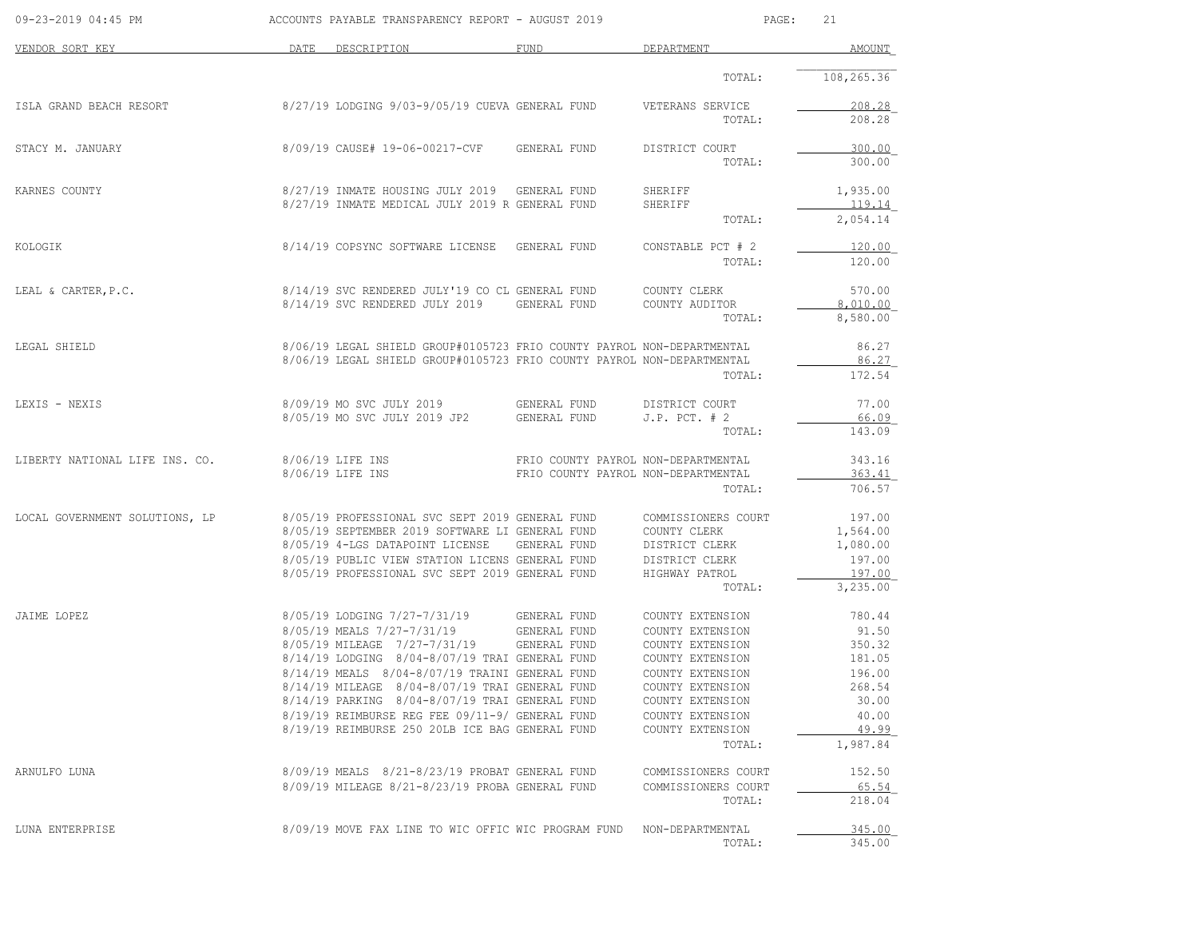| VENDOR SORT KEY | DATE | DESCRIPTION | FUND | DEPARTMENT | AMOUNT |
|---|---|---|---|---|---|
| | | | | TOTAL: | 108,265.36 |
| ISLA GRAND BEACH RESORT | 8/27/19 | LODGING 9/03-9/05/19 CUEVA | GENERAL FUND | VETERANS SERVICE | 208.28 |
| | | | | TOTAL: | 208.28 |
| STACY M. JANUARY | 8/09/19 | CAUSE# 19-06-00217-CVF | GENERAL FUND | DISTRICT COURT | 300.00 |
| | | | | TOTAL: | 300.00 |
| KARNES COUNTY | 8/27/19 | INMATE HOUSING JULY 2019 | GENERAL FUND | SHERIFF | 1,935.00 |
| | 8/27/19 | INMATE MEDICAL JULY 2019 R | GENERAL FUND | SHERIFF | 119.14 |
| | | | | TOTAL: | 2,054.14 |
| KOLOGIK | 8/14/19 | COPSYNC SOFTWARE LICENSE | GENERAL FUND | CONSTABLE PCT # 2 | 120.00 |
| | | | | TOTAL: | 120.00 |
| LEAL & CARTER,P.C. | 8/14/19 | SVC RENDERED JULY'19 CO CL | GENERAL FUND | COUNTY CLERK | 570.00 |
| | 8/14/19 | SVC RENDERED JULY 2019 | GENERAL FUND | COUNTY AUDITOR | 8,010.00 |
| | | | | TOTAL: | 8,580.00 |
| LEGAL SHIELD | 8/06/19 | LEGAL SHIELD GROUP#0105723 | FRIO COUNTY PAYROL | NON-DEPARTMENTAL | 86.27 |
| | 8/06/19 | LEGAL SHIELD GROUP#0105723 | FRIO COUNTY PAYROL | NON-DEPARTMENTAL | 86.27 |
| | | | | TOTAL: | 172.54 |
| LEXIS - NEXIS | 8/09/19 | MO SVC JULY 2019 | GENERAL FUND | DISTRICT COURT | 77.00 |
| | 8/05/19 | MO SVC JULY 2019 JP2 | GENERAL FUND | J.P. PCT. # 2 | 66.09 |
| | | | | TOTAL: | 143.09 |
| LIBERTY NATIONAL LIFE INS. CO. | 8/06/19 | LIFE INS | FRIO COUNTY PAYROL | NON-DEPARTMENTAL | 343.16 |
| | 8/06/19 | LIFE INS | FRIO COUNTY PAYROL | NON-DEPARTMENTAL | 363.41 |
| | | | | TOTAL: | 706.57 |
| LOCAL GOVERNMENT SOLUTIONS, LP | 8/05/19 | PROFESSIONAL SVC SEPT 2019 | GENERAL FUND | COMMISSIONERS COURT | 197.00 |
| | 8/05/19 | SEPTEMBER 2019 SOFTWARE LI | GENERAL FUND | COUNTY CLERK | 1,564.00 |
| | 8/05/19 | 4-LGS DATAPOINT LICENSE | GENERAL FUND | DISTRICT CLERK | 1,080.00 |
| | 8/05/19 | PUBLIC VIEW STATION LICENS | GENERAL FUND | DISTRICT CLERK | 197.00 |
| | 8/05/19 | PROFESSIONAL SVC SEPT 2019 | GENERAL FUND | HIGHWAY PATROL | 197.00 |
| | | | | TOTAL: | 3,235.00 |
| JAIME LOPEZ | 8/05/19 | LODGING 7/27-7/31/19 | GENERAL FUND | COUNTY EXTENSION | 780.44 |
| | 8/05/19 | MEALS 7/27-7/31/19 | GENERAL FUND | COUNTY EXTENSION | 91.50 |
| | 8/05/19 | MILEAGE 7/27-7/31/19 | GENERAL FUND | COUNTY EXTENSION | 350.32 |
| | 8/14/19 | LODGING 8/04-8/07/19 TRAI | GENERAL FUND | COUNTY EXTENSION | 181.05 |
| | 8/14/19 | MEALS 8/04-8/07/19 TRAINI | GENERAL FUND | COUNTY EXTENSION | 196.00 |
| | 8/14/19 | MILEAGE 8/04-8/07/19 TRAI | GENERAL FUND | COUNTY EXTENSION | 268.54 |
| | 8/14/19 | PARKING 8/04-8/07/19 TRAI | GENERAL FUND | COUNTY EXTENSION | 30.00 |
| | 8/19/19 | REIMBURSE REG FEE 09/11-9/ | GENERAL FUND | COUNTY EXTENSION | 40.00 |
| | 8/19/19 | REIMBURSE 250 20LB ICE BAG | GENERAL FUND | COUNTY EXTENSION | 49.99 |
| | | | | TOTAL: | 1,987.84 |
| ARNULFO LUNA | 8/09/19 | MEALS 8/21-8/23/19 PROBAT | GENERAL FUND | COMMISSIONERS COURT | 152.50 |
| | 8/09/19 | MILEAGE 8/21-8/23/19 PROBA | GENERAL FUND | COMMISSIONERS COURT | 65.54 |
| | | | | TOTAL: | 218.04 |
| LUNA ENTERPRISE | 8/09/19 | MOVE FAX LINE TO WIC OFFIC | WIC PROGRAM FUND | NON-DEPARTMENTAL | 345.00 |
| | | | | TOTAL: | 345.00 |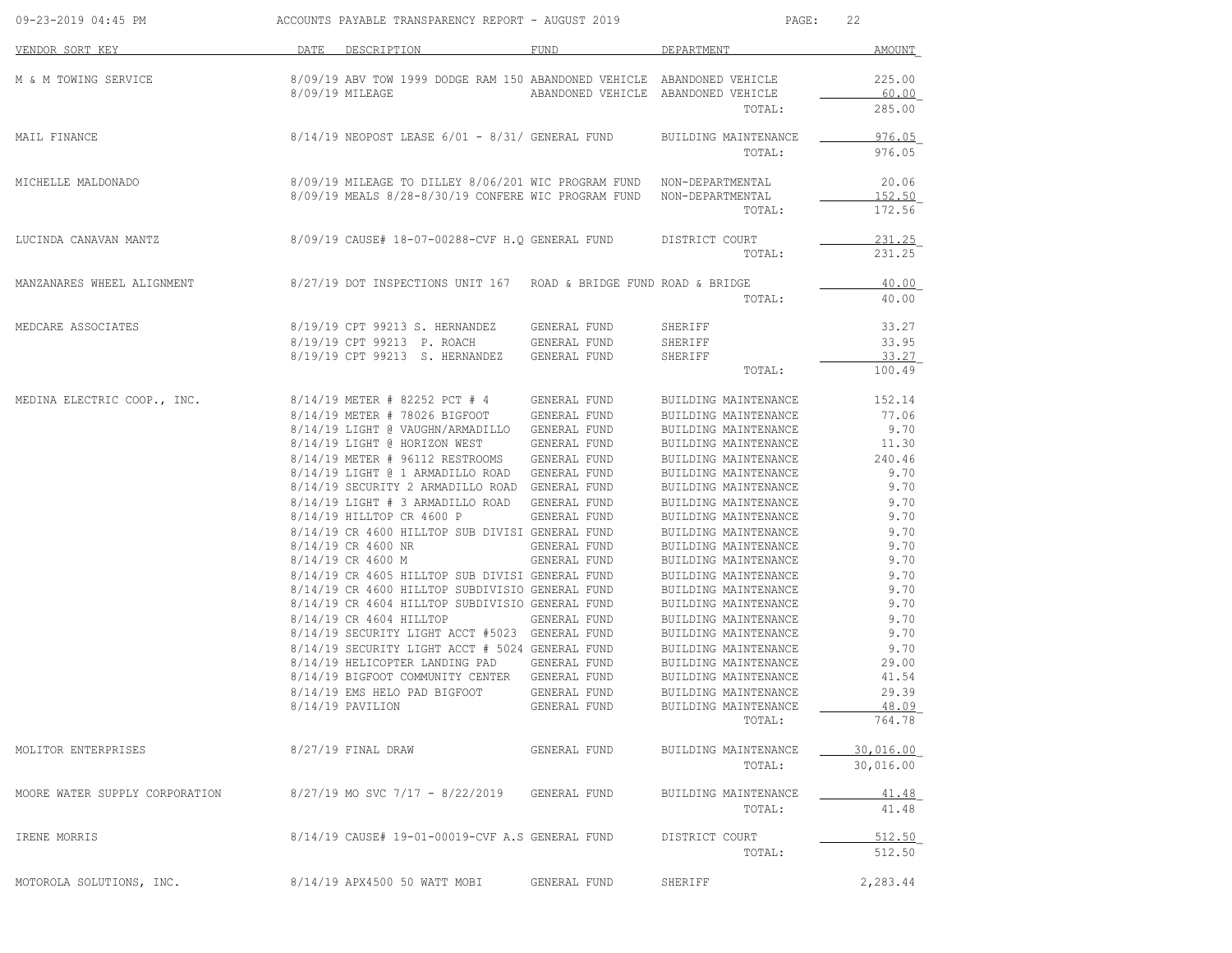ACCOUNTS PAYABLE TRANSPARENCY REPORT - AUGUST 2019

| VENDOR SORT KEY | DATE | DESCRIPTION | FUND | DEPARTMENT | AMOUNT |
|---|---|---|---|---|---|
| M & M TOWING SERVICE | 8/09/19 | ABV TOW 1999 DODGE RAM 150 | ABANDONED VEHICLE | ABANDONED VEHICLE | 225.00 |
| | 8/09/19 | MILEAGE | ABANDONED VEHICLE | ABANDONED VEHICLE | 60.00 |
| | | | | TOTAL: | 285.00 |
| MAIL FINANCE | 8/14/19 | NEOPOST LEASE 6/01 - 8/31/ | GENERAL FUND | BUILDING MAINTENANCE | 976.05 |
| | | | | TOTAL: | 976.05 |
| MICHELLE MALDONADO | 8/09/19 | MILEAGE TO DILLEY 8/06/201 | WIC PROGRAM FUND | NON-DEPARTMENTAL | 20.06 |
| | 8/09/19 | MEALS 8/28-8/30/19 CONFERE | WIC PROGRAM FUND | NON-DEPARTMENTAL | 152.50 |
| | | | | TOTAL: | 172.56 |
| LUCINDA CANAVAN MANTZ | 8/09/19 | CAUSE# 18-07-00288-CVF H.Q | GENERAL FUND | DISTRICT COURT | 231.25 |
| | | | | TOTAL: | 231.25 |
| MANZANARES WHEEL ALIGNMENT | 8/27/19 | DOT INSPECTIONS UNIT 167 | ROAD & BRIDGE FUND | ROAD & BRIDGE | 40.00 |
| | | | | TOTAL: | 40.00 |
| MEDCARE ASSOCIATES | 8/19/19 | CPT 99213 S. HERNANDEZ | GENERAL FUND | SHERIFF | 33.27 |
| | 8/19/19 | CPT 99213 P. ROACH | GENERAL FUND | SHERIFF | 33.95 |
| | 8/19/19 | CPT 99213 S. HERNANDEZ | GENERAL FUND | SHERIFF | 33.27 |
| | | | | TOTAL: | 100.49 |
| MEDINA ELECTRIC COOP., INC. | 8/14/19 | METER # 82252 PCT # 4 | GENERAL FUND | BUILDING MAINTENANCE | 152.14 |
| | 8/14/19 | METER # 78026 BIGFOOT | GENERAL FUND | BUILDING MAINTENANCE | 77.06 |
| | 8/14/19 | LIGHT @ VAUGHN/ARMADILLO | GENERAL FUND | BUILDING MAINTENANCE | 9.70 |
| | 8/14/19 | LIGHT @ HORIZON WEST | GENERAL FUND | BUILDING MAINTENANCE | 11.30 |
| | 8/14/19 | METER # 96112 RESTROOMS | GENERAL FUND | BUILDING MAINTENANCE | 240.46 |
| | 8/14/19 | LIGHT @ 1 ARMADILLO ROAD | GENERAL FUND | BUILDING MAINTENANCE | 9.70 |
| | 8/14/19 | SECURITY 2 ARMADILLO ROAD | GENERAL FUND | BUILDING MAINTENANCE | 9.70 |
| | 8/14/19 | LIGHT # 3 ARMADILLO ROAD | GENERAL FUND | BUILDING MAINTENANCE | 9.70 |
| | 8/14/19 | HILLTOP CR 4600 P | GENERAL FUND | BUILDING MAINTENANCE | 9.70 |
| | 8/14/19 | CR 4600 HILLTOP SUB DIVISI | GENERAL FUND | BUILDING MAINTENANCE | 9.70 |
| | 8/14/19 | CR 4600 NR | GENERAL FUND | BUILDING MAINTENANCE | 9.70 |
| | 8/14/19 | CR 4600 M | GENERAL FUND | BUILDING MAINTENANCE | 9.70 |
| | 8/14/19 | CR 4605 HILLTOP SUB DIVISI | GENERAL FUND | BUILDING MAINTENANCE | 9.70 |
| | 8/14/19 | CR 4600 HILLTOP SUBDIVISIO | GENERAL FUND | BUILDING MAINTENANCE | 9.70 |
| | 8/14/19 | CR 4604 HILLTOP SUBDIVISIO | GENERAL FUND | BUILDING MAINTENANCE | 9.70 |
| | 8/14/19 | CR 4604 HILLTOP | GENERAL FUND | BUILDING MAINTENANCE | 9.70 |
| | 8/14/19 | SECURITY LIGHT ACCT #5023 | GENERAL FUND | BUILDING MAINTENANCE | 9.70 |
| | 8/14/19 | SECURITY LIGHT ACCT # 5024 | GENERAL FUND | BUILDING MAINTENANCE | 9.70 |
| | 8/14/19 | HELICOPTER LANDING PAD | GENERAL FUND | BUILDING MAINTENANCE | 29.00 |
| | 8/14/19 | BIGFOOT COMMUNITY CENTER | GENERAL FUND | BUILDING MAINTENANCE | 41.54 |
| | 8/14/19 | EMS HELO PAD BIGFOOT | GENERAL FUND | BUILDING MAINTENANCE | 29.39 |
| | 8/14/19 | PAVILION | GENERAL FUND | BUILDING MAINTENANCE | 48.09 |
| | | | | TOTAL: | 764.78 |
| MOLITOR ENTERPRISES | 8/27/19 | FINAL DRAW | GENERAL FUND | BUILDING MAINTENANCE | 30,016.00 |
| | | | | TOTAL: | 30,016.00 |
| MOORE WATER SUPPLY CORPORATION | 8/27/19 | MO SVC 7/17 - 8/22/2019 | GENERAL FUND | BUILDING MAINTENANCE | 41.48 |
| | | | | TOTAL: | 41.48 |
| IRENE MORRIS | 8/14/19 | CAUSE# 19-01-00019-CVF A.S | GENERAL FUND | DISTRICT COURT | 512.50 |
| | | | | TOTAL: | 512.50 |
| MOTOROLA SOLUTIONS, INC. | 8/14/19 | APX4500 50 WATT MOBI | GENERAL FUND | SHERIFF | 2,283.44 |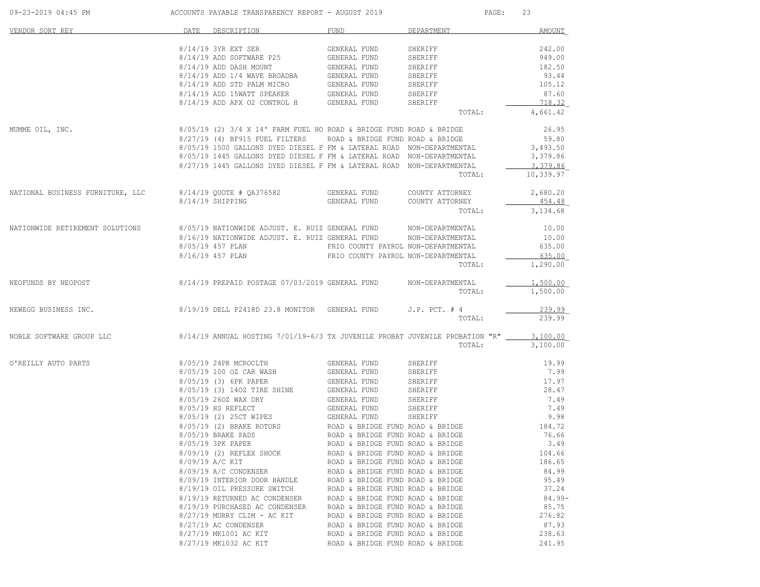| VENDOR SORT KEY | DATE | DESCRIPTION | FUND | DEPARTMENT | AMOUNT |
|---|---|---|---|---|---|
| | 8/14/19 | 3YR EXT SER | GENERAL FUND | SHERIFF | 242.00 |
| | 8/14/19 | ADD SOFTWARE P25 | GENERAL FUND | SHERIFF | 949.00 |
| | 8/14/19 | ADD DASH MOUNT | GENERAL FUND | SHERIFF | 182.50 |
| | 8/14/19 | ADD 1/4 WAVE BROADBA | GENERAL FUND | SHERIFF | 93.44 |
| | 8/14/19 | ADD STD PALM MICRO | GENERAL FUND | SHERIFF | 105.12 |
| | 8/14/19 | ADD 15WATT SPEAKER | GENERAL FUND | SHERIFF | 87.60 |
| | 8/14/19 | ADD APX O2 CONTROL H | GENERAL FUND | SHERIFF | 718.32 |
| | | | | TOTAL: | 4,661.42 |
| MUMME OIL, INC. | 8/05/19 | (2) 3/4 X 14' FARM FUEL HO | ROAD & BRIDGE FUND | ROAD & BRIDGE | 26.95 |
| | 8/27/19 | (4) BF915 FUEL FILTERS | ROAD & BRIDGE FUND | ROAD & BRIDGE | 59.80 |
| | 8/05/19 | 1500 GALLONS DYED DIESEL F | FM & LATERAL ROAD | NON-DEPARTMENTAL | 3,493.50 |
| | 8/05/19 | 1445 GALLONS DYED DIESEL F | FM & LATERAL ROAD | NON-DEPARTMENTAL | 3,379.86 |
| | 8/27/19 | 1445 GALLONS DYED DIESEL F | FM & LATERAL ROAD | NON-DEPARTMENTAL | 3,379.86 |
| | | | | TOTAL: | 10,339.97 |
| NATIONAL BUSINESS FURNITURE, LLC | 8/14/19 | QUOTE # QA376582 | GENERAL FUND | COUNTY ATTORNEY | 2,680.20 |
| | 8/14/19 | SHIPPING | GENERAL FUND | COUNTY ATTORNEY | 454.48 |
| | | | | TOTAL: | 3,134.68 |
| NATIONWIDE RETIREMENT SOLUTIONS | 8/05/19 | NATIONWIDE ADJUST. E. RUIZ | GENERAL FUND | NON-DEPARTMENTAL | 10.00 |
| | 8/16/19 | NATIONWIDE ADJUST. E. RUIZ | GENERAL FUND | NON-DEPARTMENTAL | 10.00 |
| | 8/05/19 | 457 PLAN | FRIO COUNTY PAYROL | NON-DEPARTMENTAL | 635.00 |
| | 8/16/19 | 457 PLAN | FRIO COUNTY PAYROL | NON-DEPARTMENTAL | 635.00 |
| | | | | TOTAL: | 1,290.00 |
| NEOFUNDS BY NEOPOST | 8/14/19 | PREPAID POSTAGE 07/03/2019 | GENERAL FUND | NON-DEPARTMENTAL | 1,500.00 |
| | | | | TOTAL: | 1,500.00 |
| NEWEGG BUSINESS INC. | 8/19/19 | DELL P2418D 23.8 MONITOR | GENERAL FUND | J.P. PCT. # 4 | 239.99 |
| | | | | TOTAL: | 239.99 |
| NOBLE SOFTWARE GROUP LLC | 8/14/19 | ANNUAL HOSTING 7/01/19-6/3 | TX JUVENILE PROBAT | JUVENILE PROBATION "R" | 3,100.00 |
| | | | | TOTAL: | 3,100.00 |
| O'REILLY AUTO PARTS | 8/05/19 | 24PK MCROCLTH | GENERAL FUND | SHERIFF | 19.99 |
| | 8/05/19 | 100 OZ CAR WASH | GENERAL FUND | SHERIFF | 7.99 |
| | 8/05/19 | (3) 6PK PAPER | GENERAL FUND | SHERIFF | 17.97 |
| | 8/05/19 | (3) 14OZ TIRE SHINE | GENERAL FUND | SHERIFF | 28.47 |
| | 8/05/19 | 26OZ WAX DRY | GENERAL FUND | SHERIFF | 7.49 |
| | 8/05/19 | HS REFLECT | GENERAL FUND | SHERIFF | 7.49 |
| | 8/05/19 | (2) 25CT WIPES | GENERAL FUND | SHERIFF | 9.98 |
| | 8/05/19 | (2) BRAKE ROTORS | ROAD & BRIDGE FUND | ROAD & BRIDGE | 184.72 |
| | 8/05/19 | BRAKE PADS | ROAD & BRIDGE FUND | ROAD & BRIDGE | 76.66 |
| | 8/05/19 | 3PK PAPER | ROAD & BRIDGE FUND | ROAD & BRIDGE | 3.49 |
| | 8/09/19 | (2) REFLEX SHOCK | ROAD & BRIDGE FUND | ROAD & BRIDGE | 104.66 |
| | 8/09/19 | A/C KIT | ROAD & BRIDGE FUND | ROAD & BRIDGE | 186.65 |
| | 8/09/19 | A/C CONDENSER | ROAD & BRIDGE FUND | ROAD & BRIDGE | 84.99 |
| | 8/09/19 | INTERIOR DOOR HANDLE | ROAD & BRIDGE FUND | ROAD & BRIDGE | 95.49 |
| | 8/19/19 | OIL PRESSURE SWITCH | ROAD & BRIDGE FUND | ROAD & BRIDGE | 37.24 |
| | 8/19/19 | RETURNED AC CONDENSER | ROAD & BRIDGE FUND | ROAD & BRIDGE | 84.99- |
| | 8/19/19 | PURCHASED AC CONDENSER | ROAD & BRIDGE FUND | ROAD & BRIDGE | 85.75 |
| | 8/27/19 | MURRY CLIM - AC KIT | ROAD & BRIDGE FUND | ROAD & BRIDGE | 276.82 |
| | 8/27/19 | AC CONDENSER | ROAD & BRIDGE FUND | ROAD & BRIDGE | 87.93 |
| | 8/27/19 | MK1001 AC KIT | ROAD & BRIDGE FUND | ROAD & BRIDGE | 238.63 |
| | 8/27/19 | MK1032 AC KIT | ROAD & BRIDGE FUND | ROAD & BRIDGE | 241.95 |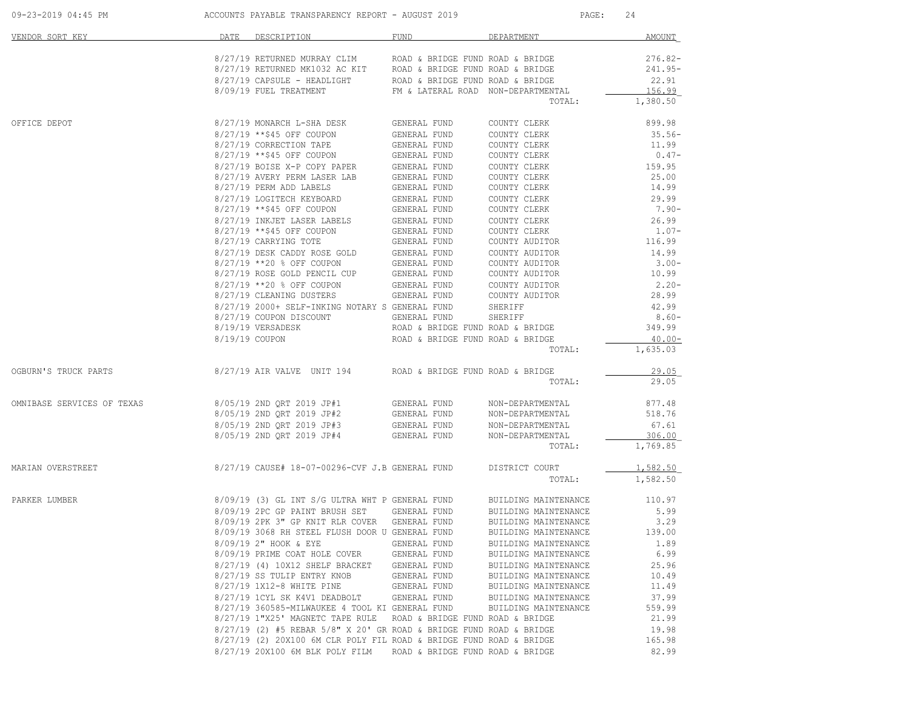| VENDOR SORT KEY | DATE | DESCRIPTION | FUND | DEPARTMENT | AMOUNT |
|---|---|---|---|---|---|
| | 8/27/19 | RETURNED MURRAY CLIM | ROAD & BRIDGE FUND | ROAD & BRIDGE | 276.82- |
| | 8/27/19 | RETURNED MK1032 AC KIT | ROAD & BRIDGE FUND | ROAD & BRIDGE | 241.95- |
| | 8/27/19 | CAPSULE - HEADLIGHT | ROAD & BRIDGE FUND | ROAD & BRIDGE | 22.91 |
| | 8/09/19 | FUEL TREATMENT | FM & LATERAL ROAD | NON-DEPARTMENTAL | 156.99 |
| | | | | TOTAL: | 1,380.50 |
| OFFICE DEPOT | 8/27/19 | MONARCH L-SHA DESK | GENERAL FUND | COUNTY CLERK | 899.98 |
| | 8/27/19 | **$45 OFF COUPON | GENERAL FUND | COUNTY CLERK | 35.56- |
| | 8/27/19 | CORRECTION TAPE | GENERAL FUND | COUNTY CLERK | 11.99 |
| | 8/27/19 | **$45 OFF COUPON | GENERAL FUND | COUNTY CLERK | 0.47- |
| | 8/27/19 | BOISE X-P COPY PAPER | GENERAL FUND | COUNTY CLERK | 159.95 |
| | 8/27/19 | AVERY PERM LASER LAB | GENERAL FUND | COUNTY CLERK | 25.00 |
| | 8/27/19 | PERM ADD LABELS | GENERAL FUND | COUNTY CLERK | 14.99 |
| | 8/27/19 | LOGITECH KEYBOARD | GENERAL FUND | COUNTY CLERK | 29.99 |
| | 8/27/19 | **$45 OFF COUPON | GENERAL FUND | COUNTY CLERK | 7.90- |
| | 8/27/19 | INKJET LASER LABELS | GENERAL FUND | COUNTY CLERK | 26.99 |
| | 8/27/19 | **$45 OFF COUPON | GENERAL FUND | COUNTY CLERK | 1.07- |
| | 8/27/19 | CARRYING TOTE | GENERAL FUND | COUNTY AUDITOR | 116.99 |
| | 8/27/19 | DESK CADDY ROSE GOLD | GENERAL FUND | COUNTY AUDITOR | 14.99 |
| | 8/27/19 | **20 % OFF COUPON | GENERAL FUND | COUNTY AUDITOR | 3.00- |
| | 8/27/19 | ROSE GOLD PENCIL CUP | GENERAL FUND | COUNTY AUDITOR | 10.99 |
| | 8/27/19 | **20 % OFF COUPON | GENERAL FUND | COUNTY AUDITOR | 2.20- |
| | 8/27/19 | CLEANING DUSTERS | GENERAL FUND | COUNTY AUDITOR | 28.99 |
| | 8/27/19 | 2000+ SELF-INKING NOTARY S | GENERAL FUND | SHERIFF | 42.99 |
| | 8/27/19 | COUPON DISCOUNT | GENERAL FUND | SHERIFF | 8.60- |
| | 8/19/19 | VERSADESK | ROAD & BRIDGE FUND | ROAD & BRIDGE | 349.99 |
| | 8/19/19 | COUPON | ROAD & BRIDGE FUND | ROAD & BRIDGE | 40.00- |
| | | | | TOTAL: | 1,635.03 |
| OGBURN'S TRUCK PARTS | 8/27/19 | AIR VALVE UNIT 194 | ROAD & BRIDGE FUND | ROAD & BRIDGE | 29.05 |
| | | | | TOTAL: | 29.05 |
| OMNIBASE SERVICES OF TEXAS | 8/05/19 | 2ND QRT 2019 JP#1 | GENERAL FUND | NON-DEPARTMENTAL | 877.48 |
| | 8/05/19 | 2ND QRT 2019 JP#2 | GENERAL FUND | NON-DEPARTMENTAL | 518.76 |
| | 8/05/19 | 2ND QRT 2019 JP#3 | GENERAL FUND | NON-DEPARTMENTAL | 67.61 |
| | 8/05/19 | 2ND QRT 2019 JP#4 | GENERAL FUND | NON-DEPARTMENTAL | 306.00 |
| | | | | TOTAL: | 1,769.85 |
| MARIAN OVERSTREET | 8/27/19 | CAUSE# 18-07-00296-CVF J.B | GENERAL FUND | DISTRICT COURT | 1,582.50 |
| | | | | TOTAL: | 1,582.50 |
| PARKER LUMBER | 8/09/19 | (3) GL INT S/G ULTRA WHT P | GENERAL FUND | BUILDING MAINTENANCE | 110.97 |
| | 8/09/19 | 2PC GP PAINT BRUSH SET | GENERAL FUND | BUILDING MAINTENANCE | 5.99 |
| | 8/09/19 | 2PK 3" GP KNIT RLR COVER | GENERAL FUND | BUILDING MAINTENANCE | 3.29 |
| | 8/09/19 | 3068 RH STEEL FLUSH DOOR U | GENERAL FUND | BUILDING MAINTENANCE | 139.00 |
| | 8/09/19 | 2" HOOK & EYE | GENERAL FUND | BUILDING MAINTENANCE | 1.89 |
| | 8/09/19 | PRIME COAT HOLE COVER | GENERAL FUND | BUILDING MAINTENANCE | 6.99 |
| | 8/27/19 | (4) 10X12 SHELF BRACKET | GENERAL FUND | BUILDING MAINTENANCE | 25.96 |
| | 8/27/19 | SS TULIP ENTRY KNOB | GENERAL FUND | BUILDING MAINTENANCE | 10.49 |
| | 8/27/19 | 1X12-8 WHITE PINE | GENERAL FUND | BUILDING MAINTENANCE | 11.49 |
| | 8/27/19 | 1CYL SK K4V1 DEADBOLT | GENERAL FUND | BUILDING MAINTENANCE | 37.99 |
| | 8/27/19 | 360585-MILWAUKEE 4 TOOL KI | GENERAL FUND | BUILDING MAINTENANCE | 559.99 |
| | 8/27/19 | 1"X25' MAGNETC TAPE RULE | ROAD & BRIDGE FUND | ROAD & BRIDGE | 21.99 |
| | 8/27/19 | (2) #5 REBAR 5/8" X 20' GR | ROAD & BRIDGE FUND | ROAD & BRIDGE | 19.98 |
| | 8/27/19 | (2) 20X100 6M CLR POLY FIL | ROAD & BRIDGE FUND | ROAD & BRIDGE | 165.98 |
| | 8/27/19 | 20X100 6M BLK POLY FILM | ROAD & BRIDGE FUND | ROAD & BRIDGE | 82.99 |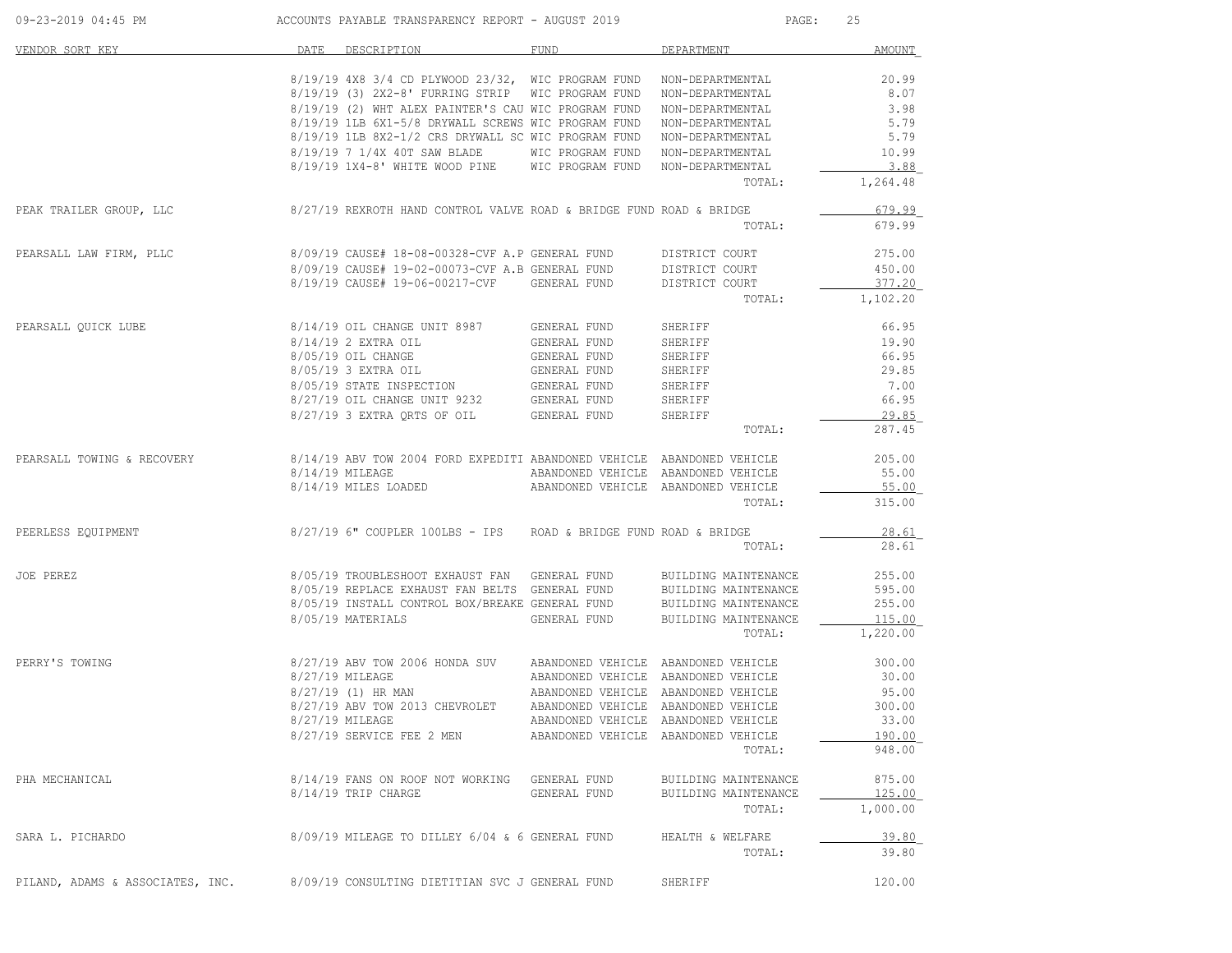| VENDOR SORT KEY | DATE | DESCRIPTION | FUND | DEPARTMENT | AMOUNT |
|---|---|---|---|---|---|
| | 8/19/19 | 4X8 3/4 CD PLYWOOD 23/32, | WIC PROGRAM FUND | NON-DEPARTMENTAL | 20.99 |
| | 8/19/19 | (3) 2X2-8' FURRING STRIP | WIC PROGRAM FUND | NON-DEPARTMENTAL | 8.07 |
| | 8/19/19 | (2) WHT ALEX PAINTER'S CAU | WIC PROGRAM FUND | NON-DEPARTMENTAL | 3.98 |
| | 8/19/19 | 1LB 6X1-5/8 DRYWALL SCREWS | WIC PROGRAM FUND | NON-DEPARTMENTAL | 5.79 |
| | 8/19/19 | 1LB 8X2-1/2 CRS DRYWALL SC | WIC PROGRAM FUND | NON-DEPARTMENTAL | 5.79 |
| | 8/19/19 | 7 1/4X 40T SAW BLADE | WIC PROGRAM FUND | NON-DEPARTMENTAL | 10.99 |
| | 8/19/19 | 1X4-8' WHITE WOOD PINE | WIC PROGRAM FUND | NON-DEPARTMENTAL | 3.88 |
| | | | | TOTAL: | 1,264.48 |
| PEAK TRAILER GROUP, LLC | 8/27/19 | REXROTH HAND CONTROL VALVE | ROAD & BRIDGE FUND | ROAD & BRIDGE | 679.99 |
| | | | | TOTAL: | 679.99 |
| PEARSALL LAW FIRM, PLLC | 8/09/19 | CAUSE# 18-08-00328-CVF A.P | GENERAL FUND | DISTRICT COURT | 275.00 |
| | 8/09/19 | CAUSE# 19-02-00073-CVF A.B | GENERAL FUND | DISTRICT COURT | 450.00 |
| | 8/19/19 | CAUSE# 19-06-00217-CVF | GENERAL FUND | DISTRICT COURT | 377.20 |
| | | | | TOTAL: | 1,102.20 |
| PEARSALL QUICK LUBE | 8/14/19 | OIL CHANGE UNIT 8987 | GENERAL FUND | SHERIFF | 66.95 |
| | 8/14/19 | 2 EXTRA OIL | GENERAL FUND | SHERIFF | 19.90 |
| | 8/05/19 | OIL CHANGE | GENERAL FUND | SHERIFF | 66.95 |
| | 8/05/19 | 3 EXTRA OIL | GENERAL FUND | SHERIFF | 29.85 |
| | 8/05/19 | STATE INSPECTION | GENERAL FUND | SHERIFF | 7.00 |
| | 8/27/19 | OIL CHANGE UNIT 9232 | GENERAL FUND | SHERIFF | 66.95 |
| | 8/27/19 | 3 EXTRA QRTS OF OIL | GENERAL FUND | SHERIFF | 29.85 |
| | | | | TOTAL: | 287.45 |
| PEARSALL TOWING & RECOVERY | 8/14/19 | ABV TOW 2004 FORD EXPEDITI | ABANDONED VEHICLE | ABANDONED VEHICLE | 205.00 |
| | 8/14/19 | MILEAGE | ABANDONED VEHICLE | ABANDONED VEHICLE | 55.00 |
| | 8/14/19 | MILES LOADED | ABANDONED VEHICLE | ABANDONED VEHICLE | 55.00 |
| | | | | TOTAL: | 315.00 |
| PEERLESS EQUIPMENT | 8/27/19 | 6" COUPLER 100LBS - IPS | ROAD & BRIDGE FUND | ROAD & BRIDGE | 28.61 |
| | | | | TOTAL: | 28.61 |
| JOE PEREZ | 8/05/19 | TROUBLESHOOT EXHAUST FAN | GENERAL FUND | BUILDING MAINTENANCE | 255.00 |
| | 8/05/19 | REPLACE EXHAUST FAN BELTS | GENERAL FUND | BUILDING MAINTENANCE | 595.00 |
| | 8/05/19 | INSTALL CONTROL BOX/BREAKE | GENERAL FUND | BUILDING MAINTENANCE | 255.00 |
| | 8/05/19 | MATERIALS | GENERAL FUND | BUILDING MAINTENANCE | 115.00 |
| | | | | TOTAL: | 1,220.00 |
| PERRY'S TOWING | 8/27/19 | ABV TOW 2006 HONDA SUV | ABANDONED VEHICLE | ABANDONED VEHICLE | 300.00 |
| | 8/27/19 | MILEAGE | ABANDONED VEHICLE | ABANDONED VEHICLE | 30.00 |
| | 8/27/19 | (1) HR MAN | ABANDONED VEHICLE | ABANDONED VEHICLE | 95.00 |
| | 8/27/19 | ABV TOW 2013 CHEVROLET | ABANDONED VEHICLE | ABANDONED VEHICLE | 300.00 |
| | 8/27/19 | MILEAGE | ABANDONED VEHICLE | ABANDONED VEHICLE | 33.00 |
| | 8/27/19 | SERVICE FEE 2 MEN | ABANDONED VEHICLE | ABANDONED VEHICLE | 190.00 |
| | | | | TOTAL: | 948.00 |
| PHA MECHANICAL | 8/14/19 | FANS ON ROOF NOT WORKING | GENERAL FUND | BUILDING MAINTENANCE | 875.00 |
| | 8/14/19 | TRIP CHARGE | GENERAL FUND | BUILDING MAINTENANCE | 125.00 |
| | | | | TOTAL: | 1,000.00 |
| SARA L. PICHARDO | 8/09/19 | MILEAGE TO DILLEY 6/04 & 6 | GENERAL FUND | HEALTH & WELFARE | 39.80 |
| | | | | TOTAL: | 39.80 |
| PILAND, ADAMS & ASSOCIATES, INC. | 8/09/19 | CONSULTING DIETITIAN SVC J | GENERAL FUND | SHERIFF | 120.00 |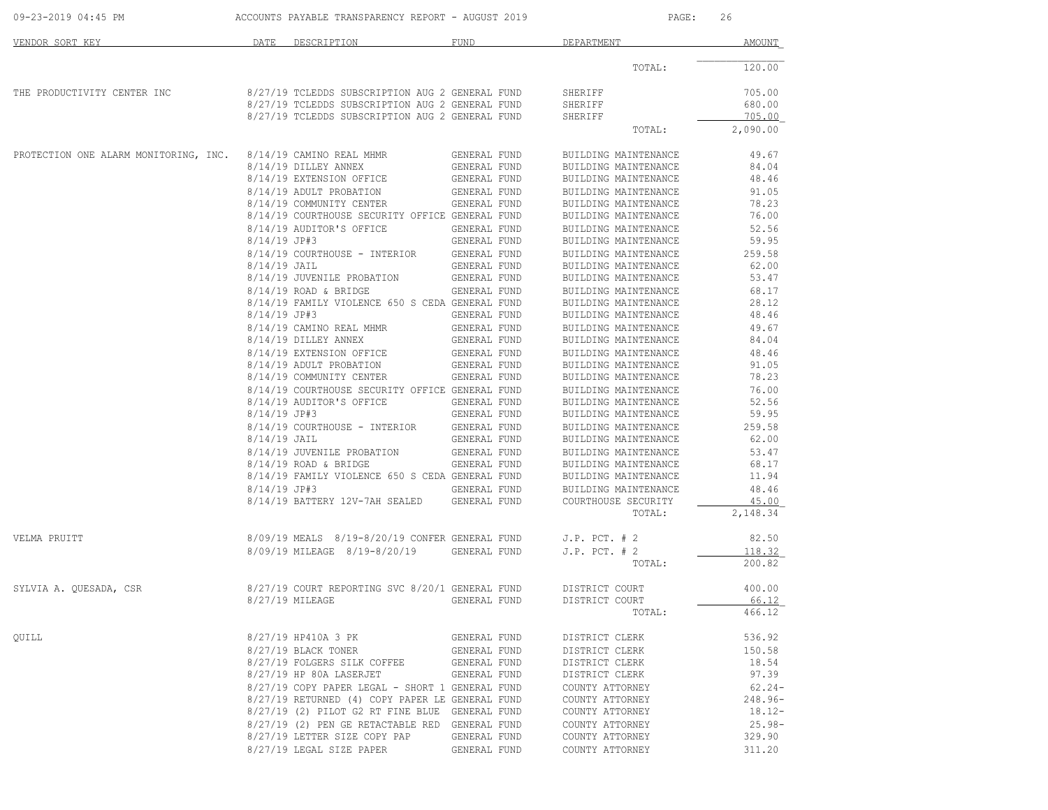| VENDOR SORT KEY | DATE | DESCRIPTION | FUND | DEPARTMENT | AMOUNT |
|---|---|---|---|---|---|
| | | | | TOTAL: | 120.00 |
| THE PRODUCTIVITY CENTER INC | 8/27/19 | TCLEDDS SUBSCRIPTION AUG 2 | GENERAL FUND | SHERIFF | 705.00 |
| | 8/27/19 | TCLEDDS SUBSCRIPTION AUG 2 | GENERAL FUND | SHERIFF | 680.00 |
| | 8/27/19 | TCLEDDS SUBSCRIPTION AUG 2 | GENERAL FUND | SHERIFF | 705.00 |
| | | | | TOTAL: | 2,090.00 |
| PROTECTION ONE ALARM MONITORING, INC. | 8/14/19 | CAMINO REAL MHMR | GENERAL FUND | BUILDING MAINTENANCE | 49.67 |
| | 8/14/19 | DILLEY ANNEX | GENERAL FUND | BUILDING MAINTENANCE | 84.04 |
| | 8/14/19 | EXTENSION OFFICE | GENERAL FUND | BUILDING MAINTENANCE | 48.46 |
| | 8/14/19 | ADULT PROBATION | GENERAL FUND | BUILDING MAINTENANCE | 91.05 |
| | 8/14/19 | COMMUNITY CENTER | GENERAL FUND | BUILDING MAINTENANCE | 78.23 |
| | 8/14/19 | COURTHOUSE SECURITY OFFICE | GENERAL FUND | BUILDING MAINTENANCE | 76.00 |
| | 8/14/19 | AUDITOR'S OFFICE | GENERAL FUND | BUILDING MAINTENANCE | 52.56 |
| | 8/14/19 | JP#3 | GENERAL FUND | BUILDING MAINTENANCE | 59.95 |
| | 8/14/19 | COURTHOUSE - INTERIOR | GENERAL FUND | BUILDING MAINTENANCE | 259.58 |
| | 8/14/19 | JAIL | GENERAL FUND | BUILDING MAINTENANCE | 62.00 |
| | 8/14/19 | JUVENILE PROBATION | GENERAL FUND | BUILDING MAINTENANCE | 53.47 |
| | 8/14/19 | ROAD & BRIDGE | GENERAL FUND | BUILDING MAINTENANCE | 68.17 |
| | 8/14/19 | FAMILY VIOLENCE 650 S CEDA | GENERAL FUND | BUILDING MAINTENANCE | 28.12 |
| | 8/14/19 | JP#3 | GENERAL FUND | BUILDING MAINTENANCE | 48.46 |
| | 8/14/19 | CAMINO REAL MHMR | GENERAL FUND | BUILDING MAINTENANCE | 49.67 |
| | 8/14/19 | DILLEY ANNEX | GENERAL FUND | BUILDING MAINTENANCE | 84.04 |
| | 8/14/19 | EXTENSION OFFICE | GENERAL FUND | BUILDING MAINTENANCE | 48.46 |
| | 8/14/19 | ADULT PROBATION | GENERAL FUND | BUILDING MAINTENANCE | 91.05 |
| | 8/14/19 | COMMUNITY CENTER | GENERAL FUND | BUILDING MAINTENANCE | 78.23 |
| | 8/14/19 | COURTHOUSE SECURITY OFFICE | GENERAL FUND | BUILDING MAINTENANCE | 76.00 |
| | 8/14/19 | AUDITOR'S OFFICE | GENERAL FUND | BUILDING MAINTENANCE | 52.56 |
| | 8/14/19 | JP#3 | GENERAL FUND | BUILDING MAINTENANCE | 59.95 |
| | 8/14/19 | COURTHOUSE - INTERIOR | GENERAL FUND | BUILDING MAINTENANCE | 259.58 |
| | 8/14/19 | JAIL | GENERAL FUND | BUILDING MAINTENANCE | 62.00 |
| | 8/14/19 | JUVENILE PROBATION | GENERAL FUND | BUILDING MAINTENANCE | 53.47 |
| | 8/14/19 | ROAD & BRIDGE | GENERAL FUND | BUILDING MAINTENANCE | 68.17 |
| | 8/14/19 | FAMILY VIOLENCE 650 S CEDA | GENERAL FUND | BUILDING MAINTENANCE | 11.94 |
| | 8/14/19 | JP#3 | GENERAL FUND | BUILDING MAINTENANCE | 48.46 |
| | 8/14/19 | BATTERY 12V-7AH SEALED | GENERAL FUND | COURTHOUSE SECURITY | 45.00 |
| | | | | TOTAL: | 2,148.34 |
| VELMA PRUITT | 8/09/19 | MEALS 8/19-8/20/19 CONFER | GENERAL FUND | J.P. PCT. # 2 | 82.50 |
| | 8/09/19 | MILEAGE 8/19-8/20/19 | GENERAL FUND | J.P. PCT. # 2 | 118.32 |
| | | | | TOTAL: | 200.82 |
| SYLVIA A. QUESADA, CSR | 8/27/19 | COURT REPORTING SVC 8/20/1 | GENERAL FUND | DISTRICT COURT | 400.00 |
| | 8/27/19 | MILEAGE | GENERAL FUND | DISTRICT COURT | 66.12 |
| | | | | TOTAL: | 466.12 |
| QUILL | 8/27/19 | HP410A 3 PK | GENERAL FUND | DISTRICT CLERK | 536.92 |
| | 8/27/19 | BLACK TONER | GENERAL FUND | DISTRICT CLERK | 150.58 |
| | 8/27/19 | FOLGERS SILK COFFEE | GENERAL FUND | DISTRICT CLERK | 18.54 |
| | 8/27/19 | HP 80A LASERJET | GENERAL FUND | DISTRICT CLERK | 97.39 |
| | 8/27/19 | COPY PAPER LEGAL - SHORT 1 | GENERAL FUND | COUNTY ATTORNEY | 62.24- |
| | 8/27/19 | RETURNED (4) COPY PAPER LE | GENERAL FUND | COUNTY ATTORNEY | 248.96- |
| | 8/27/19 | (2) PILOT G2 RT FINE BLUE | GENERAL FUND | COUNTY ATTORNEY | 18.12- |
| | 8/27/19 | (2) PEN GE RETACTABLE RED | GENERAL FUND | COUNTY ATTORNEY | 25.98- |
| | 8/27/19 | LETTER SIZE COPY PAP | GENERAL FUND | COUNTY ATTORNEY | 329.90 |
| | 8/27/19 | LEGAL SIZE PAPER | GENERAL FUND | COUNTY ATTORNEY | 311.20 |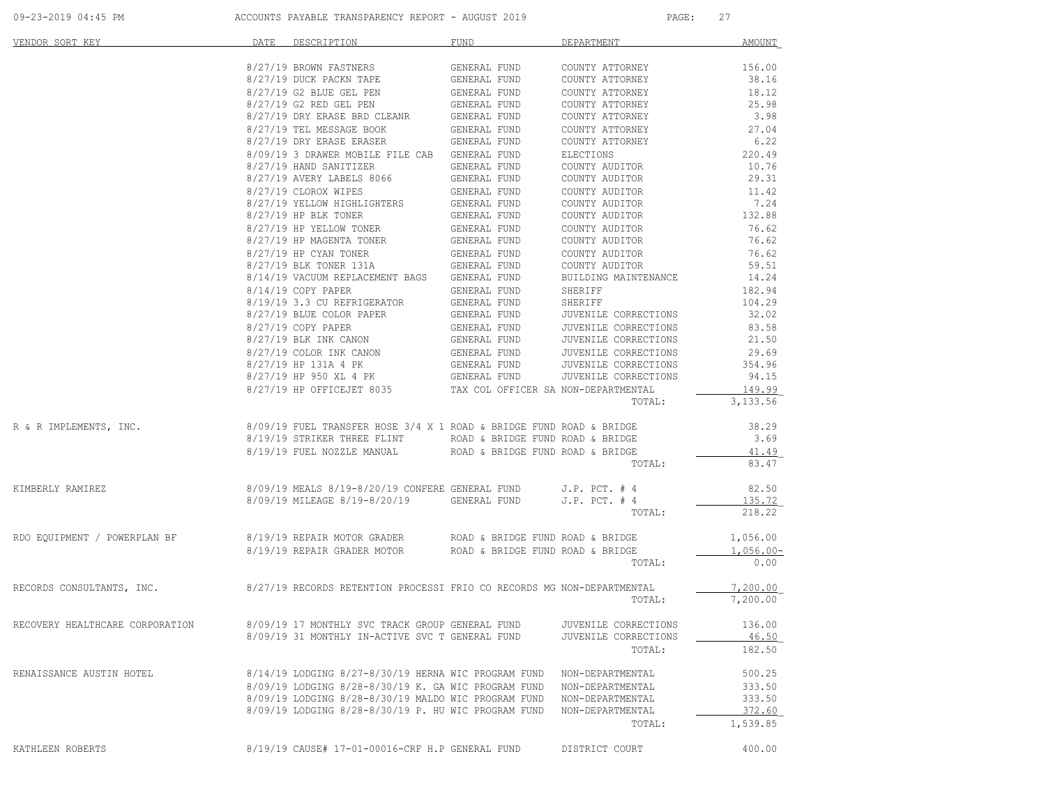| VENDOR SORT KEY | DATE | DESCRIPTION | FUND | DEPARTMENT | AMOUNT |
|---|---|---|---|---|---|
| | 8/27/19 | BROWN FASTNERS | GENERAL FUND | COUNTY ATTORNEY | 156.00 |
| | 8/27/19 | DUCK PACKN TAPE | GENERAL FUND | COUNTY ATTORNEY | 38.16 |
| | 8/27/19 | G2 BLUE GEL PEN | GENERAL FUND | COUNTY ATTORNEY | 18.12 |
| | 8/27/19 | G2 RED GEL PEN | GENERAL FUND | COUNTY ATTORNEY | 25.98 |
| | 8/27/19 | DRY ERASE BRD CLEANR | GENERAL FUND | COUNTY ATTORNEY | 3.98 |
| | 8/27/19 | TEL MESSAGE BOOK | GENERAL FUND | COUNTY ATTORNEY | 27.04 |
| | 8/27/19 | DRY ERASE ERASER | GENERAL FUND | COUNTY ATTORNEY | 6.22 |
| | 8/09/19 | 3 DRAWER MOBILE FILE CAB | GENERAL FUND | ELECTIONS | 220.49 |
| | 8/27/19 | HAND SANITIZER | GENERAL FUND | COUNTY AUDITOR | 10.76 |
| | 8/27/19 | AVERY LABELS 8066 | GENERAL FUND | COUNTY AUDITOR | 29.31 |
| | 8/27/19 | CLOROX WIPES | GENERAL FUND | COUNTY AUDITOR | 11.42 |
| | 8/27/19 | YELLOW HIGHLIGHTERS | GENERAL FUND | COUNTY AUDITOR | 7.24 |
| | 8/27/19 | HP BLK TONER | GENERAL FUND | COUNTY AUDITOR | 132.88 |
| | 8/27/19 | HP YELLOW TONER | GENERAL FUND | COUNTY AUDITOR | 76.62 |
| | 8/27/19 | HP MAGENTA TONER | GENERAL FUND | COUNTY AUDITOR | 76.62 |
| | 8/27/19 | HP CYAN TONER | GENERAL FUND | COUNTY AUDITOR | 76.62 |
| | 8/27/19 | BLK TONER 131A | GENERAL FUND | COUNTY AUDITOR | 59.51 |
| | 8/14/19 | VACUUM REPLACEMENT BAGS | GENERAL FUND | BUILDING MAINTENANCE | 14.24 |
| | 8/14/19 | COPY PAPER | GENERAL FUND | SHERIFF | 182.94 |
| | 8/19/19 | 3.3 CU REFRIGERATOR | GENERAL FUND | SHERIFF | 104.29 |
| | 8/27/19 | BLUE COLOR PAPER | GENERAL FUND | JUVENILE CORRECTIONS | 32.02 |
| | 8/27/19 | COPY PAPER | GENERAL FUND | JUVENILE CORRECTIONS | 83.58 |
| | 8/27/19 | BLK INK CANON | GENERAL FUND | JUVENILE CORRECTIONS | 21.50 |
| | 8/27/19 | COLOR INK CANON | GENERAL FUND | JUVENILE CORRECTIONS | 29.69 |
| | 8/27/19 | HP 131A 4 PK | GENERAL FUND | JUVENILE CORRECTIONS | 354.96 |
| | 8/27/19 | HP 950 XL 4 PK | GENERAL FUND | JUVENILE CORRECTIONS | 94.15 |
| | 8/27/19 | HP OFFICEJET 8035 | TAX COL OFFICER SA | NON-DEPARTMENTAL | 149.99 |
| | | | | TOTAL: | 3,133.56 |
| R & R IMPLEMENTS, INC. | 8/09/19 | FUEL TRANSFER HOSE 3/4 X 1 | ROAD & BRIDGE FUND | ROAD & BRIDGE | 38.29 |
| | 8/19/19 | STRIKER THREE FLINT | ROAD & BRIDGE FUND | ROAD & BRIDGE | 3.69 |
| | 8/19/19 | FUEL NOZZLE MANUAL | ROAD & BRIDGE FUND | ROAD & BRIDGE | 41.49 |
| | | | | TOTAL: | 83.47 |
| KIMBERLY RAMIREZ | 8/09/19 | MEALS 8/19-8/20/19 CONFERE | GENERAL FUND | J.P. PCT. # 4 | 82.50 |
| | 8/09/19 | MILEAGE 8/19-8/20/19 | GENERAL FUND | J.P. PCT. # 4 | 135.72 |
| | | | | TOTAL: | 218.22 |
| RDO EQUIPMENT / POWERPLAN BF | 8/19/19 | REPAIR MOTOR GRADER | ROAD & BRIDGE FUND | ROAD & BRIDGE | 1,056.00 |
| | 8/19/19 | REPAIR GRADER MOTOR | ROAD & BRIDGE FUND | ROAD & BRIDGE | 1,056.00- |
| | | | | TOTAL: | 0.00 |
| RECORDS CONSULTANTS, INC. | 8/27/19 | RECORDS RETENTION PROCESSI | FRIO CO RECORDS MG | NON-DEPARTMENTAL | 7,200.00 |
| | | | | TOTAL: | 7,200.00 |
| RECOVERY HEALTHCARE CORPORATION | 8/09/19 | 17 MONTHLY SVC TRACK GROUP | GENERAL FUND | JUVENILE CORRECTIONS | 136.00 |
| | 8/09/19 | 31 MONTHLY IN-ACTIVE SVC T | GENERAL FUND | JUVENILE CORRECTIONS | 46.50 |
| | | | | TOTAL: | 182.50 |
| RENAISSANCE AUSTIN HOTEL | 8/14/19 | LODGING 8/27-8/30/19 HERNA | WIC PROGRAM FUND | NON-DEPARTMENTAL | 500.25 |
| | 8/09/19 | LODGING 8/28-8/30/19 K. GA | WIC PROGRAM FUND | NON-DEPARTMENTAL | 333.50 |
| | 8/09/19 | LODGING 8/28-8/30/19 MALDO | WIC PROGRAM FUND | NON-DEPARTMENTAL | 333.50 |
| | 8/09/19 | LODGING 8/28-8/30/19 P. HU | WIC PROGRAM FUND | NON-DEPARTMENTAL | 372.60 |
| | | | | TOTAL: | 1,539.85 |
| KATHLEEN ROBERTS | 8/19/19 | CAUSE# 17-01-00016-CRF H.P | GENERAL FUND | DISTRICT COURT | 400.00 |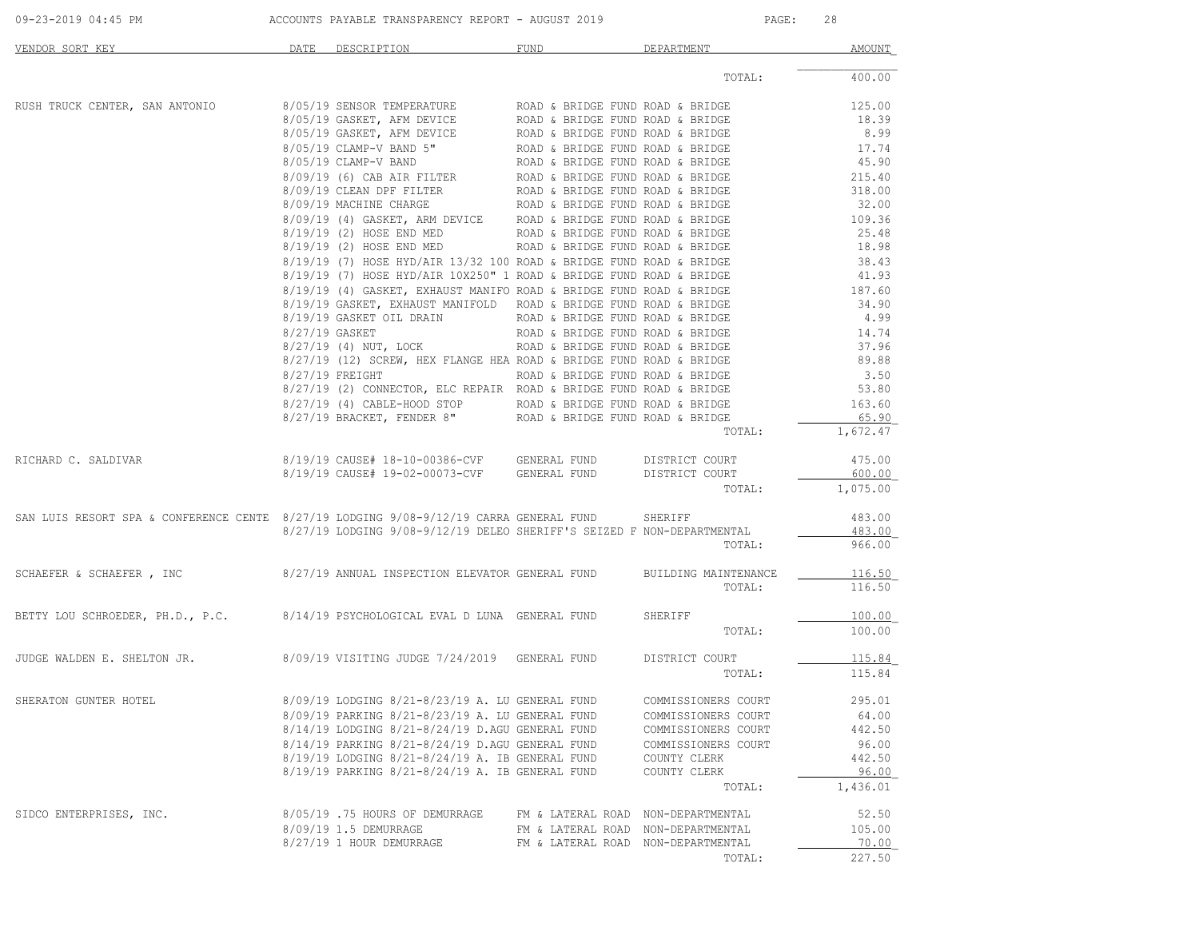| VENDOR SORT KEY | DATE | DESCRIPTION | FUND | DEPARTMENT | AMOUNT |
|---|---|---|---|---|---|
| | | | | TOTAL: | 400.00 |
| RUSH TRUCK CENTER, SAN ANTONIO | 8/05/19 | SENSOR TEMPERATURE | ROAD & BRIDGE FUND | ROAD & BRIDGE | 125.00 |
| | 8/05/19 | GASKET, AFM DEVICE | ROAD & BRIDGE FUND | ROAD & BRIDGE | 18.39 |
| | 8/05/19 | GASKET, AFM DEVICE | ROAD & BRIDGE FUND | ROAD & BRIDGE | 8.99 |
| | 8/05/19 | CLAMP-V BAND 5" | ROAD & BRIDGE FUND | ROAD & BRIDGE | 17.74 |
| | 8/05/19 | CLAMP-V BAND | ROAD & BRIDGE FUND | ROAD & BRIDGE | 45.90 |
| | 8/09/19 | (6) CAB AIR FILTER | ROAD & BRIDGE FUND | ROAD & BRIDGE | 215.40 |
| | 8/09/19 | CLEAN DPF FILTER | ROAD & BRIDGE FUND | ROAD & BRIDGE | 318.00 |
| | 8/09/19 | MACHINE CHARGE | ROAD & BRIDGE FUND | ROAD & BRIDGE | 32.00 |
| | 8/09/19 | (4) GASKET, ARM DEVICE | ROAD & BRIDGE FUND | ROAD & BRIDGE | 109.36 |
| | 8/19/19 | (2) HOSE END MED | ROAD & BRIDGE FUND | ROAD & BRIDGE | 25.48 |
| | 8/19/19 | (2) HOSE END MED | ROAD & BRIDGE FUND | ROAD & BRIDGE | 18.98 |
| | 8/19/19 | (7) HOSE HYD/AIR 13/32 100 | ROAD & BRIDGE FUND | ROAD & BRIDGE | 38.43 |
| | 8/19/19 | (7) HOSE HYD/AIR 10X250" 1 | ROAD & BRIDGE FUND | ROAD & BRIDGE | 41.93 |
| | 8/19/19 | (4) GASKET, EXHAUST MANIFO | ROAD & BRIDGE FUND | ROAD & BRIDGE | 187.60 |
| | 8/19/19 | GASKET, EXHAUST MANIFOLD | ROAD & BRIDGE FUND | ROAD & BRIDGE | 34.90 |
| | 8/19/19 | GASKET OIL DRAIN | ROAD & BRIDGE FUND | ROAD & BRIDGE | 4.99 |
| | 8/27/19 | GASKET | ROAD & BRIDGE FUND | ROAD & BRIDGE | 14.74 |
| | 8/27/19 | (4) NUT, LOCK | ROAD & BRIDGE FUND | ROAD & BRIDGE | 37.96 |
| | 8/27/19 | (12) SCREW, HEX FLANGE HEA | ROAD & BRIDGE FUND | ROAD & BRIDGE | 89.88 |
| | 8/27/19 | FREIGHT | ROAD & BRIDGE FUND | ROAD & BRIDGE | 3.50 |
| | 8/27/19 | (2) CONNECTOR, ELC REPAIR | ROAD & BRIDGE FUND | ROAD & BRIDGE | 53.80 |
| | 8/27/19 | (4) CABLE-HOOD STOP | ROAD & BRIDGE FUND | ROAD & BRIDGE | 163.60 |
| | 8/27/19 | BRACKET, FENDER 8" | ROAD & BRIDGE FUND | ROAD & BRIDGE | 65.90 |
| | | | | TOTAL: | 1,672.47 |
| RICHARD C. SALDIVAR | 8/19/19 | CAUSE# 18-10-00386-CVF | GENERAL FUND | DISTRICT COURT | 475.00 |
| | 8/19/19 | CAUSE# 19-02-00073-CVF | GENERAL FUND | DISTRICT COURT | 600.00 |
| | | | | TOTAL: | 1,075.00 |
| SAN LUIS RESORT SPA & CONFERENCE CENTE | 8/27/19 | LODGING 9/08-9/12/19 CARRA | GENERAL FUND | SHERIFF | 483.00 |
| | 8/27/19 | LODGING 9/08-9/12/19 DELEO | SHERIFF'S SEIZED F | NON-DEPARTMENTAL | 483.00 |
| | | | | TOTAL: | 966.00 |
| SCHAEFER & SCHAEFER , INC | 8/27/19 | ANNUAL INSPECTION ELEVATOR | GENERAL FUND | BUILDING MAINTENANCE | 116.50 |
| | | | | TOTAL: | 116.50 |
| BETTY LOU SCHROEDER, PH.D., P.C. | 8/14/19 | PSYCHOLOGICAL EVAL D LUNA | GENERAL FUND | SHERIFF | 100.00 |
| | | | | TOTAL: | 100.00 |
| JUDGE WALDEN E. SHELTON JR. | 8/09/19 | VISITING JUDGE 7/24/2019 | GENERAL FUND | DISTRICT COURT | 115.84 |
| | | | | TOTAL: | 115.84 |
| SHERATON GUNTER HOTEL | 8/09/19 | LODGING 8/21-8/23/19 A. LU | GENERAL FUND | COMMISSIONERS COURT | 295.01 |
| | 8/09/19 | PARKING 8/21-8/23/19 A. LU | GENERAL FUND | COMMISSIONERS COURT | 64.00 |
| | 8/14/19 | LODGING 8/21-8/24/19 D.AGU | GENERAL FUND | COMMISSIONERS COURT | 442.50 |
| | 8/14/19 | PARKING 8/21-8/24/19 D.AGU | GENERAL FUND | COMMISSIONERS COURT | 96.00 |
| | 8/19/19 | LODGING 8/21-8/24/19 A. IB | GENERAL FUND | COUNTY CLERK | 442.50 |
| | 8/19/19 | PARKING 8/21-8/24/19 A. IB | GENERAL FUND | COUNTY CLERK | 96.00 |
| | | | | TOTAL: | 1,436.01 |
| SIDCO ENTERPRISES, INC. | 8/05/19 | .75 HOURS OF DEMURRAGE | FM & LATERAL ROAD | NON-DEPARTMENTAL | 52.50 |
| | 8/09/19 | 1.5 DEMURRAGE | FM & LATERAL ROAD | NON-DEPARTMENTAL | 105.00 |
| | 8/27/19 | 1 HOUR DEMURRAGE | FM & LATERAL ROAD | NON-DEPARTMENTAL | 70.00 |
| | | | | TOTAL: | 227.50 |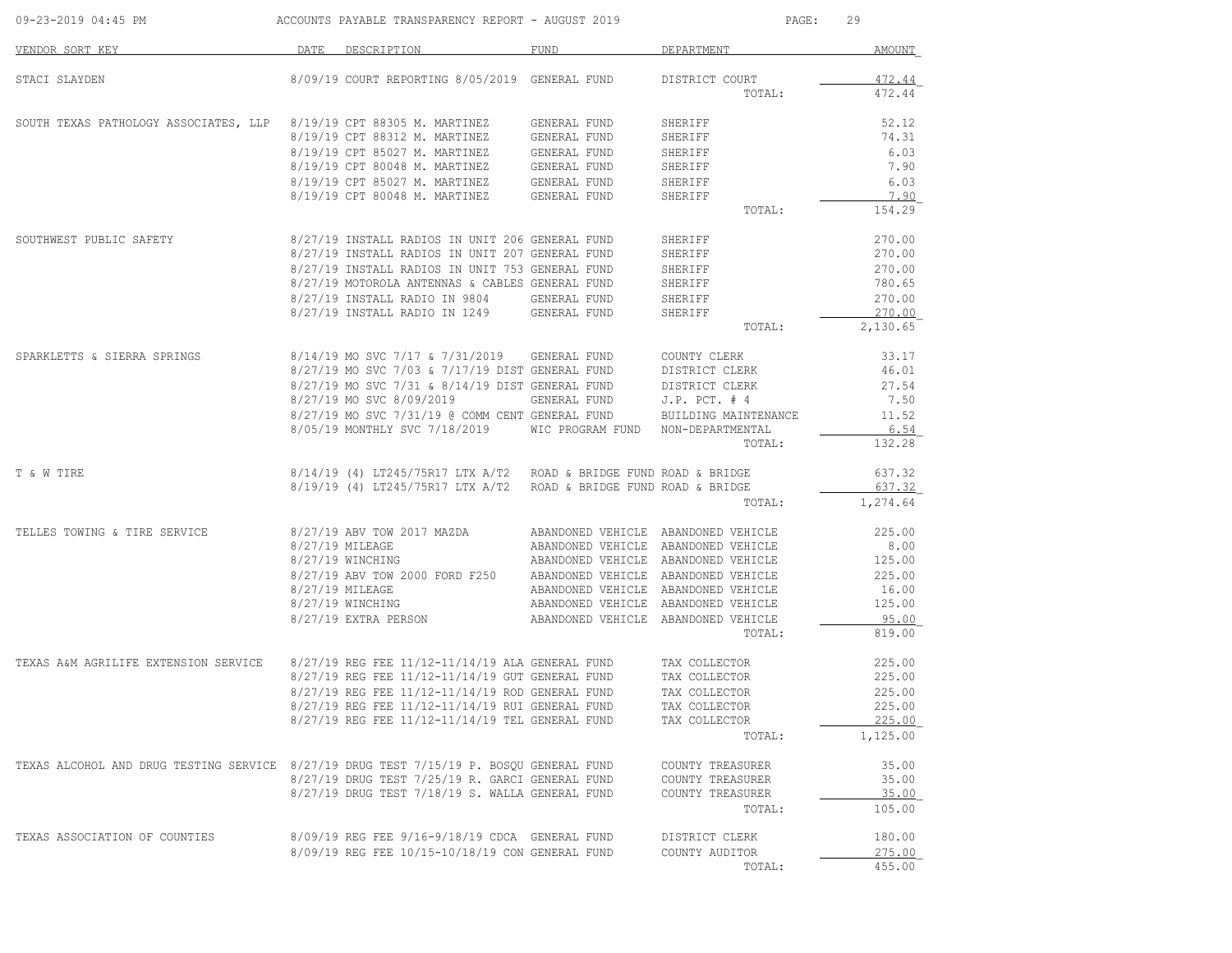# ACCOUNTS PAYABLE TRANSPARENCY REPORT - AUGUST 2019

| VENDOR SORT KEY | DATE | DESCRIPTION | FUND | DEPARTMENT | AMOUNT |
|---|---|---|---|---|---|
| STACI SLAYDEN | 8/09/19 | COURT REPORTING 8/05/2019 | GENERAL FUND | DISTRICT COURT | 472.44 |
| | | | | TOTAL: | 472.44 |
| SOUTH TEXAS PATHOLOGY ASSOCIATES, LLP | 8/19/19 | CPT 88305 M. MARTINEZ | GENERAL FUND | SHERIFF | 52.12 |
| | 8/19/19 | CPT 88312 M. MARTINEZ | GENERAL FUND | SHERIFF | 74.31 |
| | 8/19/19 | CPT 85027 M. MARTINEZ | GENERAL FUND | SHERIFF | 6.03 |
| | 8/19/19 | CPT 80048 M. MARTINEZ | GENERAL FUND | SHERIFF | 7.90 |
| | 8/19/19 | CPT 85027 M. MARTINEZ | GENERAL FUND | SHERIFF | 6.03 |
| | 8/19/19 | CPT 80048 M. MARTINEZ | GENERAL FUND | SHERIFF | 7.90 |
| | | | | TOTAL: | 154.29 |
| SOUTHWEST PUBLIC SAFETY | 8/27/19 | INSTALL RADIOS IN UNIT 206 | GENERAL FUND | SHERIFF | 270.00 |
| | 8/27/19 | INSTALL RADIOS IN UNIT 207 | GENERAL FUND | SHERIFF | 270.00 |
| | 8/27/19 | INSTALL RADIOS IN UNIT 753 | GENERAL FUND | SHERIFF | 270.00 |
| | 8/27/19 | MOTOROLA ANTENNAS & CABLES | GENERAL FUND | SHERIFF | 780.65 |
| | 8/27/19 | INSTALL RADIO IN 9804 | GENERAL FUND | SHERIFF | 270.00 |
| | 8/27/19 | INSTALL RADIO IN 1249 | GENERAL FUND | SHERIFF | 270.00 |
| | | | | TOTAL: | 2,130.65 |
| SPARKLETTS & SIERRA SPRINGS | 8/14/19 | MO SVC 7/17 & 7/31/2019 | GENERAL FUND | COUNTY CLERK | 33.17 |
| | 8/27/19 | MO SVC 7/03 & 7/17/19 DIST | GENERAL FUND | DISTRICT CLERK | 46.01 |
| | 8/27/19 | MO SVC 7/31 & 8/14/19 DIST | GENERAL FUND | DISTRICT CLERK | 27.54 |
| | 8/27/19 | MO SVC 8/09/2019 | GENERAL FUND | J.P. PCT. # 4 | 7.50 |
| | 8/27/19 | MO SVC 7/31/19 @ COMM CENT | GENERAL FUND | BUILDING MAINTENANCE | 11.52 |
| | 8/05/19 | MONTHLY SVC 7/18/2019 | WIC PROGRAM FUND | NON-DEPARTMENTAL | 6.54 |
| | | | | TOTAL: | 132.28 |
| T & W TIRE | 8/14/19 | (4) LT245/75R17 LTX A/T2 | ROAD & BRIDGE FUND | ROAD & BRIDGE | 637.32 |
| | 8/19/19 | (4) LT245/75R17 LTX A/T2 | ROAD & BRIDGE FUND | ROAD & BRIDGE | 637.32 |
| | | | | TOTAL: | 1,274.64 |
| TELLES TOWING & TIRE SERVICE | 8/27/19 | ABV TOW 2017 MAZDA | ABANDONED VEHICLE | ABANDONED VEHICLE | 225.00 |
| | 8/27/19 | MILEAGE | ABANDONED VEHICLE | ABANDONED VEHICLE | 8.00 |
| | 8/27/19 | WINCHING | ABANDONED VEHICLE | ABANDONED VEHICLE | 125.00 |
| | 8/27/19 | ABV TOW 2000 FORD F250 | ABANDONED VEHICLE | ABANDONED VEHICLE | 225.00 |
| | 8/27/19 | MILEAGE | ABANDONED VEHICLE | ABANDONED VEHICLE | 16.00 |
| | 8/27/19 | WINCHING | ABANDONED VEHICLE | ABANDONED VEHICLE | 125.00 |
| | 8/27/19 | EXTRA PERSON | ABANDONED VEHICLE | ABANDONED VEHICLE | 95.00 |
| | | | | TOTAL: | 819.00 |
| TEXAS A&M AGRILIFE EXTENSION SERVICE | 8/27/19 | REG FEE 11/12-11/14/19 ALA | GENERAL FUND | TAX COLLECTOR | 225.00 |
| | 8/27/19 | REG FEE 11/12-11/14/19 GUT | GENERAL FUND | TAX COLLECTOR | 225.00 |
| | 8/27/19 | REG FEE 11/12-11/14/19 ROD | GENERAL FUND | TAX COLLECTOR | 225.00 |
| | 8/27/19 | REG FEE 11/12-11/14/19 RUI | GENERAL FUND | TAX COLLECTOR | 225.00 |
| | 8/27/19 | REG FEE 11/12-11/14/19 TEL | GENERAL FUND | TAX COLLECTOR | 225.00 |
| | | | | TOTAL: | 1,125.00 |
| TEXAS ALCOHOL AND DRUG TESTING SERVICE | 8/27/19 | DRUG TEST 7/15/19 P. BOSQU | GENERAL FUND | COUNTY TREASURER | 35.00 |
| | 8/27/19 | DRUG TEST 7/25/19 R. GARCI | GENERAL FUND | COUNTY TREASURER | 35.00 |
| | 8/27/19 | DRUG TEST 7/18/19 S. WALLA | GENERAL FUND | COUNTY TREASURER | 35.00 |
| | | | | TOTAL: | 105.00 |
| TEXAS ASSOCIATION OF COUNTIES | 8/09/19 | REG FEE 9/16-9/18/19 CDCA | GENERAL FUND | DISTRICT CLERK | 180.00 |
| | 8/09/19 | REG FEE 10/15-10/18/19 CON | GENERAL FUND | COUNTY AUDITOR | 275.00 |
| | | | | TOTAL: | 455.00 |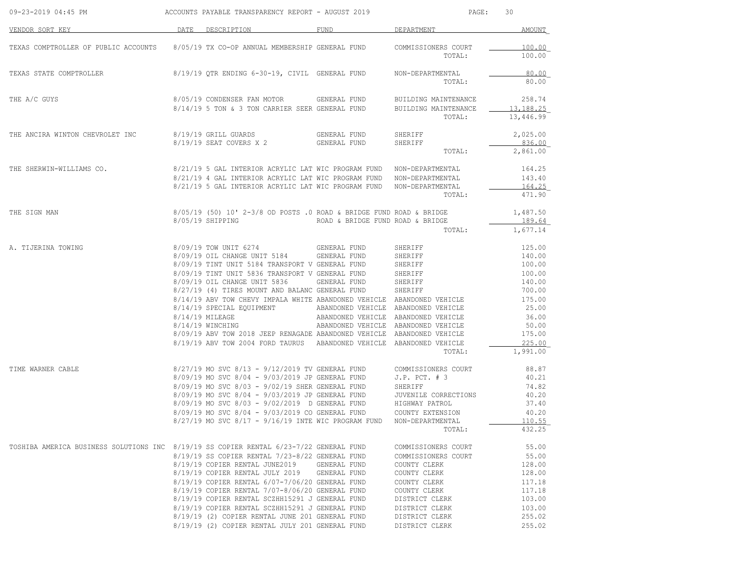| VENDOR SORT KEY | DATE | DESCRIPTION | FUND | DEPARTMENT | AMOUNT |
|---|---|---|---|---|---|
| TEXAS COMPTROLLER OF PUBLIC ACCOUNTS | 8/05/19 | TX CO-OP ANNUAL MEMBERSHIP | GENERAL FUND | COMMISSIONERS COURT | 100.00 |
| | | | | TOTAL: | 100.00 |
| TEXAS STATE COMPTROLLER | 8/19/19 | QTR ENDING 6-30-19, CIVIL | GENERAL FUND | NON-DEPARTMENTAL | 80.00 |
| | | | | TOTAL: | 80.00 |
| THE A/C GUYS | 8/05/19 | CONDENSER FAN MOTOR | GENERAL FUND | BUILDING MAINTENANCE | 258.74 |
| | 8/14/19 | 5 TON & 3 TON CARRIER SEER | GENERAL FUND | BUILDING MAINTENANCE | 13,188.25 |
| | | | | TOTAL: | 13,446.99 |
| THE ANCIRA WINTON CHEVROLET INC | 8/19/19 | GRILL GUARDS | GENERAL FUND | SHERIFF | 2,025.00 |
| | 8/19/19 | SEAT COVERS X 2 | GENERAL FUND | SHERIFF | 836.00 |
| | | | | TOTAL: | 2,861.00 |
| THE SHERWIN-WILLIAMS CO. | 8/21/19 | 5 GAL INTERIOR ACRYLIC LAT | WIC PROGRAM FUND | NON-DEPARTMENTAL | 164.25 |
| | 8/21/19 | 4 GAL INTERIOR ACRYLIC LAT | WIC PROGRAM FUND | NON-DEPARTMENTAL | 143.40 |
| | 8/21/19 | 5 GAL INTERIOR ACRYLIC LAT | WIC PROGRAM FUND | NON-DEPARTMENTAL | 164.25 |
| | | | | TOTAL: | 471.90 |
| THE SIGN MAN | 8/05/19 | (50) 10' 2-3/8 OD POSTS .0 | ROAD & BRIDGE FUND | ROAD & BRIDGE | 1,487.50 |
| | 8/05/19 | SHIPPING | ROAD & BRIDGE FUND | ROAD & BRIDGE | 189.64 |
| | | | | TOTAL: | 1,677.14 |
| A. TIJERINA TOWING | 8/09/19 | TOW UNIT 6274 | GENERAL FUND | SHERIFF | 125.00 |
| | 8/09/19 | OIL CHANGE UNIT 5184 | GENERAL FUND | SHERIFF | 140.00 |
| | 8/09/19 | TINT UNIT 5184 TRANSPORT V | GENERAL FUND | SHERIFF | 100.00 |
| | 8/09/19 | TINT UNIT 5836 TRANSPORT V | GENERAL FUND | SHERIFF | 100.00 |
| | 8/09/19 | OIL CHANGE UNIT 5836 | GENERAL FUND | SHERIFF | 140.00 |
| | 8/27/19 | (4) TIRES MOUNT AND BALANC | GENERAL FUND | SHERIFF | 700.00 |
| | 8/14/19 | ABV TOW CHEVY IMPALA WHITE | ABANDONED VEHICLE | ABANDONED VEHICLE | 175.00 |
| | 8/14/19 | SPECIAL EQUIPMENT | ABANDONED VEHICLE | ABANDONED VEHICLE | 25.00 |
| | 8/14/19 | MILEAGE | ABANDONED VEHICLE | ABANDONED VEHICLE | 36.00 |
| | 8/14/19 | WINCHING | ABANDONED VEHICLE | ABANDONED VEHICLE | 50.00 |
| | 8/09/19 | ABV TOW 2018 JEEP RENAGADE | ABANDONED VEHICLE | ABANDONED VEHICLE | 175.00 |
| | 8/19/19 | ABV TOW 2004 FORD TAURUS | ABANDONED VEHICLE | ABANDONED VEHICLE | 225.00 |
| | | | | TOTAL: | 1,991.00 |
| TIME WARNER CABLE | 8/27/19 | MO SVC 8/13 - 9/12/2019 TV | GENERAL FUND | COMMISSIONERS COURT | 88.87 |
| | 8/09/19 | MO SVC 8/04 - 9/03/2019 JP | GENERAL FUND | J.P. PCT. # 3 | 40.21 |
| | 8/09/19 | MO SVC 8/03 - 9/02/19 SHER | GENERAL FUND | SHERIFF | 74.82 |
| | 8/09/19 | MO SVC 8/04 - 9/03/2019 JP | GENERAL FUND | JUVENILE CORRECTIONS | 40.20 |
| | 8/09/19 | MO SVC 8/03 - 9/02/2019 D | GENERAL FUND | HIGHWAY PATROL | 37.40 |
| | 8/09/19 | MO SVC 8/04 - 9/03/2019 CO | GENERAL FUND | COUNTY EXTENSION | 40.20 |
| | 8/27/19 | MO SVC 8/17 - 9/16/19 INTE | WIC PROGRAM FUND | NON-DEPARTMENTAL | 110.55 |
| | | | | TOTAL: | 432.25 |
| TOSHIBA AMERICA BUSINESS SOLUTIONS INC | 8/19/19 | SS COPIER RENTAL 6/23-7/22 | GENERAL FUND | COMMISSIONERS COURT | 55.00 |
| | 8/19/19 | SS COPIER RENTAL 7/23-8/22 | GENERAL FUND | COMMISSIONERS COURT | 55.00 |
| | 8/19/19 | COPIER RENTAL JUNE2019 | GENERAL FUND | COUNTY CLERK | 128.00 |
| | 8/19/19 | COPIER RENTAL JULY 2019 | GENERAL FUND | COUNTY CLERK | 128.00 |
| | 8/19/19 | COPIER RENTAL 6/07-7/06/20 | GENERAL FUND | COUNTY CLERK | 117.18 |
| | 8/19/19 | COPIER RENTAL 7/07-8/06/20 | GENERAL FUND | COUNTY CLERK | 117.18 |
| | 8/19/19 | COPIER RENTAL SCZHH15291 J | GENERAL FUND | DISTRICT CLERK | 103.00 |
| | 8/19/19 | COPIER RENTAL SCZHH15291 J | GENERAL FUND | DISTRICT CLERK | 103.00 |
| | 8/19/19 | (2) COPIER RENTAL JUNE 201 | GENERAL FUND | DISTRICT CLERK | 255.02 |
| | 8/19/19 | (2) COPIER RENTAL JULY 201 | GENERAL FUND | DISTRICT CLERK | 255.02 |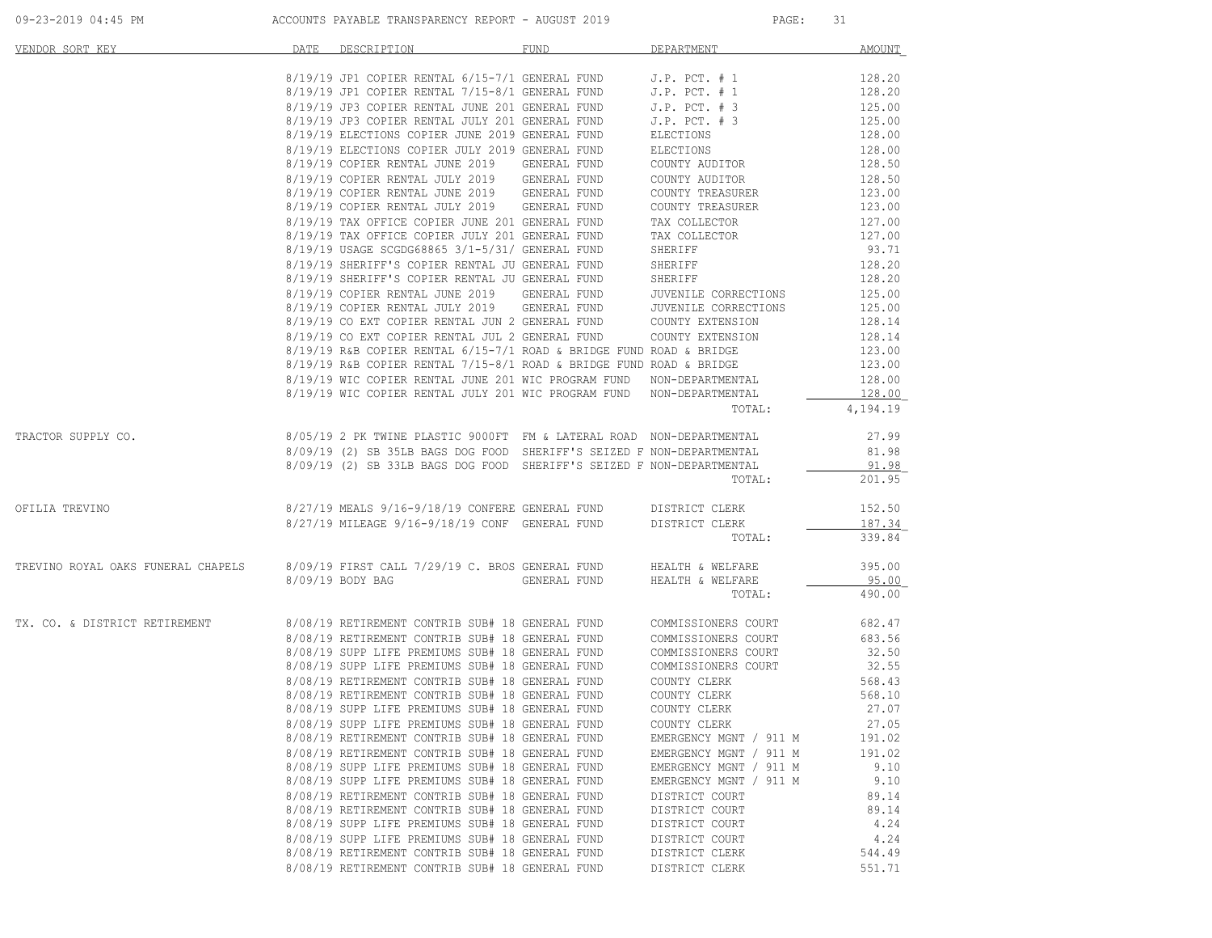ACCOUNTS PAYABLE TRANSPARENCY REPORT - AUGUST 2019

| VENDOR SORT KEY | DATE | DESCRIPTION | FUND | DEPARTMENT | AMOUNT |
|---|---|---|---|---|---|
| | 8/19/19 | JP1 COPIER RENTAL 6/15-7/1 | GENERAL FUND | J.P. PCT. # 1 | 128.20 |
| | 8/19/19 | JP1 COPIER RENTAL 7/15-8/1 | GENERAL FUND | J.P. PCT. # 1 | 128.20 |
| | 8/19/19 | JP3 COPIER RENTAL JUNE 201 | GENERAL FUND | J.P. PCT. # 3 | 125.00 |
| | 8/19/19 | JP3 COPIER RENTAL JULY 201 | GENERAL FUND | J.P. PCT. # 3 | 125.00 |
| | 8/19/19 | ELECTIONS COPIER JUNE 2019 | GENERAL FUND | ELECTIONS | 128.00 |
| | 8/19/19 | ELECTIONS COPIER JULY 2019 | GENERAL FUND | ELECTIONS | 128.00 |
| | 8/19/19 | COPIER RENTAL JUNE 2019 | GENERAL FUND | COUNTY AUDITOR | 128.50 |
| | 8/19/19 | COPIER RENTAL JULY 2019 | GENERAL FUND | COUNTY AUDITOR | 128.50 |
| | 8/19/19 | COPIER RENTAL JUNE 2019 | GENERAL FUND | COUNTY TREASURER | 123.00 |
| | 8/19/19 | COPIER RENTAL JULY 2019 | GENERAL FUND | COUNTY TREASURER | 123.00 |
| | 8/19/19 | TAX OFFICE COPIER JUNE 201 | GENERAL FUND | TAX COLLECTOR | 127.00 |
| | 8/19/19 | TAX OFFICE COPIER JULY 201 | GENERAL FUND | TAX COLLECTOR | 127.00 |
| | 8/19/19 | USAGE SCGDG68865 3/1-5/31/ | GENERAL FUND | SHERIFF | 93.71 |
| | 8/19/19 | SHERIFF'S COPIER RENTAL JU | GENERAL FUND | SHERIFF | 128.20 |
| | 8/19/19 | SHERIFF'S COPIER RENTAL JU | GENERAL FUND | SHERIFF | 128.20 |
| | 8/19/19 | COPIER RENTAL JUNE 2019 | GENERAL FUND | JUVENILE CORRECTIONS | 125.00 |
| | 8/19/19 | COPIER RENTAL JULY 2019 | GENERAL FUND | JUVENILE CORRECTIONS | 125.00 |
| | 8/19/19 | CO EXT COPIER RENTAL JUN 2 | GENERAL FUND | COUNTY EXTENSION | 128.14 |
| | 8/19/19 | CO EXT COPIER RENTAL JUL 2 | GENERAL FUND | COUNTY EXTENSION | 128.14 |
| | 8/19/19 | R&B COPIER RENTAL 6/15-7/1 | ROAD & BRIDGE FUND | ROAD & BRIDGE | 123.00 |
| | 8/19/19 | R&B COPIER RENTAL 7/15-8/1 | ROAD & BRIDGE FUND | ROAD & BRIDGE | 123.00 |
| | 8/19/19 | WIC COPIER RENTAL JUNE 201 | WIC PROGRAM FUND | NON-DEPARTMENTAL | 128.00 |
| | 8/19/19 | WIC COPIER RENTAL JULY 201 | WIC PROGRAM FUND | NON-DEPARTMENTAL | 128.00 |
| | | | | TOTAL: | 4,194.19 |
| TRACTOR SUPPLY CO. | 8/05/19 | 2 PK TWINE PLASTIC 9000FT | FM & LATERAL ROAD | NON-DEPARTMENTAL | 27.99 |
| | 8/09/19 | (2) SB 35LB BAGS DOG FOOD | SHERIFF'S SEIZED F | NON-DEPARTMENTAL | 81.98 |
| | 8/09/19 | (2) SB 33LB BAGS DOG FOOD | SHERIFF'S SEIZED F | NON-DEPARTMENTAL | 91.98 |
| | | | | TOTAL: | 201.95 |
| OFILIA TREVINO | 8/27/19 | MEALS 9/16-9/18/19 CONFERE | GENERAL FUND | DISTRICT CLERK | 152.50 |
| | 8/27/19 | MILEAGE 9/16-9/18/19 CONF | GENERAL FUND | DISTRICT CLERK | 187.34 |
| | | | | TOTAL: | 339.84 |
| TREVINO ROYAL OAKS FUNERAL CHAPELS | 8/09/19 | FIRST CALL 7/29/19 C. BROS | GENERAL FUND | HEALTH & WELFARE | 395.00 |
| | 8/09/19 | BODY BAG | GENERAL FUND | HEALTH & WELFARE | 95.00 |
| | | | | TOTAL: | 490.00 |
| TX. CO. & DISTRICT RETIREMENT | 8/08/19 | RETIREMENT CONTRIB SUB# 18 | GENERAL FUND | COMMISSIONERS COURT | 682.47 |
| | 8/08/19 | RETIREMENT CONTRIB SUB# 18 | GENERAL FUND | COMMISSIONERS COURT | 683.56 |
| | 8/08/19 | SUPP LIFE PREMIUMS SUB# 18 | GENERAL FUND | COMMISSIONERS COURT | 32.50 |
| | 8/08/19 | SUPP LIFE PREMIUMS SUB# 18 | GENERAL FUND | COMMISSIONERS COURT | 32.55 |
| | 8/08/19 | RETIREMENT CONTRIB SUB# 18 | GENERAL FUND | COUNTY CLERK | 568.43 |
| | 8/08/19 | RETIREMENT CONTRIB SUB# 18 | GENERAL FUND | COUNTY CLERK | 568.10 |
| | 8/08/19 | SUPP LIFE PREMIUMS SUB# 18 | GENERAL FUND | COUNTY CLERK | 27.07 |
| | 8/08/19 | SUPP LIFE PREMIUMS SUB# 18 | GENERAL FUND | COUNTY CLERK | 27.05 |
| | 8/08/19 | RETIREMENT CONTRIB SUB# 18 | GENERAL FUND | EMERGENCY MGNT / 911 M | 191.02 |
| | 8/08/19 | RETIREMENT CONTRIB SUB# 18 | GENERAL FUND | EMERGENCY MGNT / 911 M | 191.02 |
| | 8/08/19 | SUPP LIFE PREMIUMS SUB# 18 | GENERAL FUND | EMERGENCY MGNT / 911 M | 9.10 |
| | 8/08/19 | SUPP LIFE PREMIUMS SUB# 18 | GENERAL FUND | EMERGENCY MGNT / 911 M | 9.10 |
| | 8/08/19 | RETIREMENT CONTRIB SUB# 18 | GENERAL FUND | DISTRICT COURT | 89.14 |
| | 8/08/19 | RETIREMENT CONTRIB SUB# 18 | GENERAL FUND | DISTRICT COURT | 89.14 |
| | 8/08/19 | SUPP LIFE PREMIUMS SUB# 18 | GENERAL FUND | DISTRICT COURT | 4.24 |
| | 8/08/19 | SUPP LIFE PREMIUMS SUB# 18 | GENERAL FUND | DISTRICT COURT | 4.24 |
| | 8/08/19 | RETIREMENT CONTRIB SUB# 18 | GENERAL FUND | DISTRICT CLERK | 544.49 |
| | 8/08/19 | RETIREMENT CONTRIB SUB# 18 | GENERAL FUND | DISTRICT CLERK | 551.71 |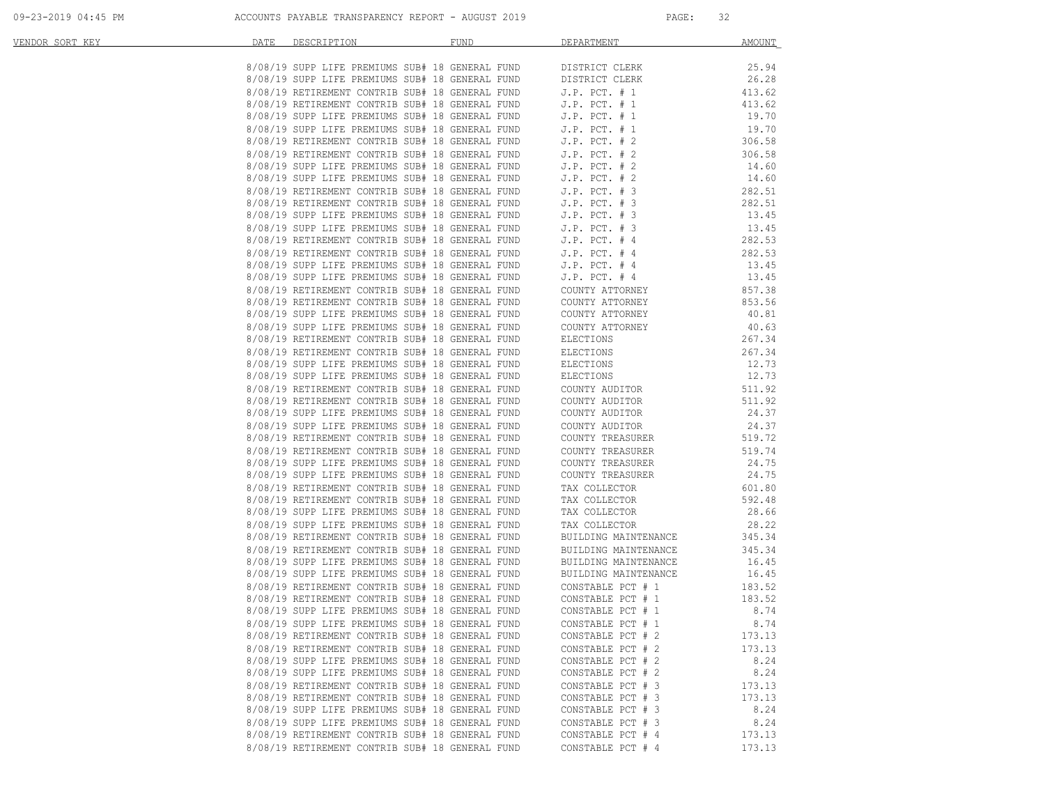| VENDOR SORT KEY | DATE | DESCRIPTION | FUND | DEPARTMENT | AMOUNT |
|---|---|---|---|---|---|
| | 8/08/19 | SUPP LIFE PREMIUMS SUB# 18 | GENERAL FUND | DISTRICT CLERK | 25.94 |
| | 8/08/19 | SUPP LIFE PREMIUMS SUB# 18 | GENERAL FUND | DISTRICT CLERK | 26.28 |
| | 8/08/19 | RETIREMENT CONTRIB SUB# 18 | GENERAL FUND | J.P. PCT. # 1 | 413.62 |
| | 8/08/19 | RETIREMENT CONTRIB SUB# 18 | GENERAL FUND | J.P. PCT. # 1 | 413.62 |
| | 8/08/19 | SUPP LIFE PREMIUMS SUB# 18 | GENERAL FUND | J.P. PCT. # 1 | 19.70 |
| | 8/08/19 | SUPP LIFE PREMIUMS SUB# 18 | GENERAL FUND | J.P. PCT. # 1 | 19.70 |
| | 8/08/19 | RETIREMENT CONTRIB SUB# 18 | GENERAL FUND | J.P. PCT. # 2 | 306.58 |
| | 8/08/19 | RETIREMENT CONTRIB SUB# 18 | GENERAL FUND | J.P. PCT. # 2 | 306.58 |
| | 8/08/19 | SUPP LIFE PREMIUMS SUB# 18 | GENERAL FUND | J.P. PCT. # 2 | 14.60 |
| | 8/08/19 | SUPP LIFE PREMIUMS SUB# 18 | GENERAL FUND | J.P. PCT. # 2 | 14.60 |
| | 8/08/19 | RETIREMENT CONTRIB SUB# 18 | GENERAL FUND | J.P. PCT. # 3 | 282.51 |
| | 8/08/19 | RETIREMENT CONTRIB SUB# 18 | GENERAL FUND | J.P. PCT. # 3 | 282.51 |
| | 8/08/19 | SUPP LIFE PREMIUMS SUB# 18 | GENERAL FUND | J.P. PCT. # 3 | 13.45 |
| | 8/08/19 | SUPP LIFE PREMIUMS SUB# 18 | GENERAL FUND | J.P. PCT. # 3 | 13.45 |
| | 8/08/19 | RETIREMENT CONTRIB SUB# 18 | GENERAL FUND | J.P. PCT. # 4 | 282.53 |
| | 8/08/19 | RETIREMENT CONTRIB SUB# 18 | GENERAL FUND | J.P. PCT. # 4 | 282.53 |
| | 8/08/19 | SUPP LIFE PREMIUMS SUB# 18 | GENERAL FUND | J.P. PCT. # 4 | 13.45 |
| | 8/08/19 | SUPP LIFE PREMIUMS SUB# 18 | GENERAL FUND | J.P. PCT. # 4 | 13.45 |
| | 8/08/19 | RETIREMENT CONTRIB SUB# 18 | GENERAL FUND | COUNTY ATTORNEY | 857.38 |
| | 8/08/19 | RETIREMENT CONTRIB SUB# 18 | GENERAL FUND | COUNTY ATTORNEY | 853.56 |
| | 8/08/19 | SUPP LIFE PREMIUMS SUB# 18 | GENERAL FUND | COUNTY ATTORNEY | 40.81 |
| | 8/08/19 | SUPP LIFE PREMIUMS SUB# 18 | GENERAL FUND | COUNTY ATTORNEY | 40.63 |
| | 8/08/19 | RETIREMENT CONTRIB SUB# 18 | GENERAL FUND | ELECTIONS | 267.34 |
| | 8/08/19 | RETIREMENT CONTRIB SUB# 18 | GENERAL FUND | ELECTIONS | 267.34 |
| | 8/08/19 | SUPP LIFE PREMIUMS SUB# 18 | GENERAL FUND | ELECTIONS | 12.73 |
| | 8/08/19 | SUPP LIFE PREMIUMS SUB# 18 | GENERAL FUND | ELECTIONS | 12.73 |
| | 8/08/19 | RETIREMENT CONTRIB SUB# 18 | GENERAL FUND | COUNTY AUDITOR | 511.92 |
| | 8/08/19 | RETIREMENT CONTRIB SUB# 18 | GENERAL FUND | COUNTY AUDITOR | 511.92 |
| | 8/08/19 | SUPP LIFE PREMIUMS SUB# 18 | GENERAL FUND | COUNTY AUDITOR | 24.37 |
| | 8/08/19 | SUPP LIFE PREMIUMS SUB# 18 | GENERAL FUND | COUNTY AUDITOR | 24.37 |
| | 8/08/19 | RETIREMENT CONTRIB SUB# 18 | GENERAL FUND | COUNTY TREASURER | 519.72 |
| | 8/08/19 | RETIREMENT CONTRIB SUB# 18 | GENERAL FUND | COUNTY TREASURER | 519.74 |
| | 8/08/19 | SUPP LIFE PREMIUMS SUB# 18 | GENERAL FUND | COUNTY TREASURER | 24.75 |
| | 8/08/19 | SUPP LIFE PREMIUMS SUB# 18 | GENERAL FUND | COUNTY TREASURER | 24.75 |
| | 8/08/19 | RETIREMENT CONTRIB SUB# 18 | GENERAL FUND | TAX COLLECTOR | 601.80 |
| | 8/08/19 | RETIREMENT CONTRIB SUB# 18 | GENERAL FUND | TAX COLLECTOR | 592.48 |
| | 8/08/19 | SUPP LIFE PREMIUMS SUB# 18 | GENERAL FUND | TAX COLLECTOR | 28.66 |
| | 8/08/19 | SUPP LIFE PREMIUMS SUB# 18 | GENERAL FUND | TAX COLLECTOR | 28.22 |
| | 8/08/19 | RETIREMENT CONTRIB SUB# 18 | GENERAL FUND | BUILDING MAINTENANCE | 345.34 |
| | 8/08/19 | RETIREMENT CONTRIB SUB# 18 | GENERAL FUND | BUILDING MAINTENANCE | 345.34 |
| | 8/08/19 | SUPP LIFE PREMIUMS SUB# 18 | GENERAL FUND | BUILDING MAINTENANCE | 16.45 |
| | 8/08/19 | SUPP LIFE PREMIUMS SUB# 18 | GENERAL FUND | BUILDING MAINTENANCE | 16.45 |
| | 8/08/19 | RETIREMENT CONTRIB SUB# 18 | GENERAL FUND | CONSTABLE PCT # 1 | 183.52 |
| | 8/08/19 | RETIREMENT CONTRIB SUB# 18 | GENERAL FUND | CONSTABLE PCT # 1 | 183.52 |
| | 8/08/19 | SUPP LIFE PREMIUMS SUB# 18 | GENERAL FUND | CONSTABLE PCT # 1 | 8.74 |
| | 8/08/19 | SUPP LIFE PREMIUMS SUB# 18 | GENERAL FUND | CONSTABLE PCT # 1 | 8.74 |
| | 8/08/19 | RETIREMENT CONTRIB SUB# 18 | GENERAL FUND | CONSTABLE PCT # 2 | 173.13 |
| | 8/08/19 | RETIREMENT CONTRIB SUB# 18 | GENERAL FUND | CONSTABLE PCT # 2 | 173.13 |
| | 8/08/19 | SUPP LIFE PREMIUMS SUB# 18 | GENERAL FUND | CONSTABLE PCT # 2 | 8.24 |
| | 8/08/19 | SUPP LIFE PREMIUMS SUB# 18 | GENERAL FUND | CONSTABLE PCT # 2 | 8.24 |
| | 8/08/19 | RETIREMENT CONTRIB SUB# 18 | GENERAL FUND | CONSTABLE PCT # 3 | 173.13 |
| | 8/08/19 | RETIREMENT CONTRIB SUB# 18 | GENERAL FUND | CONSTABLE PCT # 3 | 173.13 |
| | 8/08/19 | SUPP LIFE PREMIUMS SUB# 18 | GENERAL FUND | CONSTABLE PCT # 3 | 8.24 |
| | 8/08/19 | SUPP LIFE PREMIUMS SUB# 18 | GENERAL FUND | CONSTABLE PCT # 3 | 8.24 |
| | 8/08/19 | RETIREMENT CONTRIB SUB# 18 | GENERAL FUND | CONSTABLE PCT # 4 | 173.13 |
| | 8/08/19 | RETIREMENT CONTRIB SUB# 18 | GENERAL FUND | CONSTABLE PCT # 4 | 173.13 |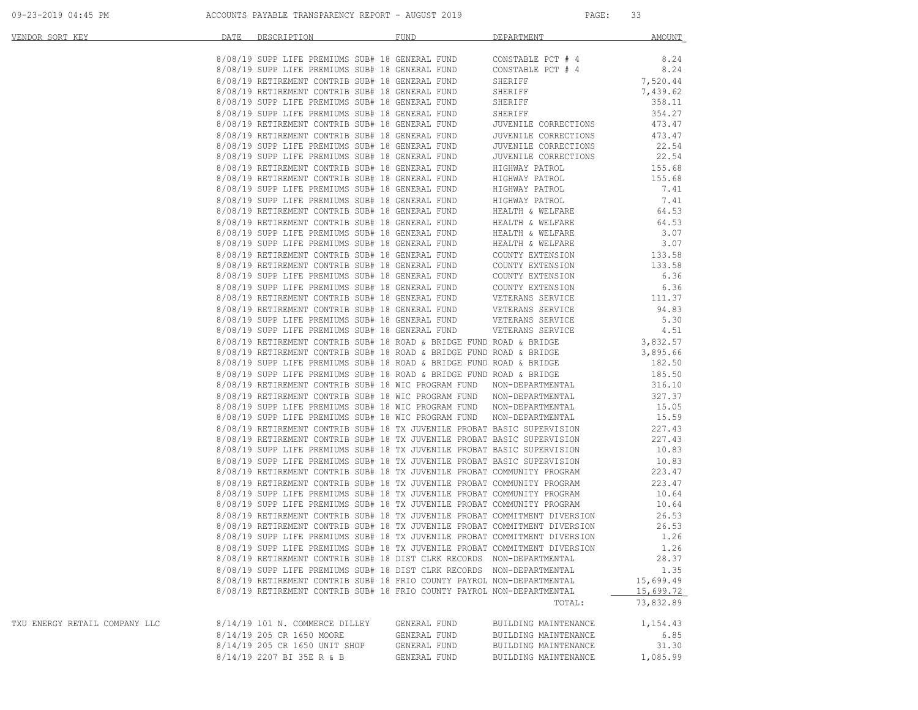| VENDOR SORT KEY | DATE | DESCRIPTION | FUND | DEPARTMENT | AMOUNT |
|---|---|---|---|---|---|
| | 8/08/19 | SUPP LIFE PREMIUMS SUB# 18 | GENERAL FUND | CONSTABLE PCT # 4 | 8.24 |
| | 8/08/19 | SUPP LIFE PREMIUMS SUB# 18 | GENERAL FUND | CONSTABLE PCT # 4 | 8.24 |
| | 8/08/19 | RETIREMENT CONTRIB SUB# 18 | GENERAL FUND | SHERIFF | 7,520.44 |
| | 8/08/19 | RETIREMENT CONTRIB SUB# 18 | GENERAL FUND | SHERIFF | 7,439.62 |
| | 8/08/19 | SUPP LIFE PREMIUMS SUB# 18 | GENERAL FUND | SHERIFF | 358.11 |
| | 8/08/19 | SUPP LIFE PREMIUMS SUB# 18 | GENERAL FUND | SHERIFF | 354.27 |
| | 8/08/19 | RETIREMENT CONTRIB SUB# 18 | GENERAL FUND | JUVENILE CORRECTIONS | 473.47 |
| | 8/08/19 | RETIREMENT CONTRIB SUB# 18 | GENERAL FUND | JUVENILE CORRECTIONS | 473.47 |
| | 8/08/19 | SUPP LIFE PREMIUMS SUB# 18 | GENERAL FUND | JUVENILE CORRECTIONS | 22.54 |
| | 8/08/19 | SUPP LIFE PREMIUMS SUB# 18 | GENERAL FUND | JUVENILE CORRECTIONS | 22.54 |
| | 8/08/19 | RETIREMENT CONTRIB SUB# 18 | GENERAL FUND | HIGHWAY PATROL | 155.68 |
| | 8/08/19 | RETIREMENT CONTRIB SUB# 18 | GENERAL FUND | HIGHWAY PATROL | 155.68 |
| | 8/08/19 | SUPP LIFE PREMIUMS SUB# 18 | GENERAL FUND | HIGHWAY PATROL | 7.41 |
| | 8/08/19 | SUPP LIFE PREMIUMS SUB# 18 | GENERAL FUND | HIGHWAY PATROL | 7.41 |
| | 8/08/19 | RETIREMENT CONTRIB SUB# 18 | GENERAL FUND | HEALTH & WELFARE | 64.53 |
| | 8/08/19 | RETIREMENT CONTRIB SUB# 18 | GENERAL FUND | HEALTH & WELFARE | 64.53 |
| | 8/08/19 | SUPP LIFE PREMIUMS SUB# 18 | GENERAL FUND | HEALTH & WELFARE | 3.07 |
| | 8/08/19 | SUPP LIFE PREMIUMS SUB# 18 | GENERAL FUND | HEALTH & WELFARE | 3.07 |
| | 8/08/19 | RETIREMENT CONTRIB SUB# 18 | GENERAL FUND | COUNTY EXTENSION | 133.58 |
| | 8/08/19 | RETIREMENT CONTRIB SUB# 18 | GENERAL FUND | COUNTY EXTENSION | 133.58 |
| | 8/08/19 | SUPP LIFE PREMIUMS SUB# 18 | GENERAL FUND | COUNTY EXTENSION | 6.36 |
| | 8/08/19 | SUPP LIFE PREMIUMS SUB# 18 | GENERAL FUND | COUNTY EXTENSION | 6.36 |
| | 8/08/19 | RETIREMENT CONTRIB SUB# 18 | GENERAL FUND | VETERANS SERVICE | 111.37 |
| | 8/08/19 | RETIREMENT CONTRIB SUB# 18 | GENERAL FUND | VETERANS SERVICE | 94.83 |
| | 8/08/19 | SUPP LIFE PREMIUMS SUB# 18 | GENERAL FUND | VETERANS SERVICE | 5.30 |
| | 8/08/19 | SUPP LIFE PREMIUMS SUB# 18 | GENERAL FUND | VETERANS SERVICE | 4.51 |
| | 8/08/19 | RETIREMENT CONTRIB SUB# 18 | ROAD & BRIDGE FUND | ROAD & BRIDGE | 3,832.57 |
| | 8/08/19 | RETIREMENT CONTRIB SUB# 18 | ROAD & BRIDGE FUND | ROAD & BRIDGE | 3,895.66 |
| | 8/08/19 | SUPP LIFE PREMIUMS SUB# 18 | ROAD & BRIDGE FUND | ROAD & BRIDGE | 182.50 |
| | 8/08/19 | SUPP LIFE PREMIUMS SUB# 18 | ROAD & BRIDGE FUND | ROAD & BRIDGE | 185.50 |
| | 8/08/19 | RETIREMENT CONTRIB SUB# 18 | WIC PROGRAM FUND | NON-DEPARTMENTAL | 316.10 |
| | 8/08/19 | RETIREMENT CONTRIB SUB# 18 | WIC PROGRAM FUND | NON-DEPARTMENTAL | 327.37 |
| | 8/08/19 | SUPP LIFE PREMIUMS SUB# 18 | WIC PROGRAM FUND | NON-DEPARTMENTAL | 15.05 |
| | 8/08/19 | SUPP LIFE PREMIUMS SUB# 18 | WIC PROGRAM FUND | NON-DEPARTMENTAL | 15.59 |
| | 8/08/19 | RETIREMENT CONTRIB SUB# 18 | TX JUVENILE PROBAT | BASIC SUPERVISION | 227.43 |
| | 8/08/19 | RETIREMENT CONTRIB SUB# 18 | TX JUVENILE PROBAT | BASIC SUPERVISION | 227.43 |
| | 8/08/19 | SUPP LIFE PREMIUMS SUB# 18 | TX JUVENILE PROBAT | BASIC SUPERVISION | 10.83 |
| | 8/08/19 | SUPP LIFE PREMIUMS SUB# 18 | TX JUVENILE PROBAT | BASIC SUPERVISION | 10.83 |
| | 8/08/19 | RETIREMENT CONTRIB SUB# 18 | TX JUVENILE PROBAT | COMMUNITY PROGRAM | 223.47 |
| | 8/08/19 | RETIREMENT CONTRIB SUB# 18 | TX JUVENILE PROBAT | COMMUNITY PROGRAM | 223.47 |
| | 8/08/19 | SUPP LIFE PREMIUMS SUB# 18 | TX JUVENILE PROBAT | COMMUNITY PROGRAM | 10.64 |
| | 8/08/19 | SUPP LIFE PREMIUMS SUB# 18 | TX JUVENILE PROBAT | COMMUNITY PROGRAM | 10.64 |
| | 8/08/19 | RETIREMENT CONTRIB SUB# 18 | TX JUVENILE PROBAT | COMMITMENT DIVERSION | 26.53 |
| | 8/08/19 | RETIREMENT CONTRIB SUB# 18 | TX JUVENILE PROBAT | COMMITMENT DIVERSION | 26.53 |
| | 8/08/19 | SUPP LIFE PREMIUMS SUB# 18 | TX JUVENILE PROBAT | COMMITMENT DIVERSION | 1.26 |
| | 8/08/19 | SUPP LIFE PREMIUMS SUB# 18 | TX JUVENILE PROBAT | COMMITMENT DIVERSION | 1.26 |
| | 8/08/19 | RETIREMENT CONTRIB SUB# 18 | DIST CLRK RECORDS | NON-DEPARTMENTAL | 28.37 |
| | 8/08/19 | SUPP LIFE PREMIUMS SUB# 18 | DIST CLRK RECORDS | NON-DEPARTMENTAL | 1.35 |
| | 8/08/19 | RETIREMENT CONTRIB SUB# 18 | FRIO COUNTY PAYROL | NON-DEPARTMENTAL | 15,699.49 |
| | 8/08/19 | RETIREMENT CONTRIB SUB# 18 | FRIO COUNTY PAYROL | NON-DEPARTMENTAL | 15,699.72 |
| | | | | TOTAL: | 73,832.89 |
| TXU ENERGY RETAIL COMPANY LLC | 8/14/19 | 101 N. COMMERCE DILLEY | GENERAL FUND | BUILDING MAINTENANCE | 1,154.43 |
| | 8/14/19 | 205 CR 1650 MOORE | GENERAL FUND | BUILDING MAINTENANCE | 6.85 |
| | 8/14/19 | 205 CR 1650 UNIT SHOP | GENERAL FUND | BUILDING MAINTENANCE | 31.30 |
| | 8/14/19 | 2207 BI 35E R & B | GENERAL FUND | BUILDING MAINTENANCE | 1,085.99 |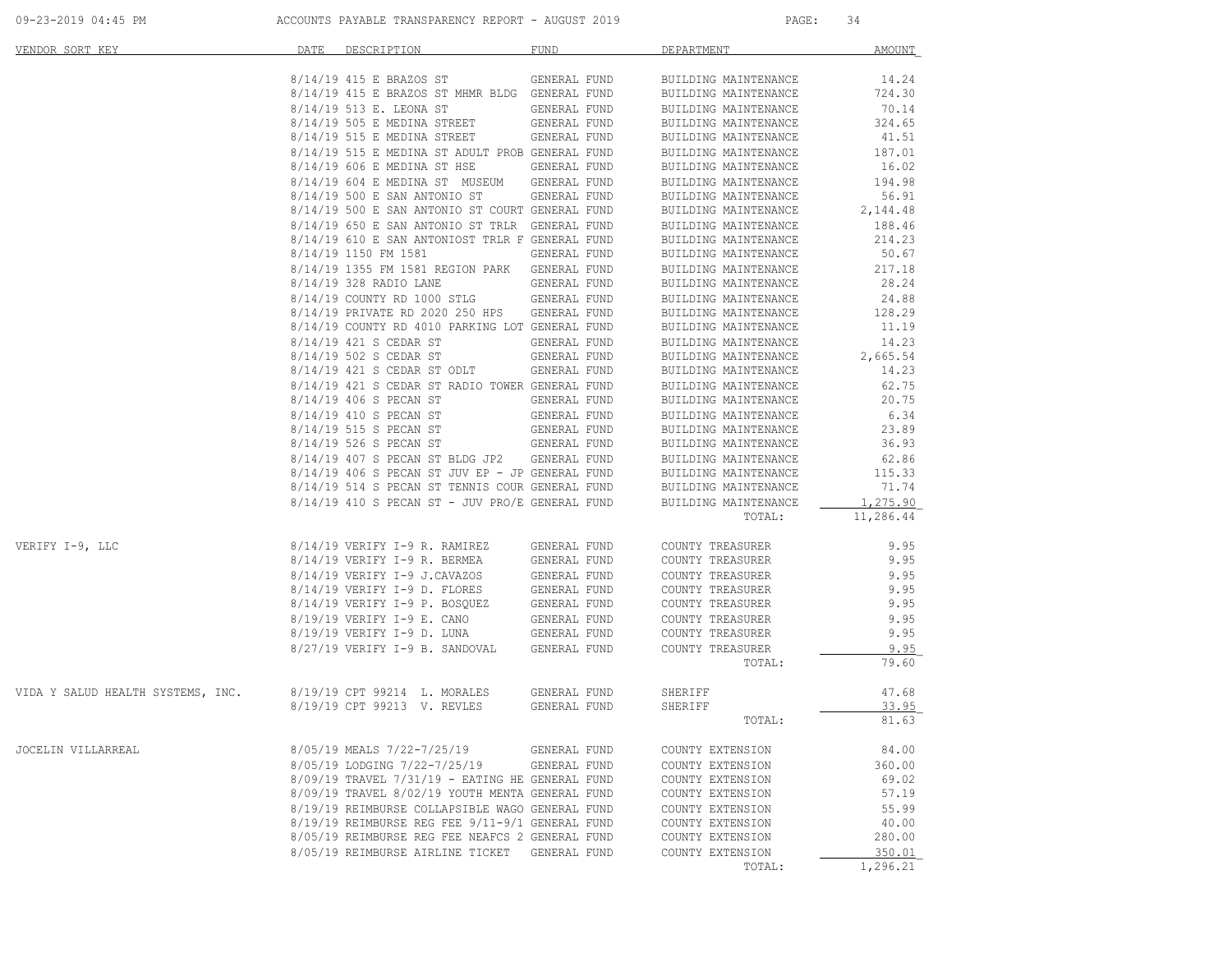| VENDOR SORT KEY | DATE | DESCRIPTION | FUND | DEPARTMENT | AMOUNT |
|---|---|---|---|---|---|
| | 8/14/19 | 415 E BRAZOS ST | GENERAL FUND | BUILDING MAINTENANCE | 14.24 |
| | 8/14/19 | 415 E BRAZOS ST MHMR BLDG | GENERAL FUND | BUILDING MAINTENANCE | 724.30 |
| | 8/14/19 | 513 E. LEONA ST | GENERAL FUND | BUILDING MAINTENANCE | 70.14 |
| | 8/14/19 | 505 E MEDINA STREET | GENERAL FUND | BUILDING MAINTENANCE | 324.65 |
| | 8/14/19 | 515 E MEDINA STREET | GENERAL FUND | BUILDING MAINTENANCE | 41.51 |
| | 8/14/19 | 515 E MEDINA ST ADULT PROB | GENERAL FUND | BUILDING MAINTENANCE | 187.01 |
| | 8/14/19 | 606 E MEDINA ST HSE | GENERAL FUND | BUILDING MAINTENANCE | 16.02 |
| | 8/14/19 | 604 E MEDINA ST MUSEUM | GENERAL FUND | BUILDING MAINTENANCE | 194.98 |
| | 8/14/19 | 500 E SAN ANTONIO ST | GENERAL FUND | BUILDING MAINTENANCE | 56.91 |
| | 8/14/19 | 500 E SAN ANTONIO ST COURT | GENERAL FUND | BUILDING MAINTENANCE | 2,144.48 |
| | 8/14/19 | 650 E SAN ANTONIO ST TRLR | GENERAL FUND | BUILDING MAINTENANCE | 188.46 |
| | 8/14/19 | 610 E SAN ANTONIOST TRLR F | GENERAL FUND | BUILDING MAINTENANCE | 214.23 |
| | 8/14/19 | 1150 FM 1581 | GENERAL FUND | BUILDING MAINTENANCE | 50.67 |
| | 8/14/19 | 1355 FM 1581 REGION PARK | GENERAL FUND | BUILDING MAINTENANCE | 217.18 |
| | 8/14/19 | 328 RADIO LANE | GENERAL FUND | BUILDING MAINTENANCE | 28.24 |
| | 8/14/19 | COUNTY RD 1000 STLG | GENERAL FUND | BUILDING MAINTENANCE | 24.88 |
| | 8/14/19 | PRIVATE RD 2020 250 HPS | GENERAL FUND | BUILDING MAINTENANCE | 128.29 |
| | 8/14/19 | COUNTY RD 4010 PARKING LOT | GENERAL FUND | BUILDING MAINTENANCE | 11.19 |
| | 8/14/19 | 421 S CEDAR ST | GENERAL FUND | BUILDING MAINTENANCE | 14.23 |
| | 8/14/19 | 502 S CEDAR ST | GENERAL FUND | BUILDING MAINTENANCE | 2,665.54 |
| | 8/14/19 | 421 S CEDAR ST ODLT | GENERAL FUND | BUILDING MAINTENANCE | 14.23 |
| | 8/14/19 | 421 S CEDAR ST RADIO TOWER | GENERAL FUND | BUILDING MAINTENANCE | 62.75 |
| | 8/14/19 | 406 S PECAN ST | GENERAL FUND | BUILDING MAINTENANCE | 20.75 |
| | 8/14/19 | 410 S PECAN ST | GENERAL FUND | BUILDING MAINTENANCE | 6.34 |
| | 8/14/19 | 515 S PECAN ST | GENERAL FUND | BUILDING MAINTENANCE | 23.89 |
| | 8/14/19 | 526 S PECAN ST | GENERAL FUND | BUILDING MAINTENANCE | 36.93 |
| | 8/14/19 | 407 S PECAN ST BLDG JP2 | GENERAL FUND | BUILDING MAINTENANCE | 62.86 |
| | 8/14/19 | 406 S PECAN ST JUV EP - JP | GENERAL FUND | BUILDING MAINTENANCE | 115.33 |
| | 8/14/19 | 514 S PECAN ST TENNIS COUR | GENERAL FUND | BUILDING MAINTENANCE | 71.74 |
| | 8/14/19 | 410 S PECAN ST - JUV PRO/E | GENERAL FUND | BUILDING MAINTENANCE | 1,275.90 |
| | | | | TOTAL: | 11,286.44 |
| VERIFY I-9, LLC | 8/14/19 | VERIFY I-9 R. RAMIREZ | GENERAL FUND | COUNTY TREASURER | 9.95 |
| | 8/14/19 | VERIFY I-9 R. BERMEA | GENERAL FUND | COUNTY TREASURER | 9.95 |
| | 8/14/19 | VERIFY I-9 J.CAVAZOS | GENERAL FUND | COUNTY TREASURER | 9.95 |
| | 8/14/19 | VERIFY I-9 D. FLORES | GENERAL FUND | COUNTY TREASURER | 9.95 |
| | 8/14/19 | VERIFY I-9 P. BOSQUEZ | GENERAL FUND | COUNTY TREASURER | 9.95 |
| | 8/19/19 | VERIFY I-9 E. CANO | GENERAL FUND | COUNTY TREASURER | 9.95 |
| | 8/19/19 | VERIFY I-9 D. LUNA | GENERAL FUND | COUNTY TREASURER | 9.95 |
| | 8/27/19 | VERIFY I-9 B. SANDOVAL | GENERAL FUND | COUNTY TREASURER | 9.95 |
| | | | | TOTAL: | 79.60 |
| VIDA Y SALUD HEALTH SYSTEMS, INC. | 8/19/19 | CPT 99214 L. MORALES | GENERAL FUND | SHERIFF | 47.68 |
| | 8/19/19 | CPT 99213 V. REVLES | GENERAL FUND | SHERIFF | 33.95 |
| | | | | TOTAL: | 81.63 |
| JOCELIN VILLARREAL | 8/05/19 | MEALS 7/22-7/25/19 | GENERAL FUND | COUNTY EXTENSION | 84.00 |
| | 8/05/19 | LODGING 7/22-7/25/19 | GENERAL FUND | COUNTY EXTENSION | 360.00 |
| | 8/09/19 | TRAVEL 7/31/19 - EATING HE | GENERAL FUND | COUNTY EXTENSION | 69.02 |
| | 8/09/19 | TRAVEL 8/02/19 YOUTH MENTA | GENERAL FUND | COUNTY EXTENSION | 57.19 |
| | 8/19/19 | REIMBURSE COLLAPSIBLE WAGO | GENERAL FUND | COUNTY EXTENSION | 55.99 |
| | 8/19/19 | REIMBURSE REG FEE 9/11-9/1 | GENERAL FUND | COUNTY EXTENSION | 40.00 |
| | 8/05/19 | REIMBURSE REG FEE NEAFCS 2 | GENERAL FUND | COUNTY EXTENSION | 280.00 |
| | 8/05/19 | REIMBURSE AIRLINE TICKET | GENERAL FUND | COUNTY EXTENSION | 350.01 |
| | | | | TOTAL: | 1,296.21 |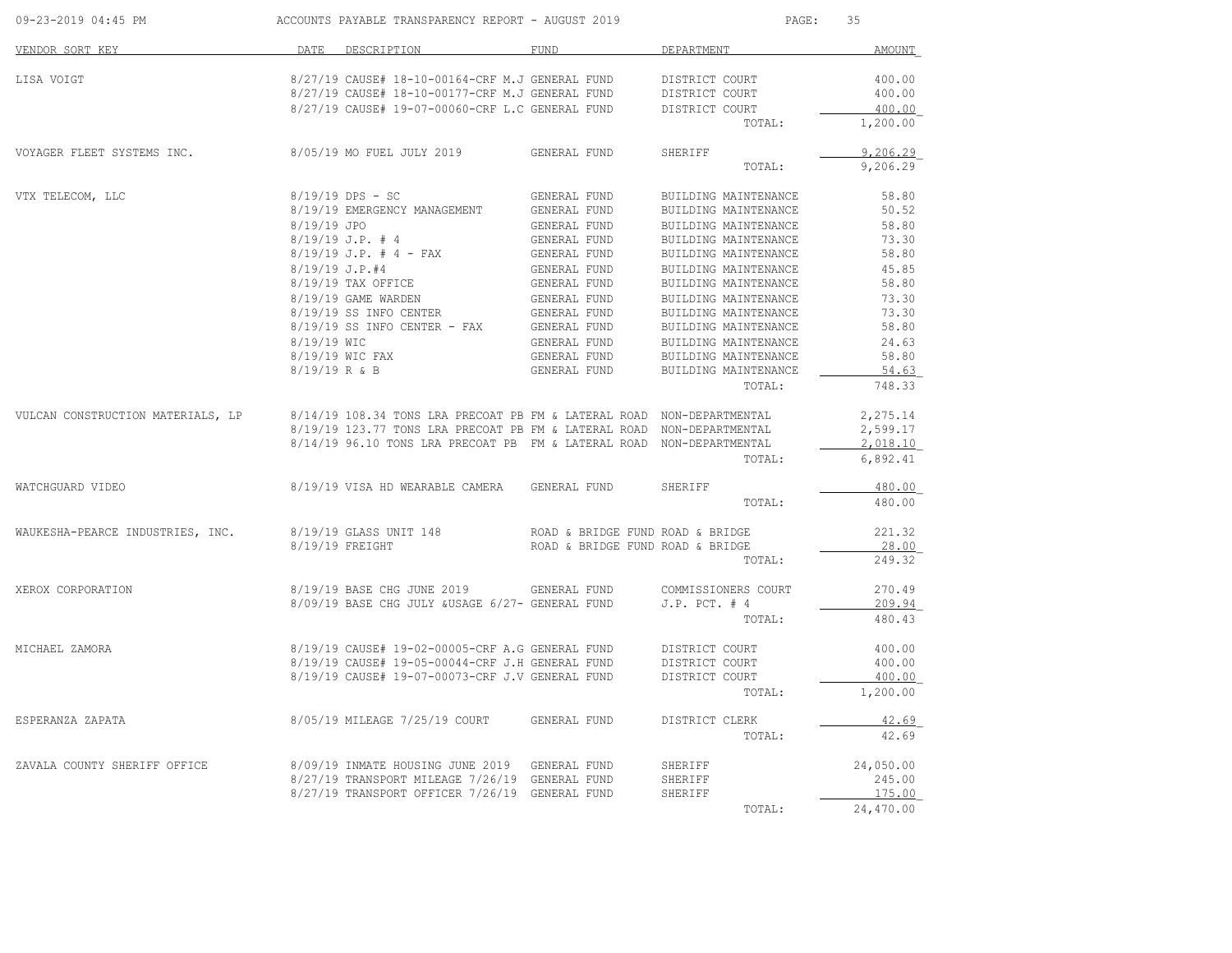| VENDOR SORT KEY | DATE | DESCRIPTION | FUND | DEPARTMENT | AMOUNT |
|---|---|---|---|---|---|
| LISA VOIGT | 8/27/19 | CAUSE# 18-10-00164-CRF M.J | GENERAL FUND | DISTRICT COURT | 400.00 |
| | 8/27/19 | CAUSE# 18-10-00177-CRF M.J | GENERAL FUND | DISTRICT COURT | 400.00 |
| | 8/27/19 | CAUSE# 19-07-00060-CRF L.C | GENERAL FUND | DISTRICT COURT | 400.00 |
| | | | | TOTAL: | 1,200.00 |
| VOYAGER FLEET SYSTEMS INC. | 8/05/19 | MO FUEL JULY 2019 | GENERAL FUND | SHERIFF | 9,206.29 |
| | | | | TOTAL: | 9,206.29 |
| VTX TELECOM, LLC | 8/19/19 | DPS - SC | GENERAL FUND | BUILDING MAINTENANCE | 58.80 |
| | 8/19/19 | EMERGENCY MANAGEMENT | GENERAL FUND | BUILDING MAINTENANCE | 50.52 |
| | 8/19/19 | JPO | GENERAL FUND | BUILDING MAINTENANCE | 58.80 |
| | 8/19/19 | J.P. # 4 | GENERAL FUND | BUILDING MAINTENANCE | 73.30 |
| | 8/19/19 | J.P. # 4 - FAX | GENERAL FUND | BUILDING MAINTENANCE | 58.80 |
| | 8/19/19 | J.P.#4 | GENERAL FUND | BUILDING MAINTENANCE | 45.85 |
| | 8/19/19 | TAX OFFICE | GENERAL FUND | BUILDING MAINTENANCE | 58.80 |
| | 8/19/19 | GAME WARDEN | GENERAL FUND | BUILDING MAINTENANCE | 73.30 |
| | 8/19/19 | SS INFO CENTER | GENERAL FUND | BUILDING MAINTENANCE | 73.30 |
| | 8/19/19 | SS INFO CENTER - FAX | GENERAL FUND | BUILDING MAINTENANCE | 58.80 |
| | 8/19/19 | WIC | GENERAL FUND | BUILDING MAINTENANCE | 24.63 |
| | 8/19/19 | WIC FAX | GENERAL FUND | BUILDING MAINTENANCE | 58.80 |
| | 8/19/19 | R & B | GENERAL FUND | BUILDING MAINTENANCE | 54.63 |
| | | | | TOTAL: | 748.33 |
| VULCAN CONSTRUCTION MATERIALS, LP | 8/14/19 | 108.34 TONS LRA PRECOAT PB | FM & LATERAL ROAD | NON-DEPARTMENTAL | 2,275.14 |
| | 8/19/19 | 123.77 TONS LRA PRECOAT PB | FM & LATERAL ROAD | NON-DEPARTMENTAL | 2,599.17 |
| | 8/14/19 | 96.10 TONS LRA PRECOAT PB | FM & LATERAL ROAD | NON-DEPARTMENTAL | 2,018.10 |
| | | | | TOTAL: | 6,892.41 |
| WATCHGUARD VIDEO | 8/19/19 | VISA HD WEARABLE CAMERA | GENERAL FUND | SHERIFF | 480.00 |
| | | | | TOTAL: | 480.00 |
| WAUKESHA-PEARCE INDUSTRIES, INC. | 8/19/19 | GLASS UNIT 148 | ROAD & BRIDGE FUND | ROAD & BRIDGE | 221.32 |
| | 8/19/19 | FREIGHT | ROAD & BRIDGE FUND | ROAD & BRIDGE | 28.00 |
| | | | | TOTAL: | 249.32 |
| XEROX CORPORATION | 8/19/19 | BASE CHG JUNE 2019 | GENERAL FUND | COMMISSIONERS COURT | 270.49 |
| | 8/09/19 | BASE CHG JULY &USAGE 6/27- | GENERAL FUND | J.P. PCT. # 4 | 209.94 |
| | | | | TOTAL: | 480.43 |
| MICHAEL ZAMORA | 8/19/19 | CAUSE# 19-02-00005-CRF A.G | GENERAL FUND | DISTRICT COURT | 400.00 |
| | 8/19/19 | CAUSE# 19-05-00044-CRF J.H | GENERAL FUND | DISTRICT COURT | 400.00 |
| | 8/19/19 | CAUSE# 19-07-00073-CRF J.V | GENERAL FUND | DISTRICT COURT | 400.00 |
| | | | | TOTAL: | 1,200.00 |
| ESPERANZA ZAPATA | 8/05/19 | MILEAGE 7/25/19 COURT | GENERAL FUND | DISTRICT CLERK | 42.69 |
| | | | | TOTAL: | 42.69 |
| ZAVALA COUNTY SHERIFF OFFICE | 8/09/19 | INMATE HOUSING JUNE 2019 | GENERAL FUND | SHERIFF | 24,050.00 |
| | 8/27/19 | TRANSPORT MILEAGE 7/26/19 | GENERAL FUND | SHERIFF | 245.00 |
| | 8/27/19 | TRANSPORT OFFICER 7/26/19 | GENERAL FUND | SHERIFF | 175.00 |
| | | | | TOTAL: | 24,470.00 |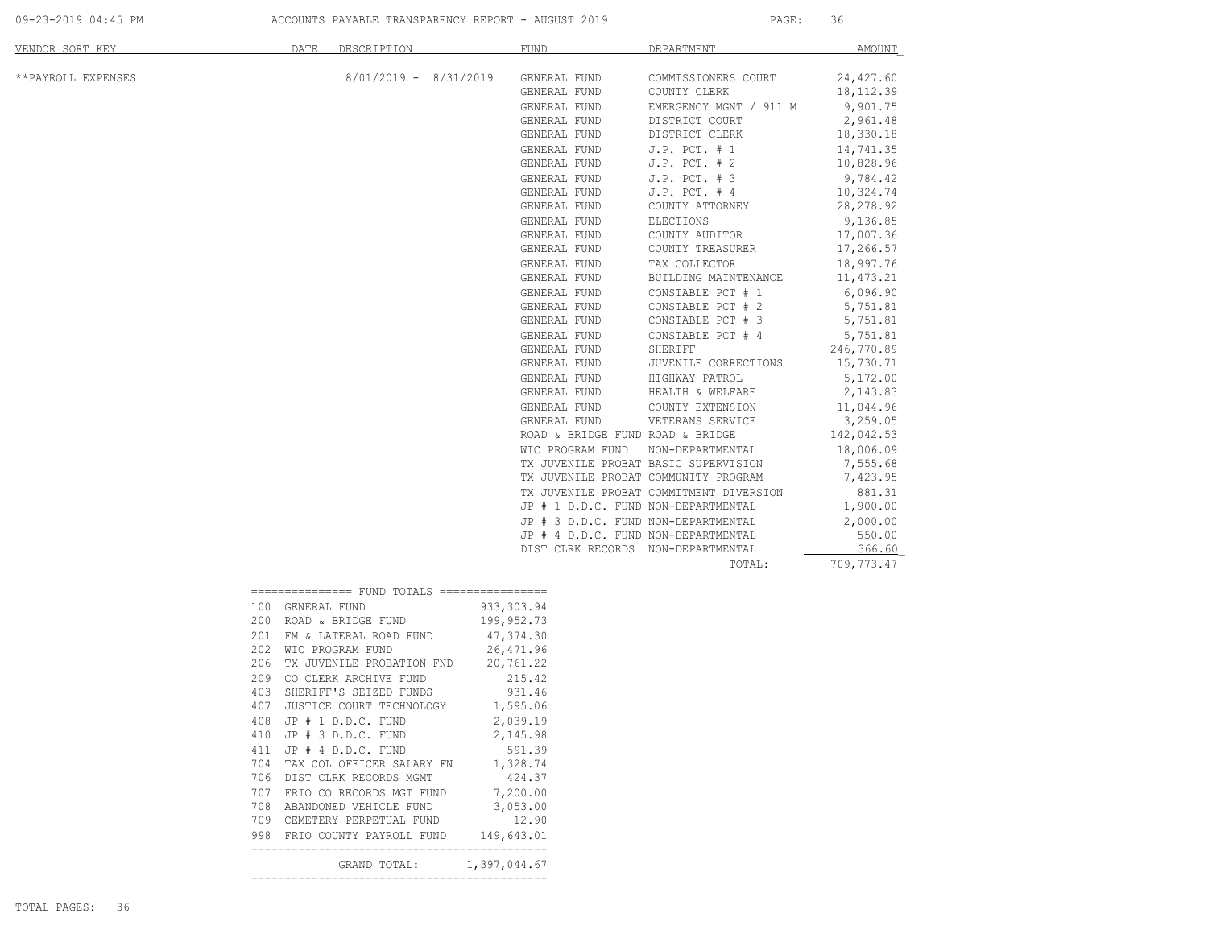| VENDOR SORT KEY | DATE | DESCRIPTION | FUND | DEPARTMENT | AMOUNT |
|---|---|---|---|---|---|
| **PAYROLL EXPENSES | | 8/01/2019 - 8/31/2019 | GENERAL FUND | COMMISSIONERS COURT | 24,427.60 |
| | | | GENERAL FUND | COUNTY CLERK | 18,112.39 |
| | | | GENERAL FUND | EMERGENCY MGNT / 911 M | 9,901.75 |
| | | | GENERAL FUND | DISTRICT COURT | 2,961.48 |
| | | | GENERAL FUND | DISTRICT CLERK | 18,330.18 |
| | | | GENERAL FUND | J.P. PCT. # 1 | 14,741.35 |
| | | | GENERAL FUND | J.P. PCT. # 2 | 10,828.96 |
| | | | GENERAL FUND | J.P. PCT. # 3 | 9,784.42 |
| | | | GENERAL FUND | J.P. PCT. # 4 | 10,324.74 |
| | | | GENERAL FUND | COUNTY ATTORNEY | 28,278.92 |
| | | | GENERAL FUND | ELECTIONS | 9,136.85 |
| | | | GENERAL FUND | COUNTY AUDITOR | 17,007.36 |
| | | | GENERAL FUND | COUNTY TREASURER | 17,266.57 |
| | | | GENERAL FUND | TAX COLLECTOR | 18,997.76 |
| | | | GENERAL FUND | BUILDING MAINTENANCE | 11,473.21 |
| | | | GENERAL FUND | CONSTABLE PCT # 1 | 6,096.90 |
| | | | GENERAL FUND | CONSTABLE PCT # 2 | 5,751.81 |
| | | | GENERAL FUND | CONSTABLE PCT # 3 | 5,751.81 |
| | | | GENERAL FUND | CONSTABLE PCT # 4 | 5,751.81 |
| | | | GENERAL FUND | SHERIFF | 246,770.89 |
| | | | GENERAL FUND | JUVENILE CORRECTIONS | 15,730.71 |
| | | | GENERAL FUND | HIGHWAY PATROL | 5,172.00 |
| | | | GENERAL FUND | HEALTH & WELFARE | 2,143.83 |
| | | | GENERAL FUND | COUNTY EXTENSION | 11,044.96 |
| | | | GENERAL FUND | VETERANS SERVICE | 3,259.05 |
| | | | ROAD & BRIDGE FUND | ROAD & BRIDGE | 142,042.53 |
| | | | WIC PROGRAM FUND | NON-DEPARTMENTAL | 18,006.09 |
| | | | TX JUVENILE PROBAT | BASIC SUPERVISION | 7,555.68 |
| | | | TX JUVENILE PROBAT | COMMUNITY PROGRAM | 7,423.95 |
| | | | TX JUVENILE PROBAT | COMMITMENT DIVERSION | 881.31 |
| | | | JP # 1 D.D.C. FUND | NON-DEPARTMENTAL | 1,900.00 |
| | | | JP # 3 D.D.C. FUND | NON-DEPARTMENTAL | 2,000.00 |
| | | | JP # 4 D.D.C. FUND | NON-DEPARTMENTAL | 550.00 |
| | | | DIST CLRK RECORDS | NON-DEPARTMENTAL | 366.60 |
| | | | | TOTAL: | 709,773.47 |

=============== FUND TOTALS ================

| | FUND | AMOUNT |
|---|---|---|
| 100 | GENERAL FUND | 933,303.94 |
| 200 | ROAD & BRIDGE FUND | 199,952.73 |
| 201 | FM & LATERAL ROAD FUND | 47,374.30 |
| 202 | WIC PROGRAM FUND | 26,471.96 |
| 206 | TX JUVENILE PROBATION FND | 20,761.22 |
| 209 | CO CLERK ARCHIVE FUND | 215.42 |
| 403 | SHERIFF'S SEIZED FUNDS | 931.46 |
| 407 | JUSTICE COURT TECHNOLOGY | 1,595.06 |
| 408 | JP # 1 D.D.C. FUND | 2,039.19 |
| 410 | JP # 3 D.D.C. FUND | 2,145.98 |
| 411 | JP # 4 D.D.C. FUND | 591.39 |
| 704 | TAX COL OFFICER SALARY FN | 1,328.74 |
| 706 | DIST CLRK RECORDS MGMT | 424.37 |
| 707 | FRIO CO RECORDS MGT FUND | 7,200.00 |
| 708 | ABANDONED VEHICLE FUND | 3,053.00 |
| 709 | CEMETERY PERPETUAL FUND | 12.90 |
| 998 | FRIO COUNTY PAYROLL FUND | 149,643.01 |
| | GRAND TOTAL: | 1,397,044.67 |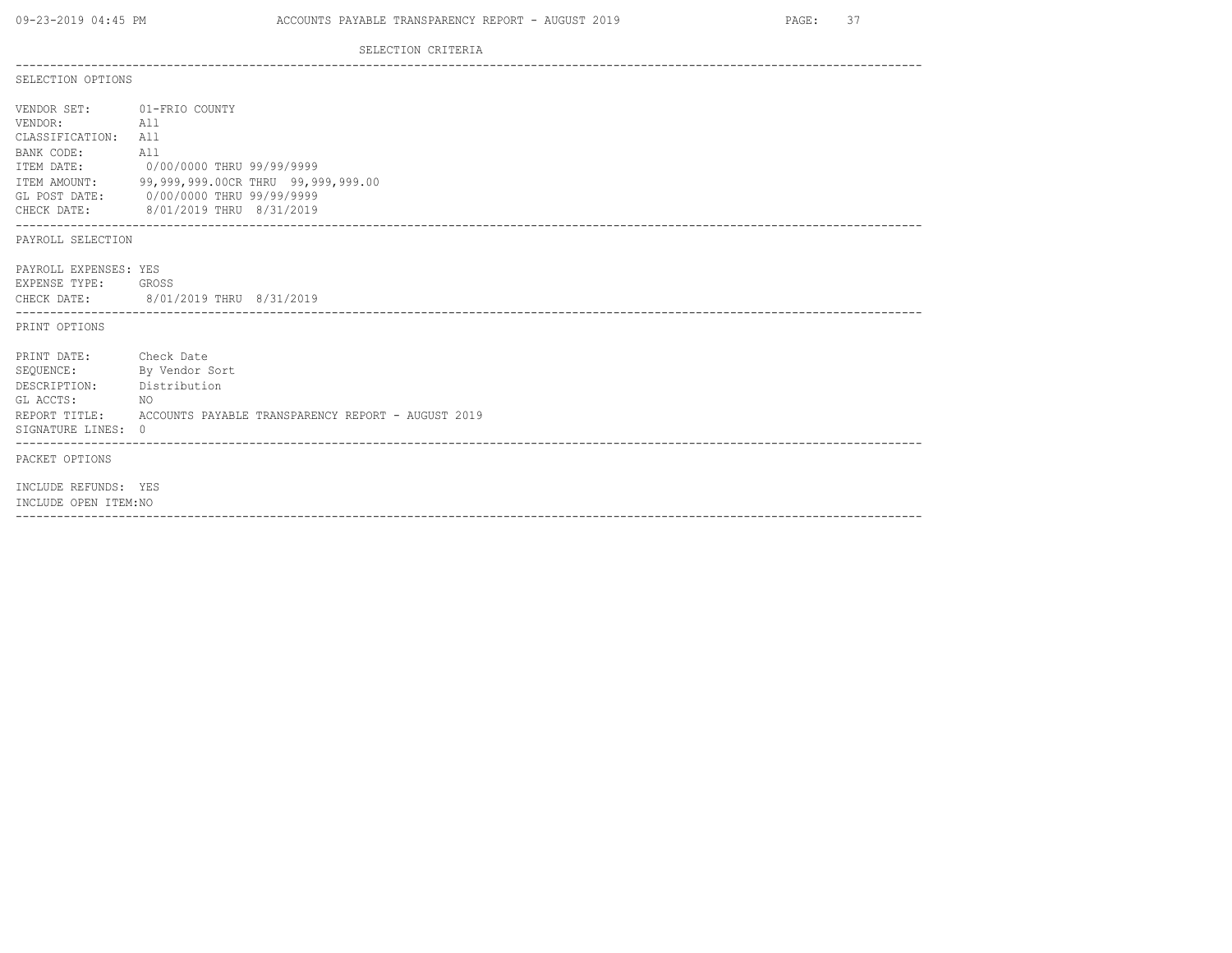## SELECTION CRITERIA

### SELECTION OPTIONS

VENDOR SET: 01-FRIO COUNTY
VENDOR: All
CLASSIFICATION: All
BANK CODE: All
ITEM DATE: 0/00/0000 THRU 99/99/9999
ITEM AMOUNT: 99,999,999.00CR THRU 99,999,999.00
GL POST DATE: 0/00/0000 THRU 99/99/9999
CHECK DATE: 8/01/2019 THRU 8/31/2019

### PAYROLL SELECTION

PAYROLL EXPENSES: YES
EXPENSE TYPE: GROSS
CHECK DATE: 8/01/2019 THRU 8/31/2019

### PRINT OPTIONS

PRINT DATE: Check Date
SEQUENCE: By Vendor Sort
DESCRIPTION: Distribution
GL ACCTS: NO
REPORT TITLE: ACCOUNTS PAYABLE TRANSPARENCY REPORT - AUGUST 2019
SIGNATURE LINES: 0

### PACKET OPTIONS

INCLUDE REFUNDS: YES
INCLUDE OPEN ITEM:NO